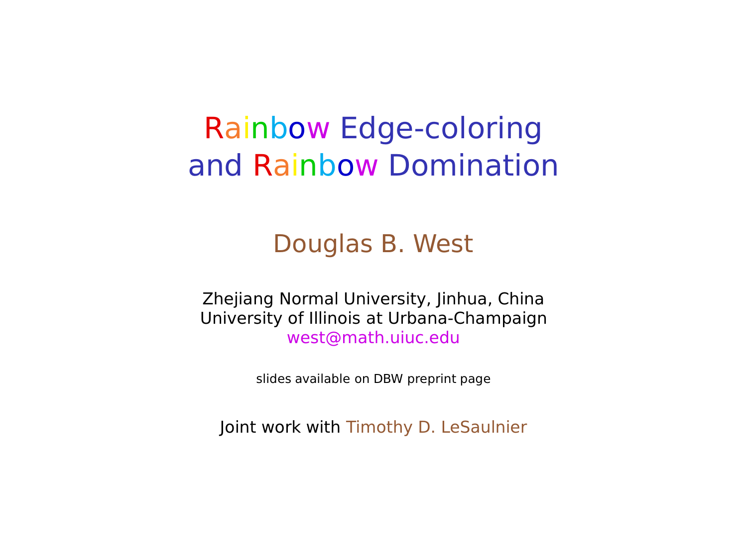# Rainbow Edge-coloring and Rainbow Domination

Douglas B. West

Zhejiang Normal University, Jinhua, China
University of Illinois at Urbana-Champaign
west@math.uiuc.edu

slides available on DBW preprint page

Joint work with Timothy D. LeSaulnier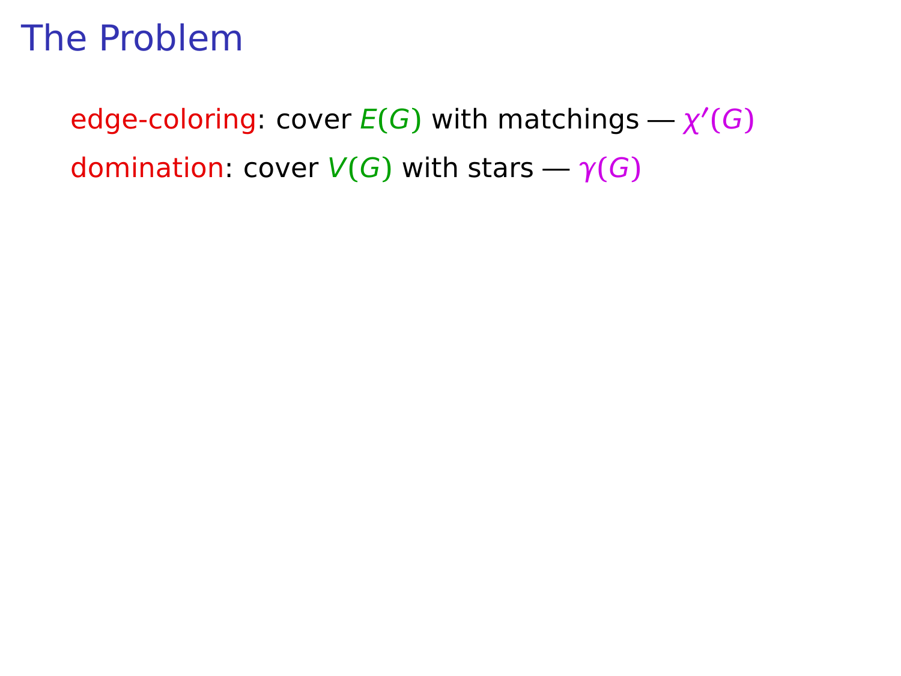# The Problem

edge-coloring: cover $E(G)$ with matchings — $\chi'(G)$

domination: cover $V(G)$ with stars — $\gamma(G)$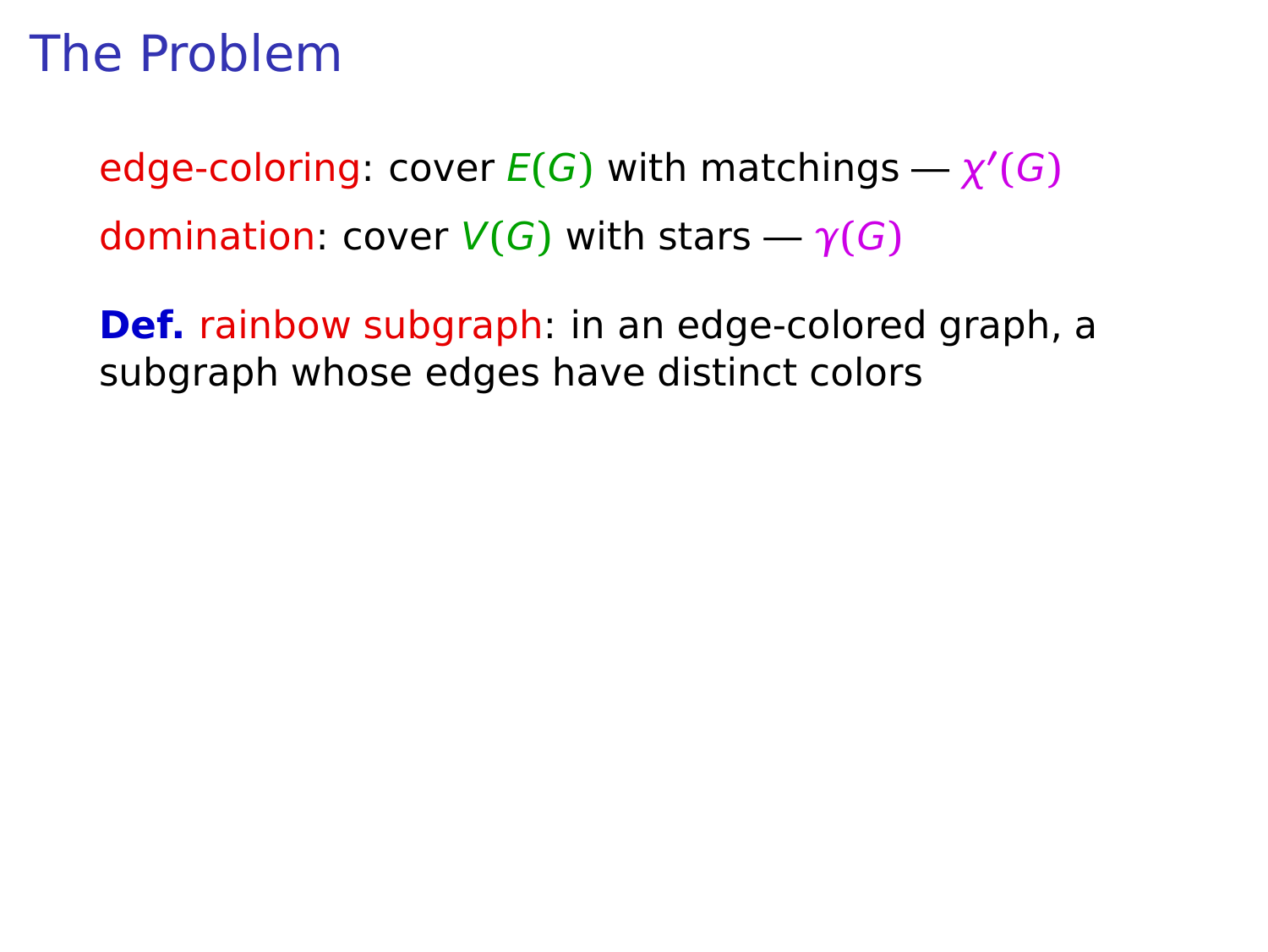# The Problem

edge-coloring: cover $E(G)$ with matchings — $\chi'(G)$

domination: cover $V(G)$ with stars — $\gamma(G)$

**Def.** rainbow subgraph: in an edge-colored graph, a subgraph whose edges have distinct colors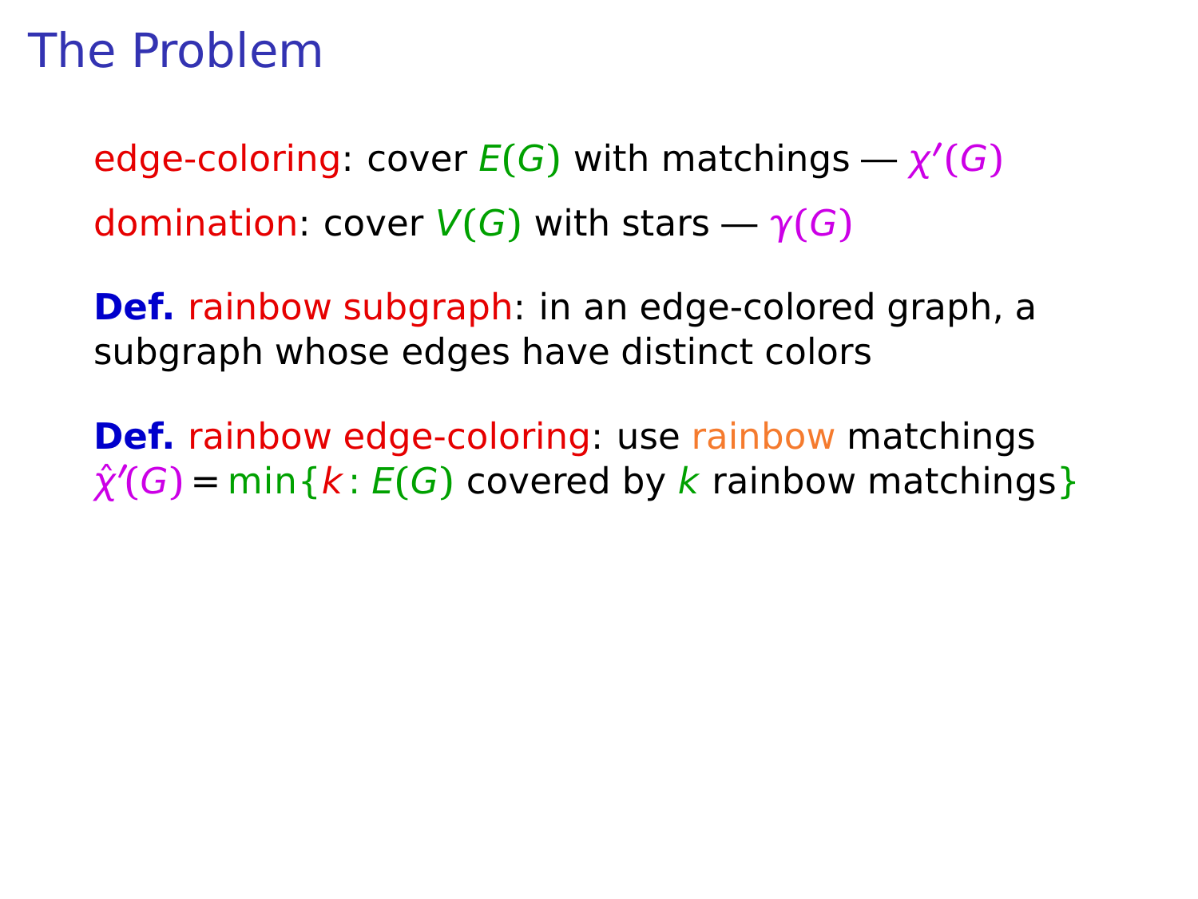# The Problem

edge-coloring: cover $E(G)$ with matchings — $\chi'(G)$

domination: cover $V(G)$ with stars — $\gamma(G)$

**Def.** rainbow subgraph: in an edge-colored graph, a subgraph whose edges have distinct colors

**Def.** rainbow edge-coloring: use rainbow matchings
$\hat{\chi}'(G) = \min\{k : E(G) \text{ covered by } k \text{ rainbow matchings}\}$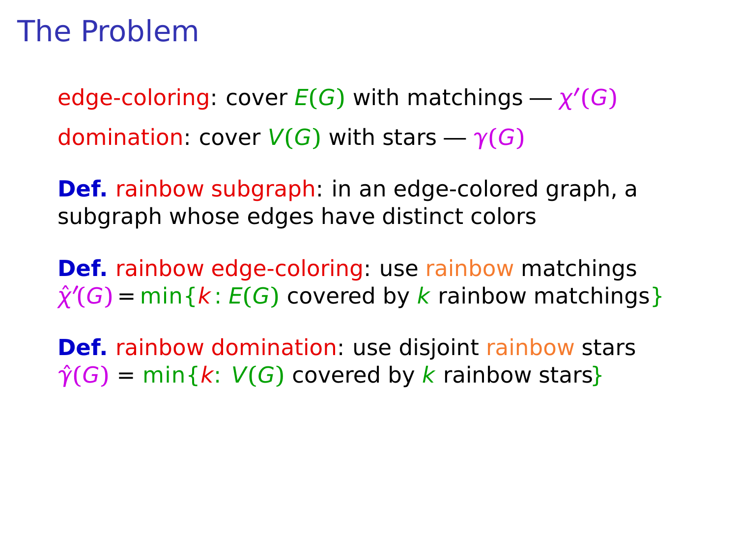# The Problem

edge-coloring: cover $E(G)$ with matchings — $\chi'(G)$

domination: cover $V(G)$ with stars — $\gamma(G)$

**Def.** rainbow subgraph: in an edge-colored graph, a subgraph whose edges have distinct colors

**Def.** rainbow edge-coloring: use rainbow matchings
$\hat{\chi}'(G) = \min\{k : E(G) \text{ covered by } k \text{ rainbow matchings}\}$

**Def.** rainbow domination: use disjoint rainbow stars
$\hat{\gamma}(G) = \min\{k\colon V(G) \text{ covered by } k \text{ rainbow stars}\}$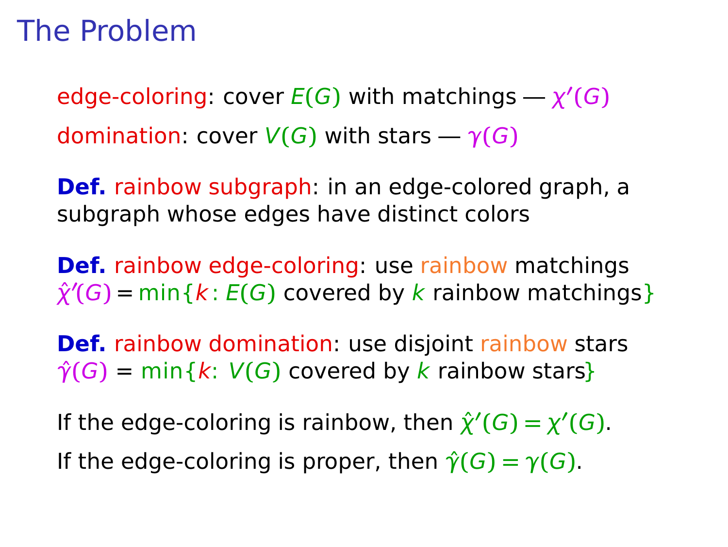# The Problem

edge-coloring: cover $E(G)$ with matchings — $\chi'(G)$

domination: cover $V(G)$ with stars — $\gamma(G)$

**Def.** rainbow subgraph: in an edge-colored graph, a subgraph whose edges have distinct colors

**Def.** rainbow edge-coloring: use rainbow matchings
$\hat{\chi}'(G) = \min\{k : E(G) \text{ covered by } k \text{ rainbow matchings}\}$

**Def.** rainbow domination: use disjoint rainbow stars
$\hat{\gamma}(G) = \min\{k \colon V(G) \text{ covered by } k \text{ rainbow stars}\}$

If the edge-coloring is rainbow, then $\hat{\chi}'(G) = \chi'(G)$.

If the edge-coloring is proper, then $\hat{\gamma}(G) = \gamma(G)$.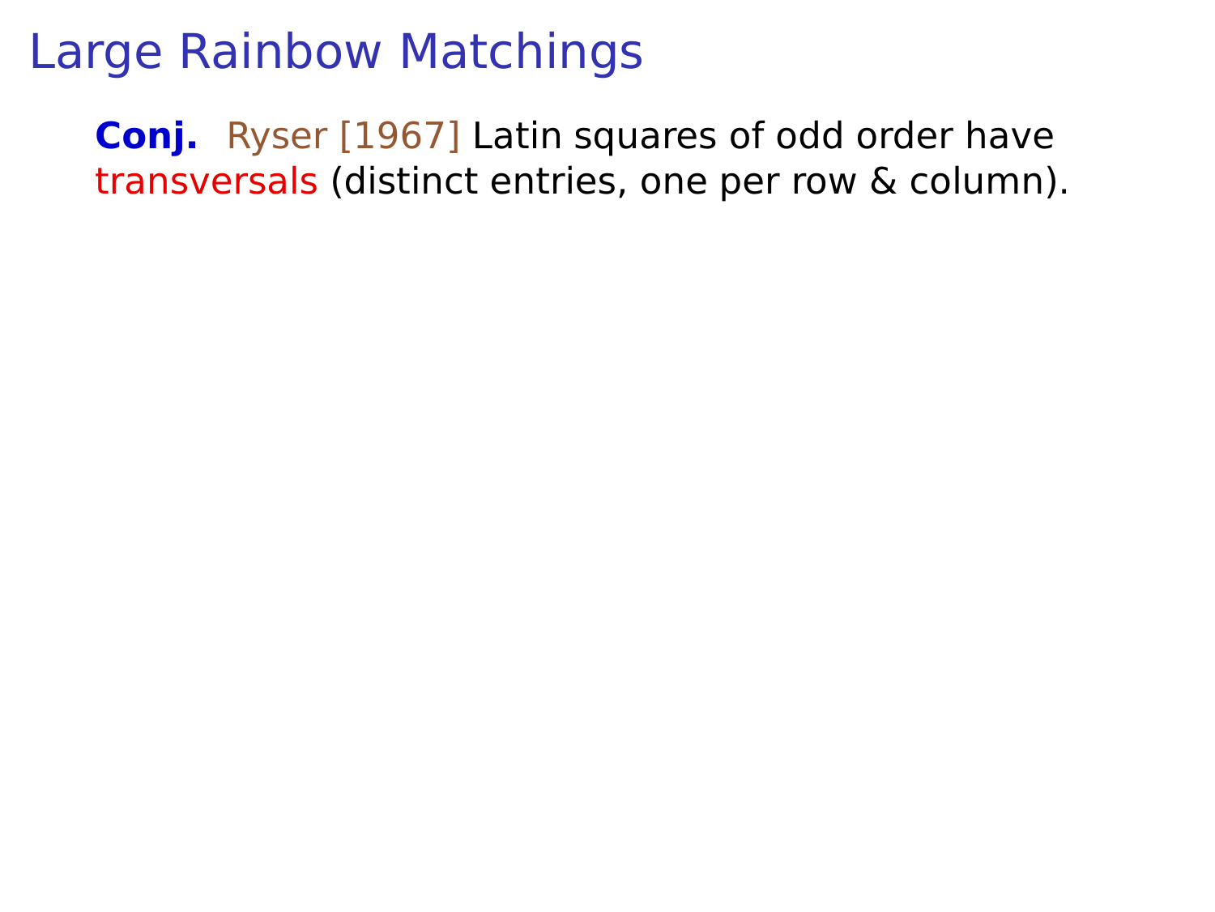# Large Rainbow Matchings

**Conj.** Ryser [1967] Latin squares of odd order have transversals (distinct entries, one per row & column).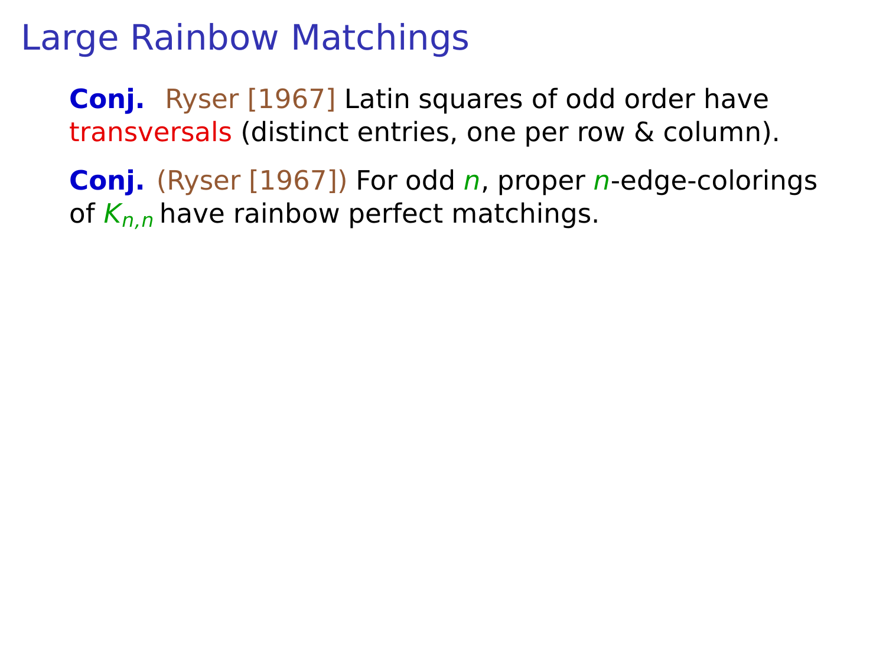# Large Rainbow Matchings

**Conj.** Ryser [1967] Latin squares of odd order have transversals (distinct entries, one per row & column).

**Conj.** (Ryser [1967]) For odd $n$, proper $n$-edge-colorings of $K_{n,n}$ have rainbow perfect matchings.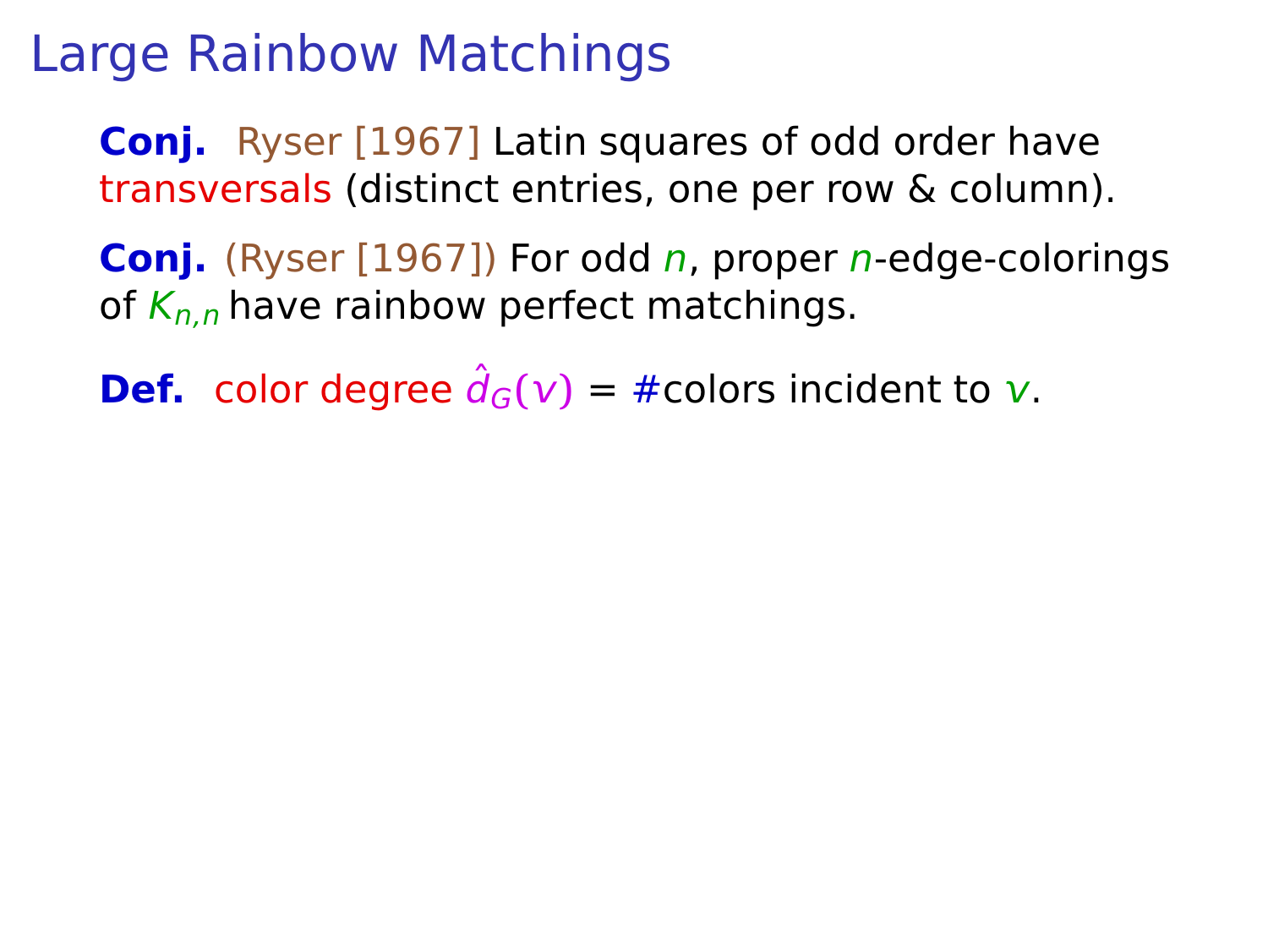# Large Rainbow Matchings

**Conj.** Ryser [1967] Latin squares of odd order have transversals (distinct entries, one per row & column).

**Conj.** (Ryser [1967]) For odd $n$, proper $n$-edge-colorings of $K_{n,n}$ have rainbow perfect matchings.

**Def.** color degree $\hat{d}_G(v)$ = #colors incident to $v$.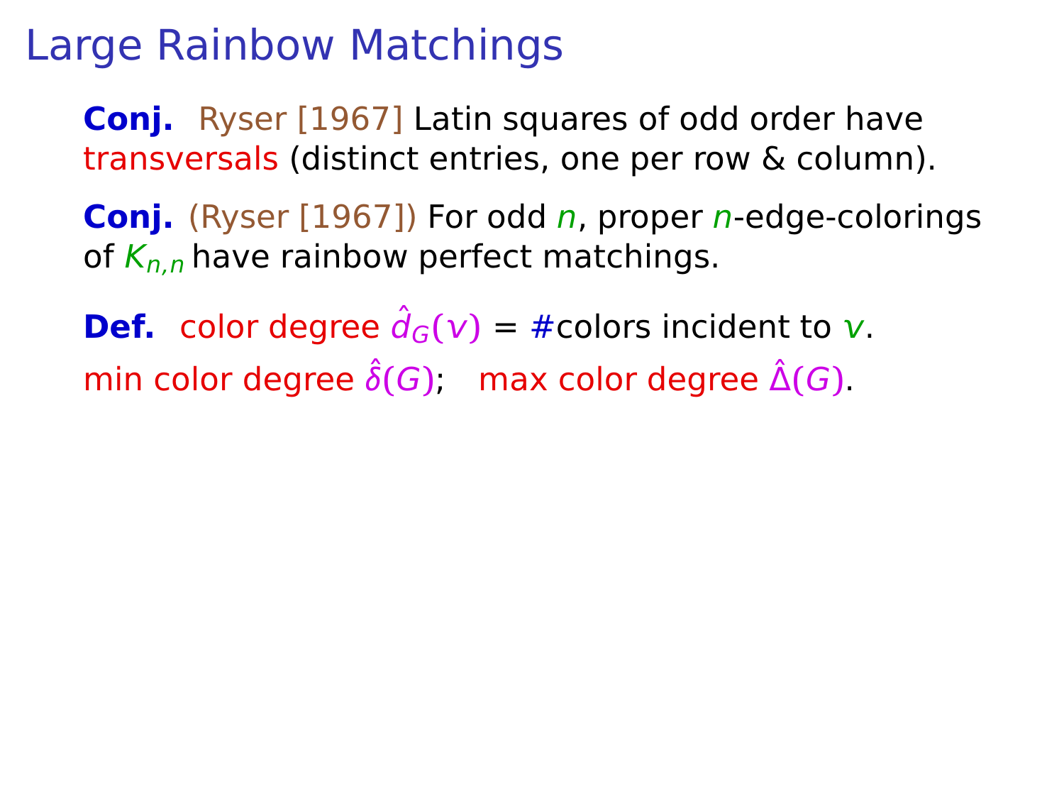# Large Rainbow Matchings

**Conj.** Ryser [1967] Latin squares of odd order have transversals (distinct entries, one per row & column).

**Conj.** (Ryser [1967]) For odd $n$, proper $n$-edge-colorings of $K_{n,n}$ have rainbow perfect matchings.

**Def.** color degree $\hat{d}_G(v)$ = #colors incident to $v$.

min color degree $\hat{\delta}(G)$; max color degree $\hat{\Delta}(G)$.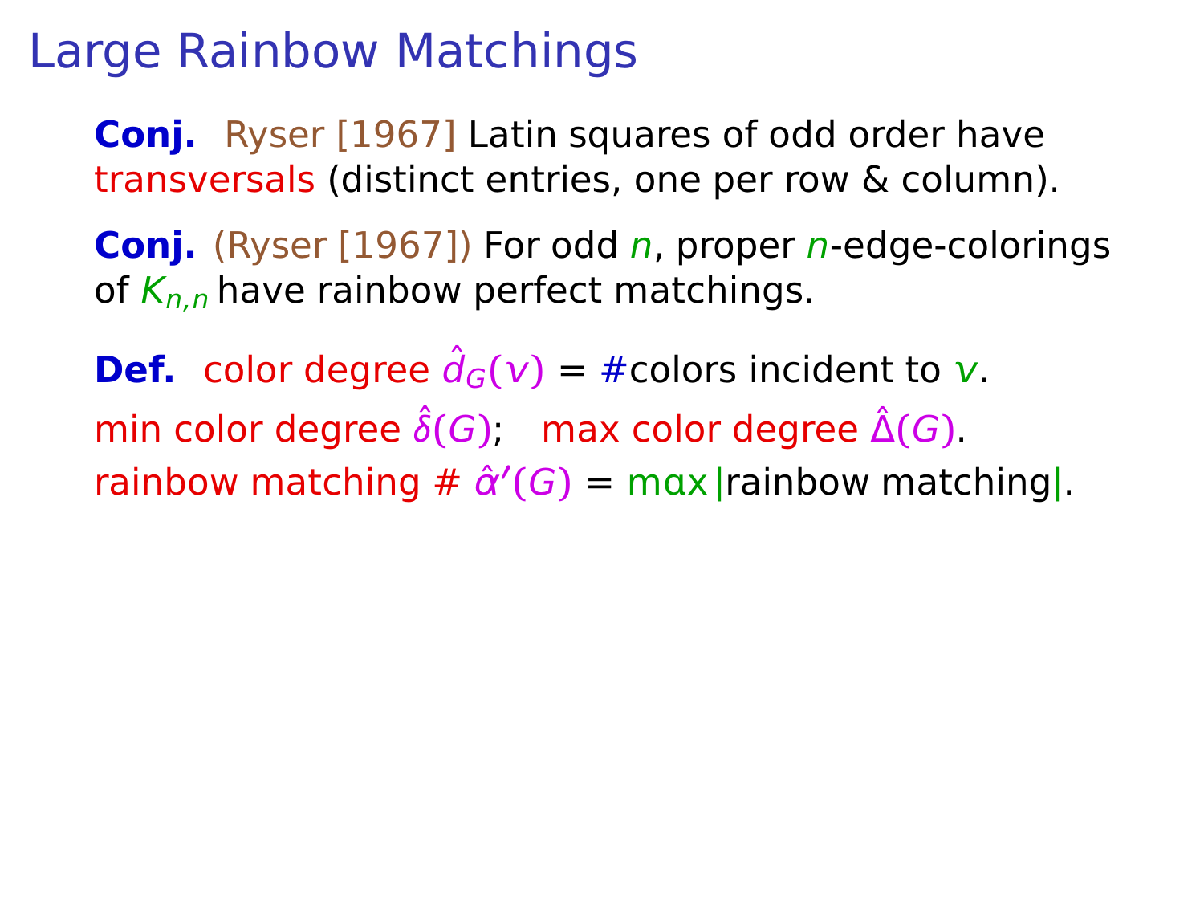# Large Rainbow Matchings

**Conj.** Ryser [1967] Latin squares of odd order have transversals (distinct entries, one per row & column).

**Conj.** (Ryser [1967]) For odd $n$, proper $n$-edge-colorings of $K_{n,n}$ have rainbow perfect matchings.

**Def.** color degree $\hat{d}_G(v)$ = #colors incident to $v$.
min color degree $\hat{\delta}(G)$; max color degree $\hat{\Delta}(G)$.
rainbow matching # $\hat{\alpha}'(G)$ = $\max$ |rainbow matching|.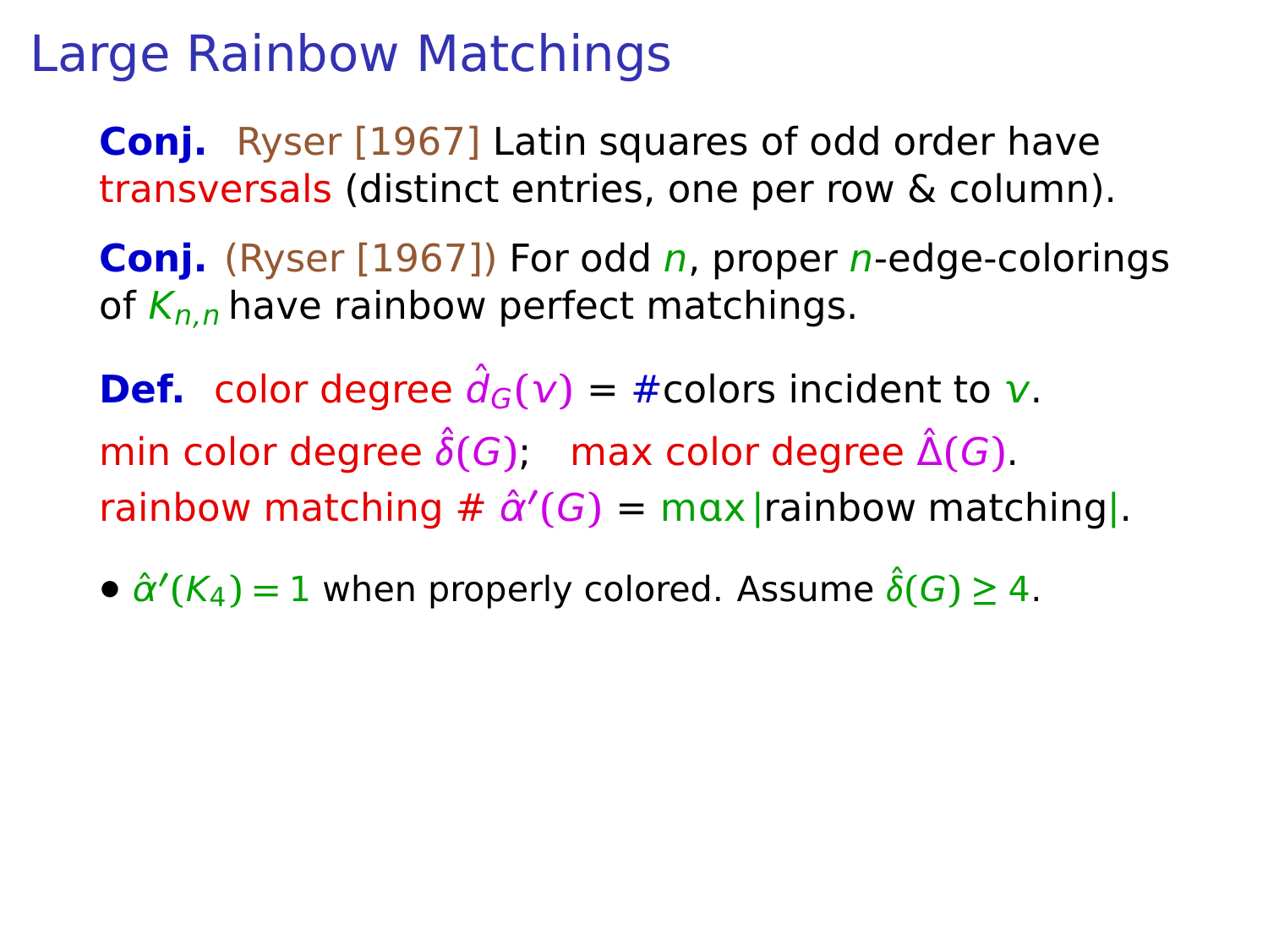# Large Rainbow Matchings

**Conj.** Ryser [1967] Latin squares of odd order have transversals (distinct entries, one per row & column).

**Conj.** (Ryser [1967]) For odd $n$, proper $n$-edge-colorings of $K_{n,n}$ have rainbow perfect matchings.

**Def.** color degree $\hat{d}_G(v)$ = #colors incident to $v$.
min color degree $\hat{\delta}(G)$; max color degree $\hat{\Delta}(G)$.
rainbow matching # $\hat{\alpha}'(G)$ = $\max$ |rainbow matching|.

- $\hat{\alpha}'(K_4) = 1$ when properly colored. Assume $\hat{\delta}(G) \geq 4$.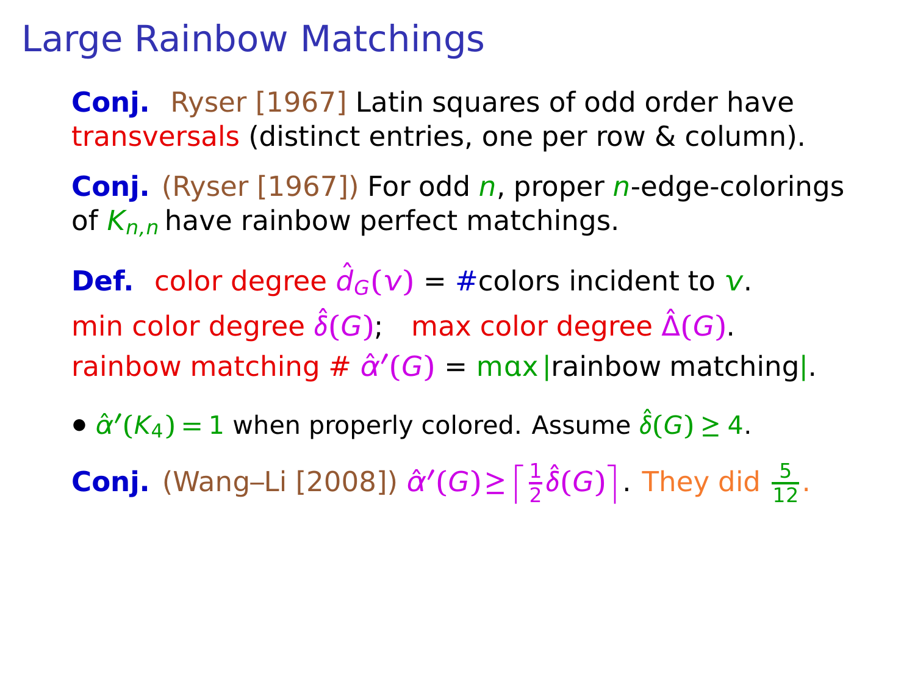# Large Rainbow Matchings

**Conj.** Ryser [1967] Latin squares of odd order have transversals (distinct entries, one per row & column).

**Conj.** (Ryser [1967]) For odd $n$, proper $n$-edge-colorings of $K_{n,n}$ have rainbow perfect matchings.

**Def.** color degree $\hat{d}_G(v)$ = #colors incident to $v$.
min color degree $\hat{\delta}(G)$; max color degree $\hat{\Delta}(G)$.
rainbow matching # $\hat{\alpha}'(G)$ = $\max|$rainbow matching$|$.

- $\hat{\alpha}'(K_4) = 1$ when properly colored. Assume $\hat{\delta}(G) \geq 4$.

**Conj.** (Wang–Li [2008]) $\hat{\alpha}'(G) \geq \left\lceil \frac{1}{2}\hat{\delta}(G) \right\rceil$. They did $\frac{5}{12}$.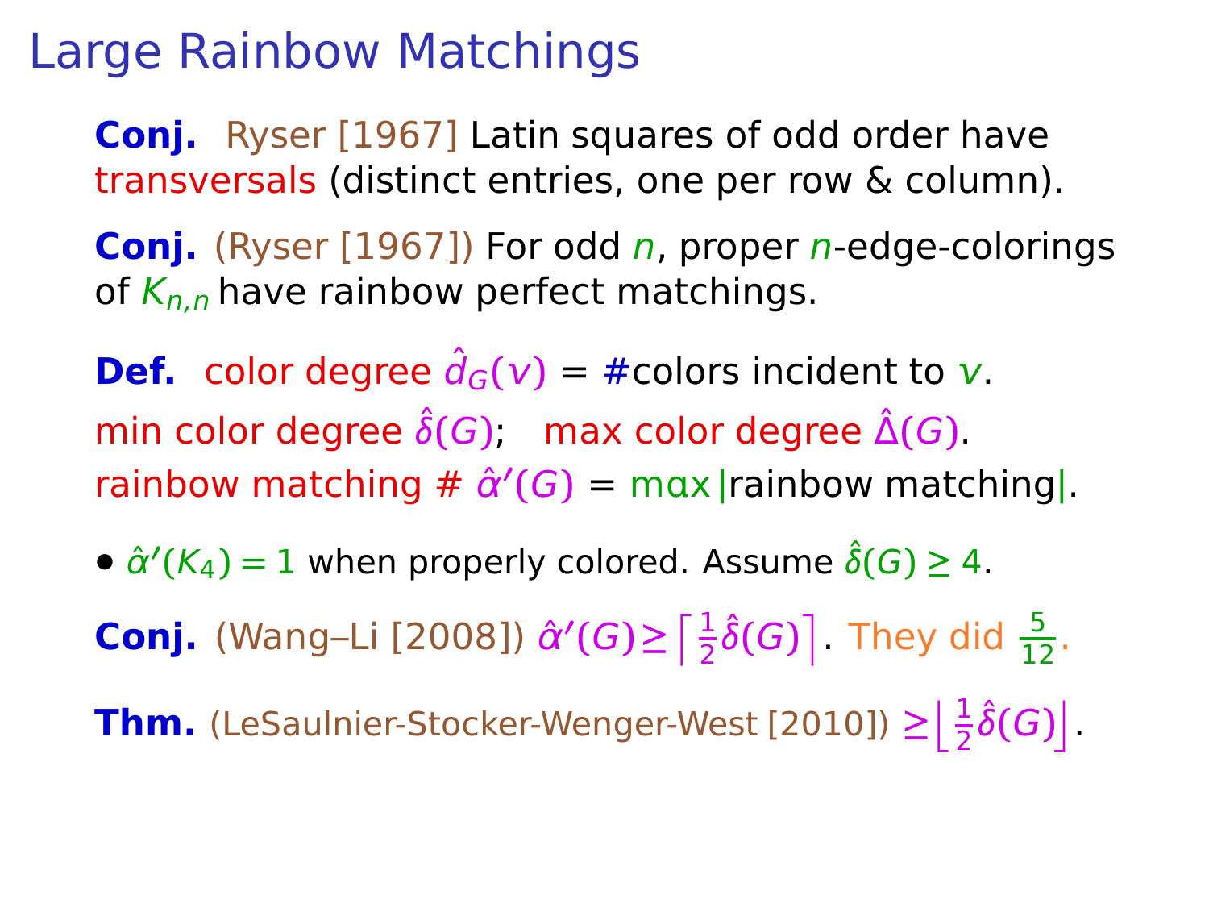# Large Rainbow Matchings

**Conj.** Ryser [1967] Latin squares of odd order have transversals (distinct entries, one per row & column).

**Conj.** (Ryser [1967]) For odd $n$, proper $n$-edge-colorings of $K_{n,n}$ have rainbow perfect matchings.

**Def.** color degree $\hat{d}_G(v)$ = #colors incident to $v$.
min color degree $\hat{\delta}(G)$; max color degree $\hat{\Delta}(G)$.
rainbow matching # $\hat{\alpha}'(G)$ = $\max$ |rainbow matching|.

- $\hat{\alpha}'(K_4) = 1$ when properly colored. Assume $\hat{\delta}(G) \geq 4$.

**Conj.** (Wang–Li [2008]) $\hat{\alpha}'(G) \geq \left\lceil \frac{1}{2}\hat{\delta}(G) \right\rceil$. They did $\frac{5}{12}$.

**Thm.** (LeSaulnier-Stocker-Wenger-West [2010]) $\geq \left\lfloor \frac{1}{2}\hat{\delta}(G) \right\rfloor$.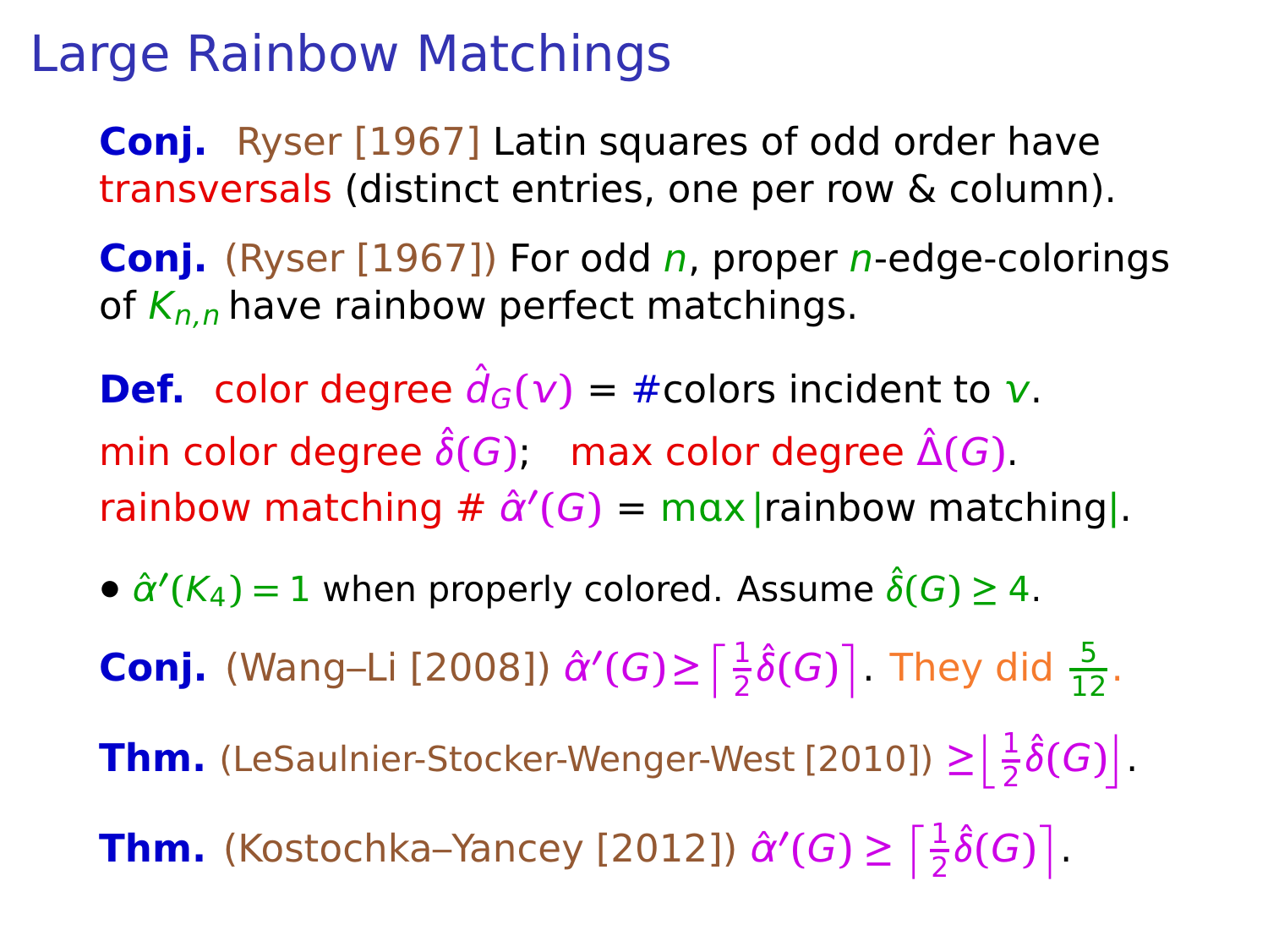# Large Rainbow Matchings

**Conj.** Ryser [1967] Latin squares of odd order have transversals (distinct entries, one per row & column).

**Conj.** (Ryser [1967]) For odd $n$, proper $n$-edge-colorings of $K_{n,n}$ have rainbow perfect matchings.

**Def.** color degree $\hat{d}_G(v)$ = #colors incident to $v$.
min color degree $\hat{\delta}(G)$; max color degree $\hat{\Delta}(G)$.
rainbow matching # $\hat{\alpha}'(G)$ = $\max$|rainbow matching|.

- $\hat{\alpha}'(K_4) = 1$ when properly colored. Assume $\hat{\delta}(G) \geq 4$.

**Conj.** (Wang–Li [2008]) $\hat{\alpha}'(G) \geq \left\lceil \frac{1}{2}\hat{\delta}(G) \right\rceil$. They did $\frac{5}{12}$.

**Thm.** (LeSaulnier-Stocker-Wenger-West [2010]) $\geq \left\lfloor \frac{1}{2}\hat{\delta}(G) \right\rfloor$.

**Thm.** (Kostochka–Yancey [2012]) $\hat{\alpha}'(G) \geq \left\lceil \frac{1}{2}\hat{\delta}(G) \right\rceil$.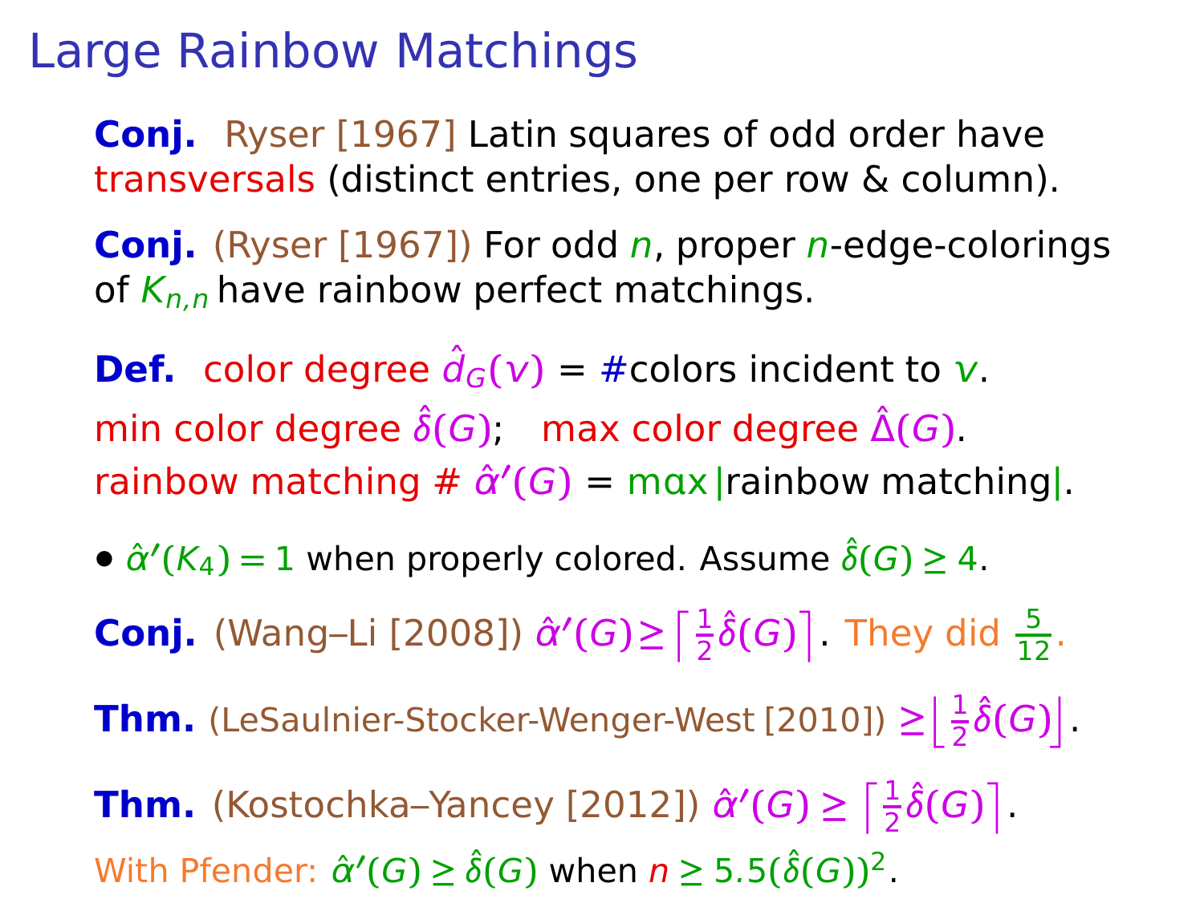# Large Rainbow Matchings

**Conj.** Ryser [1967] Latin squares of odd order have transversals (distinct entries, one per row & column).

**Conj.** (Ryser [1967]) For odd $n$, proper $n$-edge-colorings of $K_{n,n}$ have rainbow perfect matchings.

**Def.** color degree $\hat{d}_G(v)$ = #colors incident to $v$.
min color degree $\hat{\delta}(G)$; max color degree $\hat{\Delta}(G)$.
rainbow matching # $\hat{\alpha}'(G)$ = max |rainbow matching|.

- $\hat{\alpha}'(K_4) = 1$ when properly colored. Assume $\hat{\delta}(G) \ge 4$.

**Conj.** (Wang–Li [2008]) $\hat{\alpha}'(G) \ge \left\lceil \frac{1}{2}\hat{\delta}(G) \right\rceil$. They did $\frac{5}{12}$.

**Thm.** (LeSaulnier-Stocker-Wenger-West [2010]) $\ge \left\lfloor \frac{1}{2}\hat{\delta}(G) \right\rfloor$.

**Thm.** (Kostochka–Yancey [2012]) $\hat{\alpha}'(G) \ge \left\lceil \frac{1}{2}\hat{\delta}(G) \right\rceil$.
With Pfender: $\hat{\alpha}'(G) \ge \hat{\delta}(G)$ when $n \ge 5.5(\hat{\delta}(G))^2$.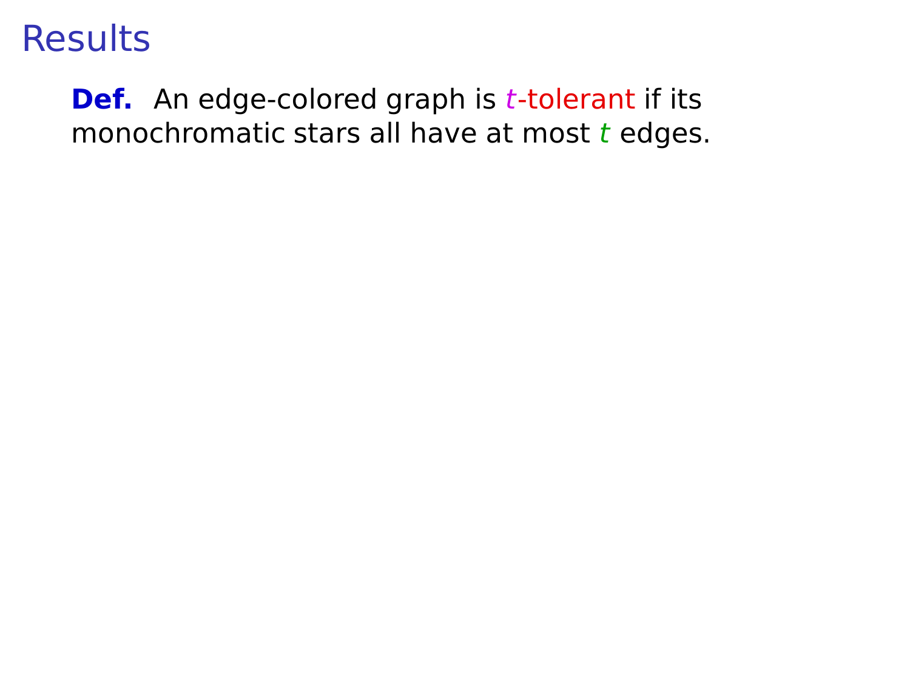# Results

**Def.** An edge-colored graph is $t$-tolerant if its monochromatic stars all have at most $t$ edges.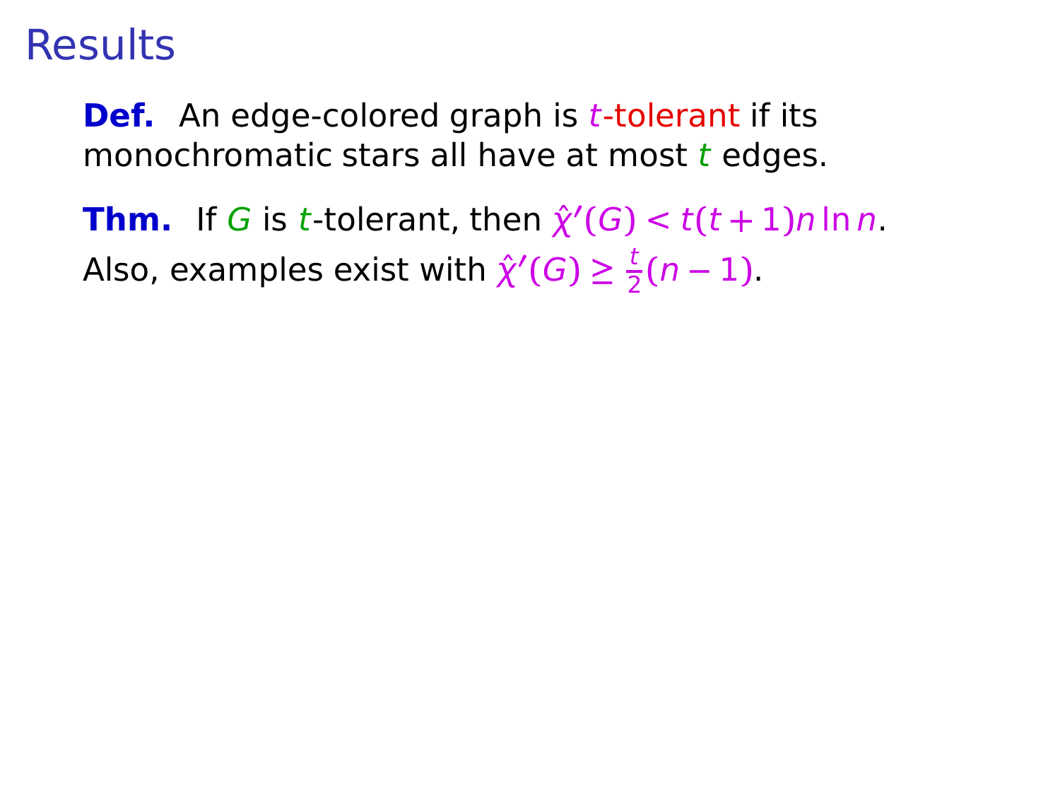# Results

**Def.** An edge-colored graph is $t$-tolerant if its monochromatic stars all have at most $t$ edges.

**Thm.** If $G$ is $t$-tolerant, then $\hat{\chi}'(G) < t(t+1)n \ln n$.
Also, examples exist with $\hat{\chi}'(G) \geq \frac{t}{2}(n-1)$.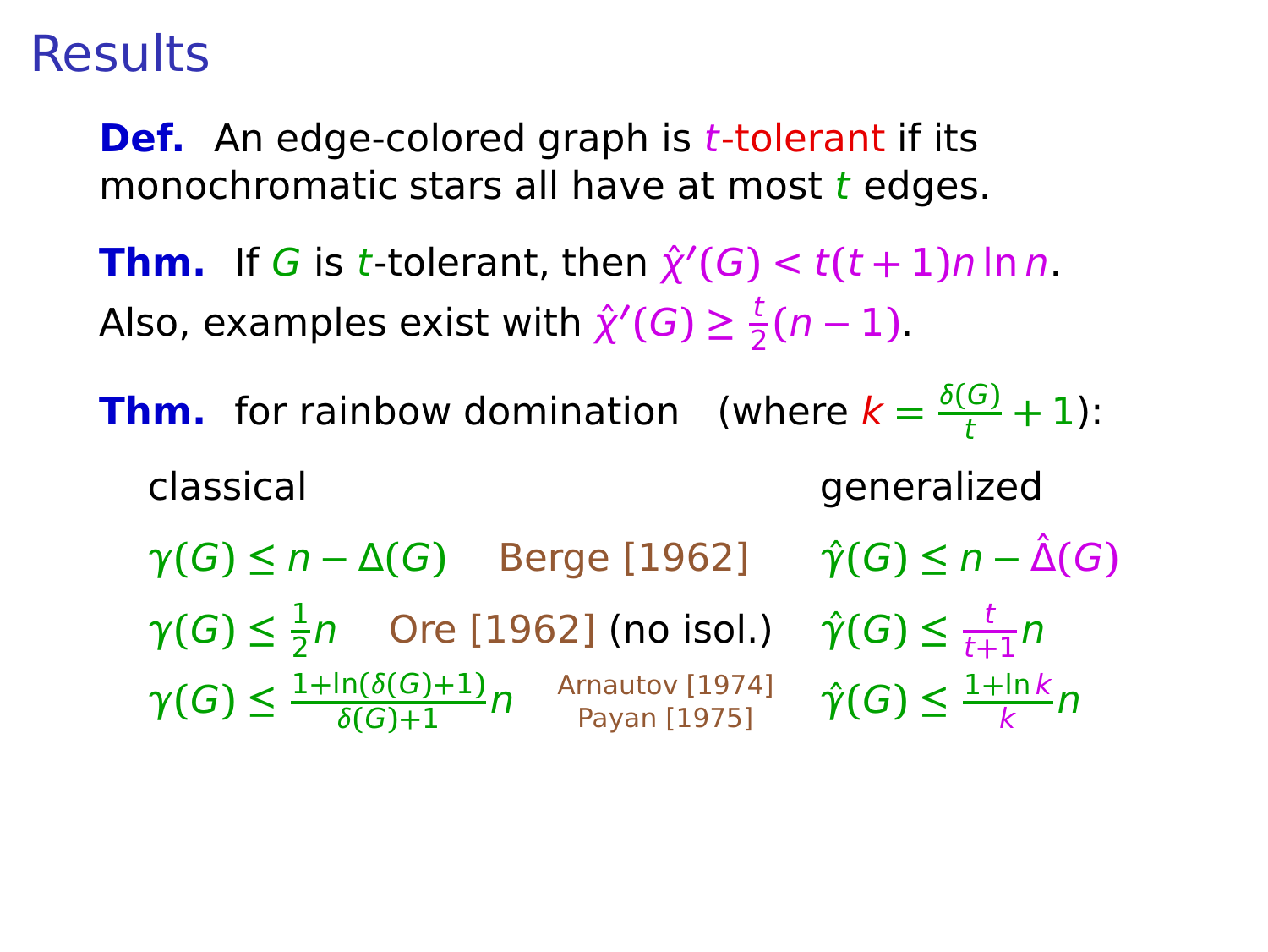# Results

**Def.** An edge-colored graph is $t$-tolerant if its monochromatic stars all have at most $t$ edges.

**Thm.** If $G$ is $t$-tolerant, then $\hat{\chi}'(G) < t(t+1)n \ln n$.
Also, examples exist with $\hat{\chi}'(G) \geq \frac{t}{2}(n-1)$.

**Thm.** for rainbow domination (where $k = \frac{\delta(G)}{t} + 1$):

| classical | | generalized |
| --- | --- | --- |
| $\gamma(G) \leq n - \Delta(G)$ | Berge [1962] | $\hat{\gamma}(G) \leq n - \hat{\Delta}(G)$ |
| $\gamma(G) \leq \frac{1}{2}n$ | Ore [1962] (no isol.) | $\hat{\gamma}(G) \leq \frac{t}{t+1}n$ |
| $\gamma(G) \leq \frac{1+\ln(\delta(G)+1)}{\delta(G)+1}n$ | Arnautov [1974] Payan [1975] | $\hat{\gamma}(G) \leq \frac{1+\ln k}{k}n$ |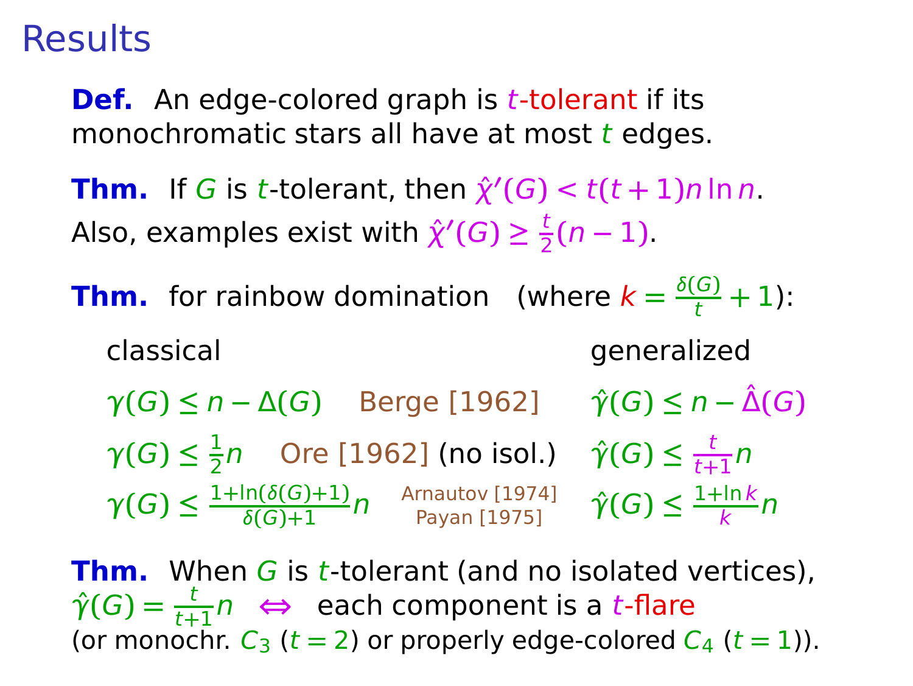# Results

**Def.** An edge-colored graph is $t$-tolerant if its monochromatic stars all have at most $t$ edges.

**Thm.** If $G$ is $t$-tolerant, then $\hat{\chi}'(G) < t(t+1)n \ln n$.
Also, examples exist with $\hat{\chi}'(G) \geq \frac{t}{2}(n-1)$.

**Thm.** for rainbow domination (where $k = \frac{\delta(G)}{t} + 1$):

| classical | | generalized |
|---|---|---|
| $\gamma(G) \leq n - \Delta(G)$ | Berge [1962] | $\hat{\gamma}(G) \leq n - \hat{\Delta}(G)$ |
| $\gamma(G) \leq \frac{1}{2}n$ | Ore [1962] (no isol.) | $\hat{\gamma}(G) \leq \frac{t}{t+1}n$ |
| $\gamma(G) \leq \frac{1+\ln(\delta(G)+1)}{\delta(G)+1}n$ | Arnautov [1974] Payan [1975] | $\hat{\gamma}(G) \leq \frac{1+\ln k}{k}n$ |

**Thm.** When $G$ is $t$-tolerant (and no isolated vertices),
$\hat{\gamma}(G) = \frac{t}{t+1}n \iff$ each component is a $t$-flare
(or monochr. $C_3$ ($t = 2$) or properly edge-colored $C_4$ ($t = 1$)).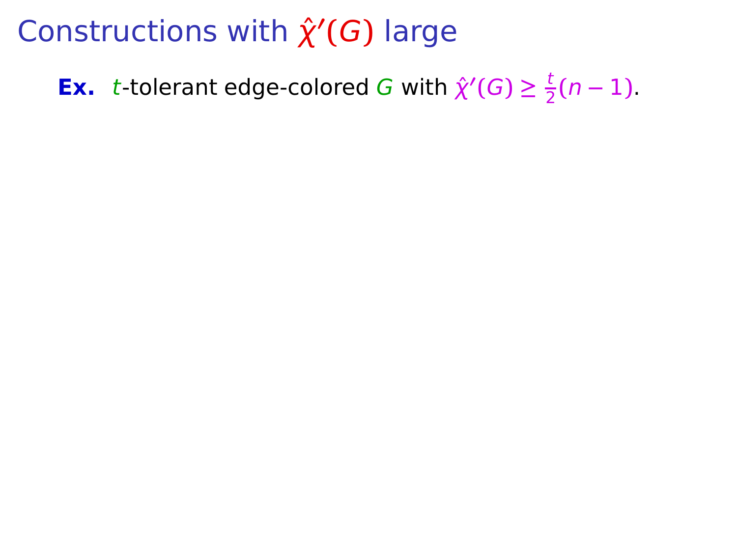# Constructions with $\hat{\chi}'(G)$ large

**Ex.** $t$-tolerant edge-colored $G$ with $\hat{\chi}'(G) \geq \frac{t}{2}(n-1)$.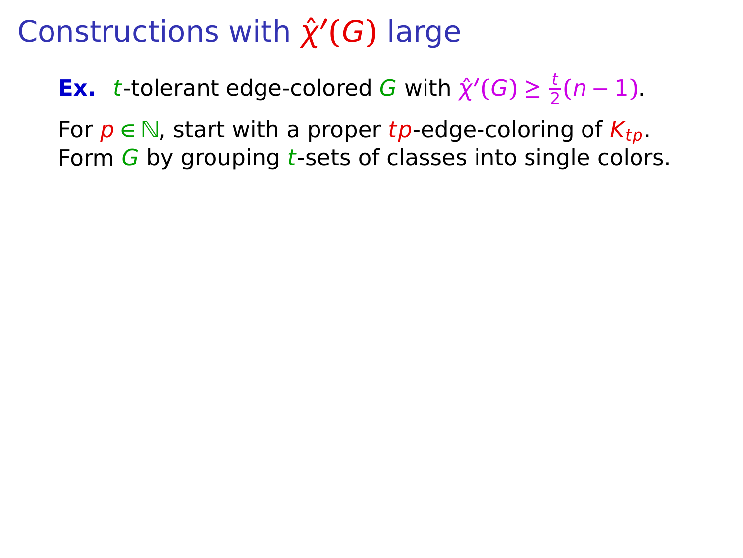# Constructions with $\hat{\chi}'(G)$ large

**Ex.** $t$-tolerant edge-colored $G$ with $\hat{\chi}'(G) \geq \frac{t}{2}(n-1)$.

For $p \in \mathbb{N}$, start with a proper $tp$-edge-coloring of $K_{tp}$.
Form $G$ by grouping $t$-sets of classes into single colors.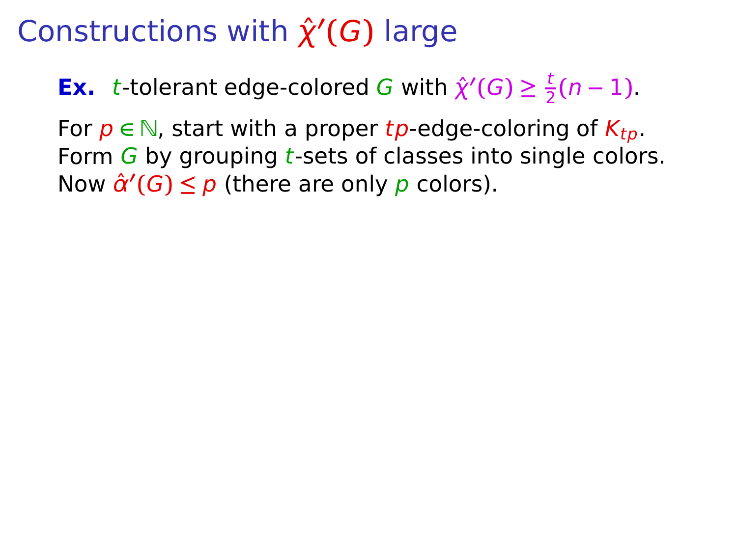# Constructions with $\hat{\chi}'(G)$ large

**Ex.** $t$-tolerant edge-colored $G$ with $\hat{\chi}'(G) \geq \frac{t}{2}(n-1)$.

For $p \in \mathbb{N}$, start with a proper $tp$-edge-coloring of $K_{tp}$.
Form $G$ by grouping $t$-sets of classes into single colors.
Now $\hat{\alpha}'(G) \leq p$ (there are only $p$ colors).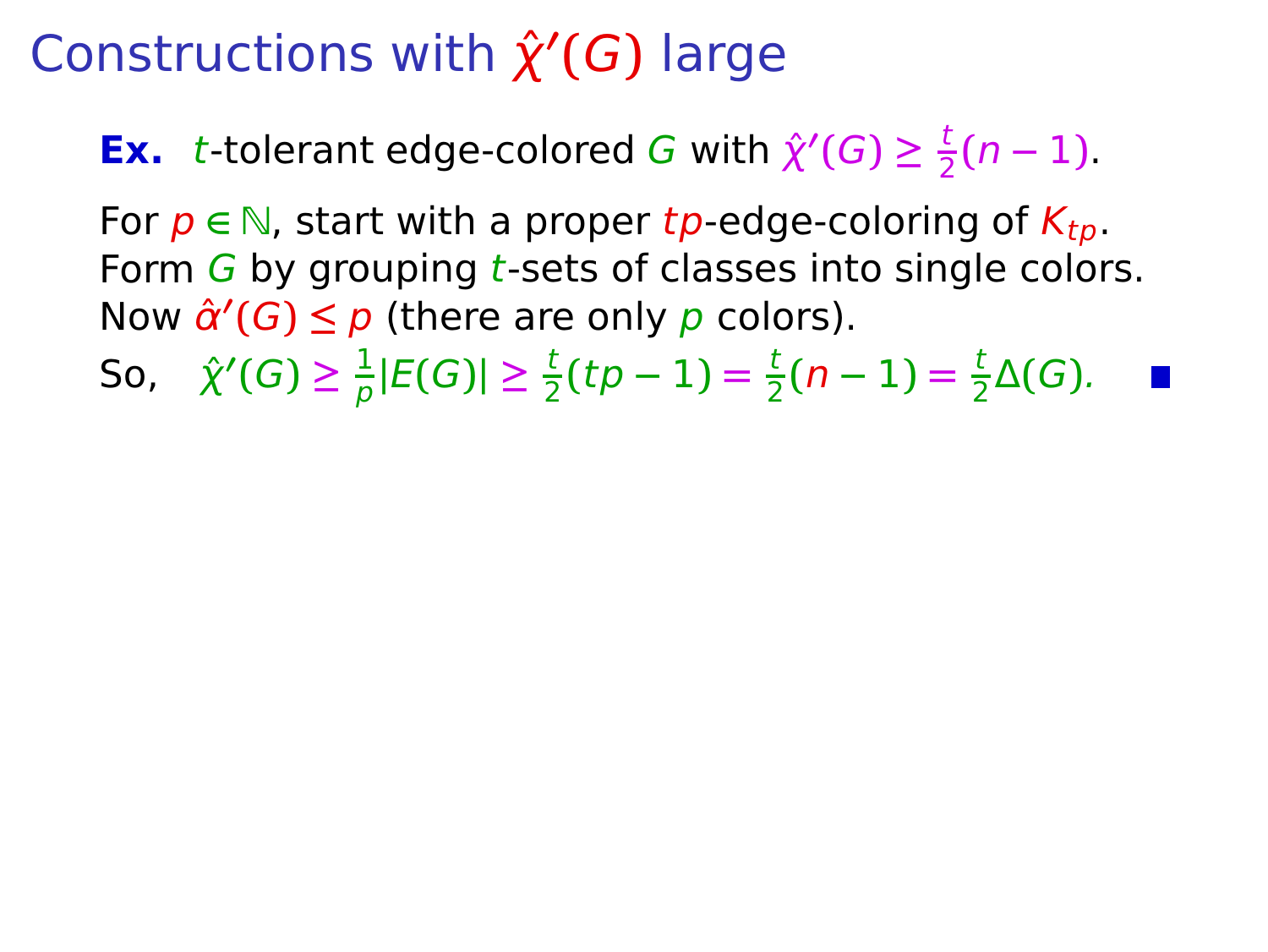# Constructions with $\hat{\chi}'(G)$ large

**Ex.** $t$-tolerant edge-colored $G$ with $\hat{\chi}'(G) \ge \frac{t}{2}(n-1)$.

For $p \in \mathbb{N}$, start with a proper $tp$-edge-coloring of $K_{tp}$.
Form $G$ by grouping $t$-sets of classes into single colors.
Now $\hat{\alpha}'(G) \le p$ (there are only $p$ colors).

So, $\hat{\chi}'(G) \ge \frac{1}{p}|E(G)| \ge \frac{t}{2}(tp-1) = \frac{t}{2}(n-1) = \frac{t}{2}\Delta(G)$. ■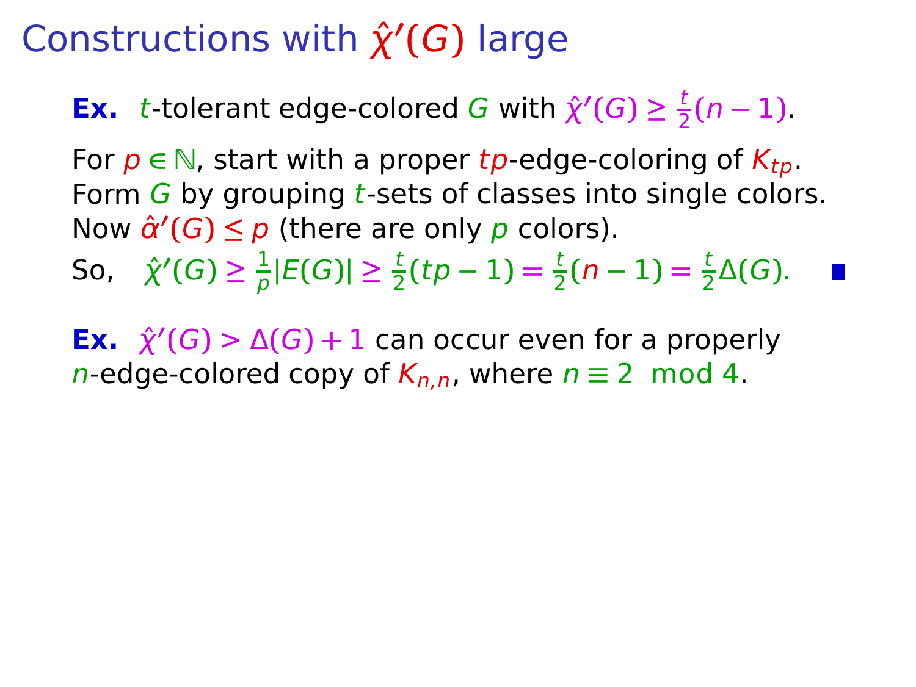# Constructions with $\hat{\chi}'(G)$ large

**Ex.** $t$-tolerant edge-colored $G$ with $\hat{\chi}'(G) \geq \frac{t}{2}(n-1)$.

For $p \in \mathbb{N}$, start with a proper $tp$-edge-coloring of $K_{tp}$.
Form $G$ by grouping $t$-sets of classes into single colors.
Now $\hat{\alpha}'(G) \leq p$ (there are only $p$ colors).

So, $\hat{\chi}'(G) \geq \frac{1}{p}|E(G)| \geq \frac{t}{2}(tp-1) = \frac{t}{2}(n-1) = \frac{t}{2}\Delta(G)$. ■

**Ex.** $\hat{\chi}'(G) > \Delta(G) + 1$ can occur even for a properly $n$-edge-colored copy of $K_{n,n}$, where $n \equiv 2 \mod 4$.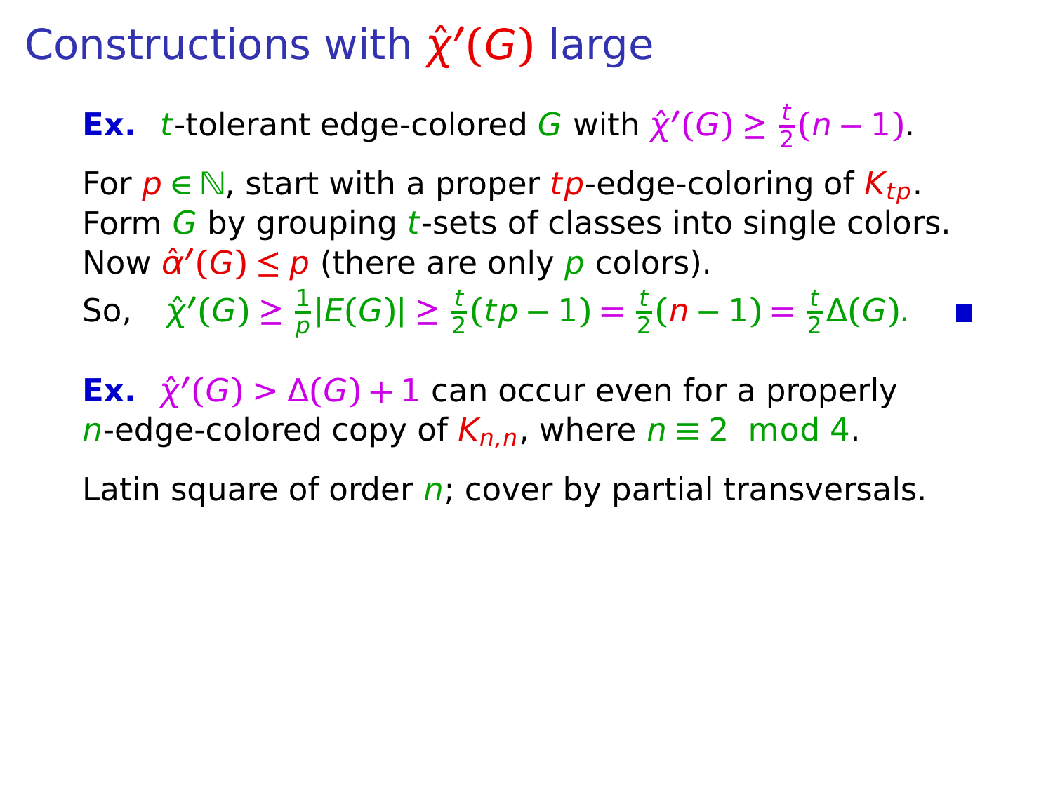# Constructions with $\hat{\chi}'(G)$ large

**Ex.** $t$-tolerant edge-colored $G$ with $\hat{\chi}'(G) \ge \frac{t}{2}(n-1)$.

For $p \in \mathbb{N}$, start with a proper $tp$-edge-coloring of $K_{tp}$.
Form $G$ by grouping $t$-sets of classes into single colors.
Now $\hat{\alpha}'(G) \le p$ (there are only $p$ colors).
So, $\quad \hat{\chi}'(G) \ge \frac{1}{p}|E(G)| \ge \frac{t}{2}(tp-1) = \frac{t}{2}(n-1) = \frac{t}{2}\Delta(G).$ ■

**Ex.** $\hat{\chi}'(G) > \Delta(G) + 1$ can occur even for a properly $n$-edge-colored copy of $K_{n,n}$, where $n \equiv 2 \mod 4$.

Latin square of order $n$; cover by partial transversals.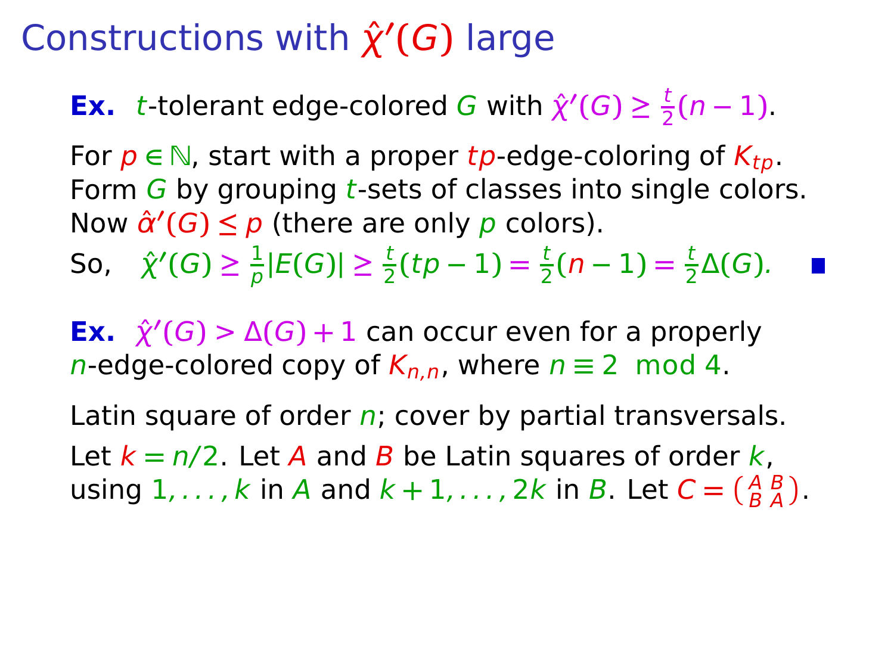# Constructions with $\hat{\chi}'(G)$ large

**Ex.** $t$-tolerant edge-colored $G$ with $\hat{\chi}'(G) \geq \frac{t}{2}(n-1)$.

For $p \in \mathbb{N}$, start with a proper $tp$-edge-coloring of $K_{tp}$.
Form $G$ by grouping $t$-sets of classes into single colors.
Now $\hat{\alpha}'(G) \leq p$ (there are only $p$ colors).
So, $\hat{\chi}'(G) \geq \frac{1}{p}|E(G)| \geq \frac{t}{2}(tp-1) = \frac{t}{2}(n-1) = \frac{t}{2}\Delta(G)$. ■

**Ex.** $\hat{\chi}'(G) > \Delta(G) + 1$ can occur even for a properly $n$-edge-colored copy of $K_{n,n}$, where $n \equiv 2 \mod 4$.

Latin square of order $n$; cover by partial transversals.
Let $k = n/2$. Let $A$ and $B$ be Latin squares of order $k$, using $1, \ldots, k$ in $A$ and $k+1, \ldots, 2k$ in $B$. Let $C = \begin{pmatrix} A & B \\ B & A \end{pmatrix}$.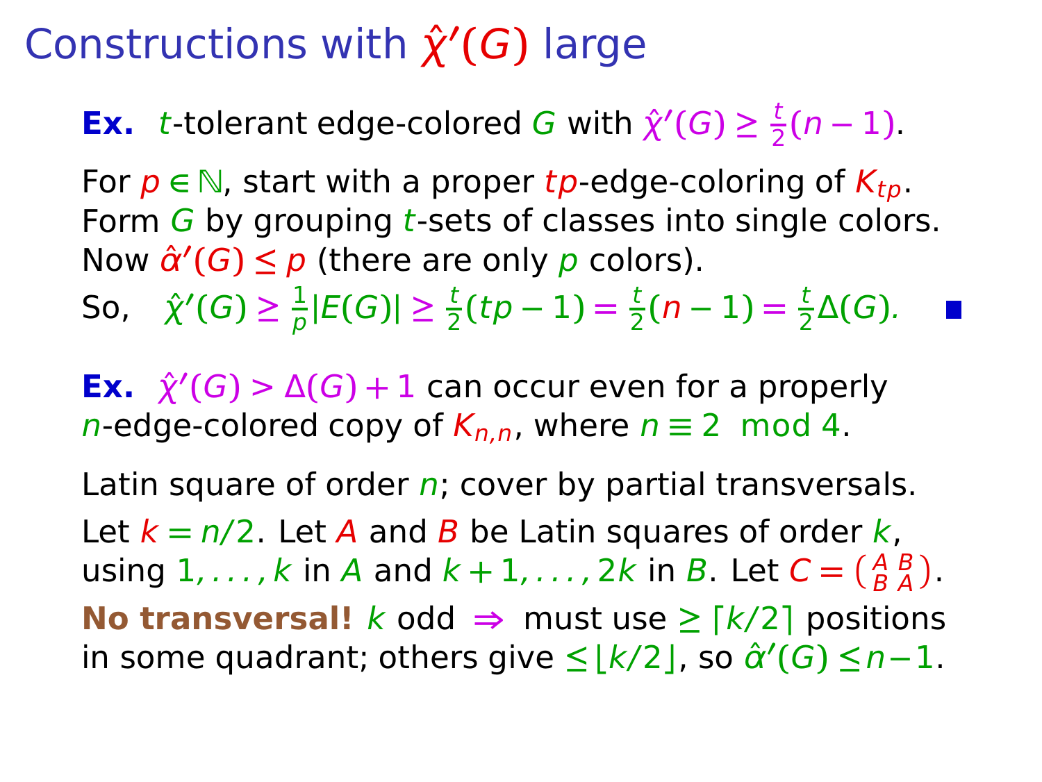# Constructions with $\hat{\chi}'(G)$ large

**Ex.** $t$-tolerant edge-colored $G$ with $\hat{\chi}'(G) \geq \frac{t}{2}(n-1)$.

For $p \in \mathbb{N}$, start with a proper $tp$-edge-coloring of $K_{tp}$.
Form $G$ by grouping $t$-sets of classes into single colors.
Now $\hat{\alpha}'(G) \leq p$ (there are only $p$ colors).
So, $\hat{\chi}'(G) \geq \frac{1}{p}|E(G)| \geq \frac{t}{2}(tp-1) = \frac{t}{2}(n-1) = \frac{t}{2}\Delta(G)$. ■

**Ex.** $\hat{\chi}'(G) > \Delta(G) + 1$ can occur even for a properly $n$-edge-colored copy of $K_{n,n}$, where $n \equiv 2 \mod 4$.

Latin square of order $n$; cover by partial transversals.
Let $k = n/2$. Let $A$ and $B$ be Latin squares of order $k$, using $1, \ldots, k$ in $A$ and $k+1, \ldots, 2k$ in $B$. Let $C = \left(\begin{smallmatrix} A & B \\ B & A \end{smallmatrix}\right)$.
**No transversal!** $k$ odd $\Rightarrow$ must use $\geq \lceil k/2 \rceil$ positions in some quadrant; others give $\leq \lfloor k/2 \rfloor$, so $\hat{\alpha}'(G) \leq n-1$.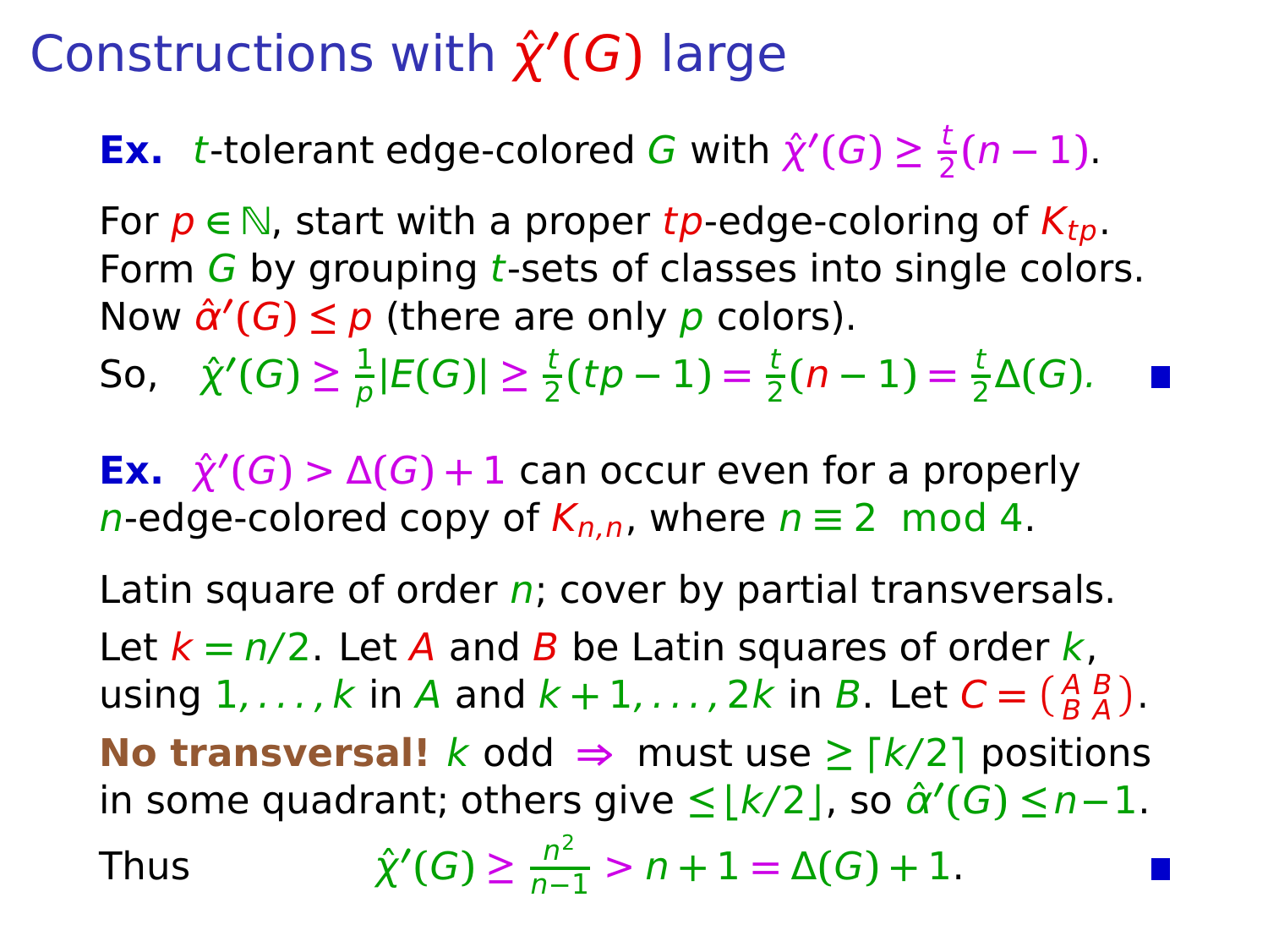# Constructions with $\hat{\chi}'(G)$ large

**Ex.** $t$-tolerant edge-colored $G$ with $\hat{\chi}'(G) \geq \frac{t}{2}(n-1)$.

For $p \in \mathbb{N}$, start with a proper $tp$-edge-coloring of $K_{tp}$.
Form $G$ by grouping $t$-sets of classes into single colors.
Now $\hat{\alpha}'(G) \leq p$ (there are only $p$ colors).

So, $\quad \hat{\chi}'(G) \geq \frac{1}{p}|E(G)| \geq \frac{t}{2}(tp-1) = \frac{t}{2}(n-1) = \frac{t}{2}\Delta(G).$ ∎

**Ex.** $\hat{\chi}'(G) > \Delta(G) + 1$ can occur even for a properly $n$-edge-colored copy of $K_{n,n}$, where $n \equiv 2 \mod 4$.

Latin square of order $n$; cover by partial transversals.

Let $k = n/2$. Let $A$ and $B$ be Latin squares of order $k$, using $1, \ldots, k$ in $A$ and $k+1, \ldots, 2k$ in $B$. Let $C = \left(\begin{smallmatrix} A & B \\ B & A \end{smallmatrix}\right)$.

**No transversal!** $k$ odd $\Rightarrow$ must use $\geq \lceil k/2 \rceil$ positions in some quadrant; others give $\leq \lfloor k/2 \rfloor$, so $\hat{\alpha}'(G) \leq n-1$.

Thus $\qquad \hat{\chi}'(G) \geq \frac{n^2}{n-1} > n+1 = \Delta(G) + 1.$ ∎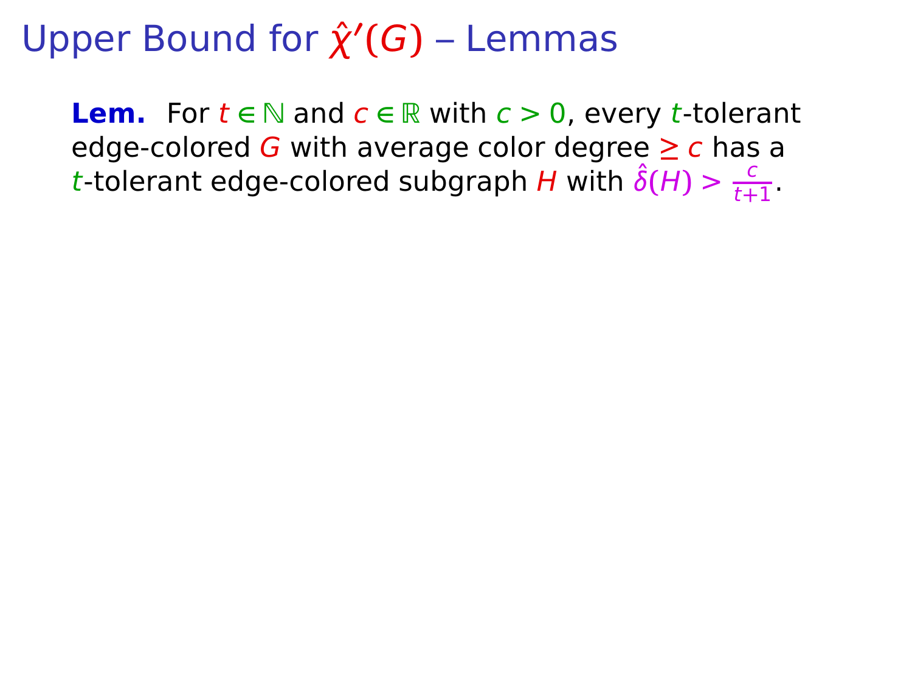# Upper Bound for $\hat{\chi}'(G)$ – Lemmas

**Lem.** For $t \in \mathbb{N}$ and $c \in \mathbb{R}$ with $c > 0$, every $t$-tolerant edge-colored $G$ with average color degree $\geq c$ has a $t$-tolerant edge-colored subgraph $H$ with $\hat{\delta}(H) > \frac{c}{t+1}$.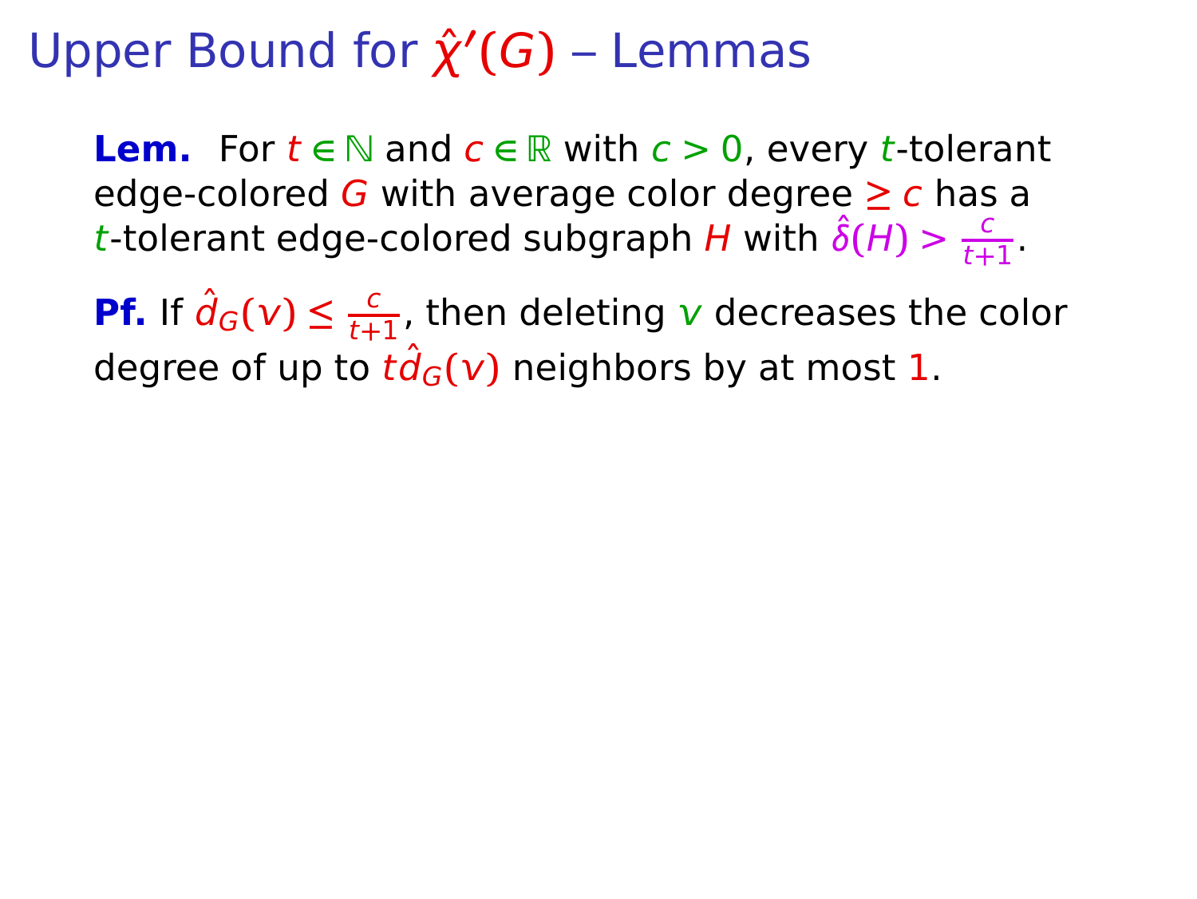# Upper Bound for $\hat{\chi}'(G)$ – Lemmas

**Lem.** For $t \in \mathbb{N}$ and $c \in \mathbb{R}$ with $c > 0$, every $t$-tolerant edge-colored $G$ with average color degree $\geq c$ has a $t$-tolerant edge-colored subgraph $H$ with $\hat{\delta}(H) > \frac{c}{t+1}$.

**Pf.** If $\hat{d}_G(v) \leq \frac{c}{t+1}$, then deleting $v$ decreases the color degree of up to $t\hat{d}_G(v)$ neighbors by at most $1$.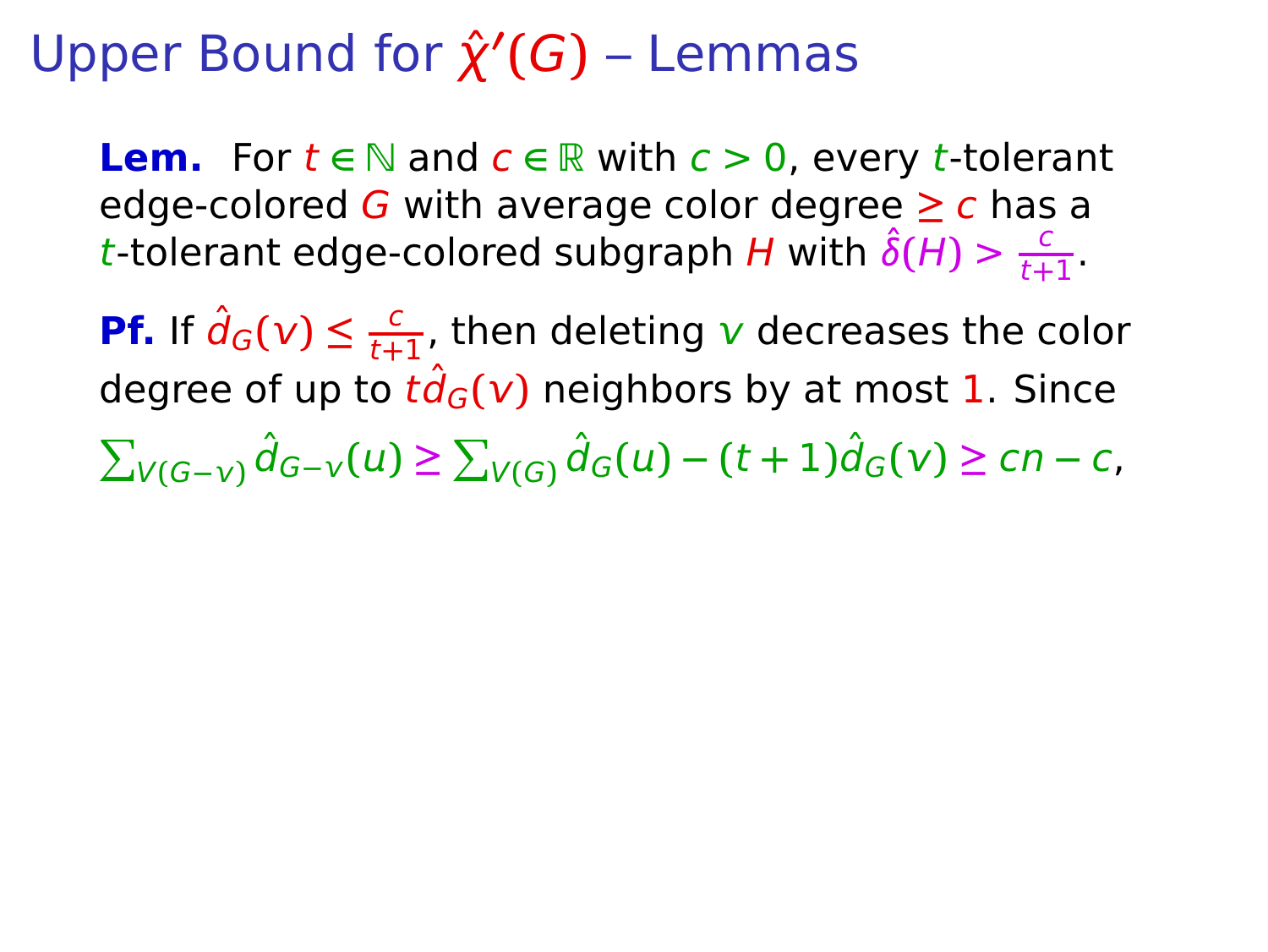# Upper Bound for $\hat{\chi}'(G)$ – Lemmas

**Lem.** For $t \in \mathbb{N}$ and $c \in \mathbb{R}$ with $c > 0$, every $t$-tolerant edge-colored $G$ with average color degree $\geq c$ has a $t$-tolerant edge-colored subgraph $H$ with $\hat{\delta}(H) > \frac{c}{t+1}$.

**Pf.** If $\hat{d}_G(v) \leq \frac{c}{t+1}$, then deleting $v$ decreases the color degree of up to $t\hat{d}_G(v)$ neighbors by at most $1$. Since $\sum_{V(G-v)} \hat{d}_{G-v}(u) \geq \sum_{V(G)} \hat{d}_G(u) - (t+1)\hat{d}_G(v) \geq cn - c$,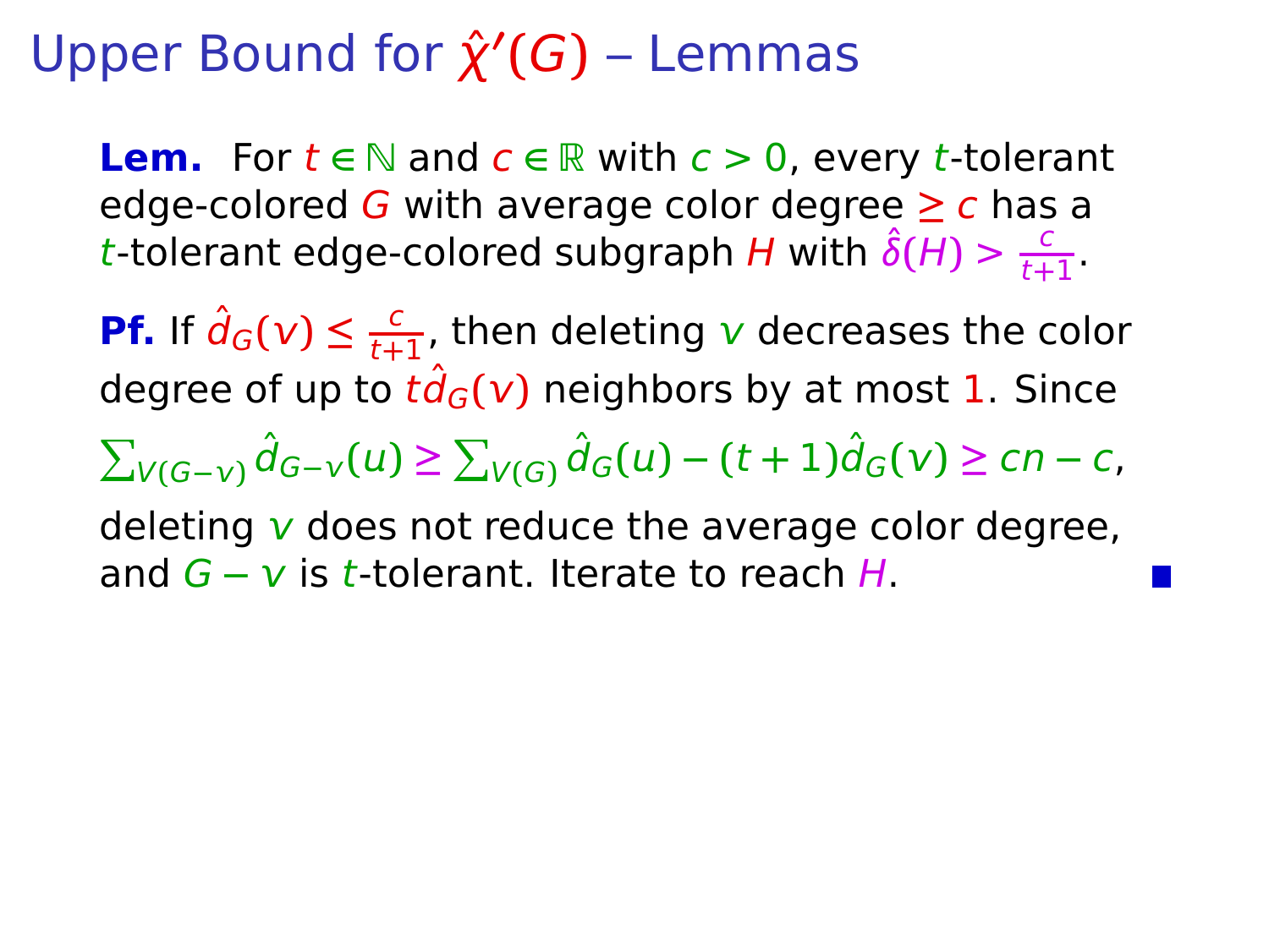# Upper Bound for $\hat{\chi}'(G)$ – Lemmas

**Lem.** For $t \in \mathbb{N}$ and $c \in \mathbb{R}$ with $c > 0$, every $t$-tolerant edge-colored $G$ with average color degree $\geq c$ has a $t$-tolerant edge-colored subgraph $H$ with $\hat{\delta}(H) > \frac{c}{t+1}$.

**Pf.** If $\hat{d}_G(v) \leq \frac{c}{t+1}$, then deleting $v$ decreases the color degree of up to $t\hat{d}_G(v)$ neighbors by at most $1$. Since $\sum_{V(G-v)} \hat{d}_{G-v}(u) \geq \sum_{V(G)} \hat{d}_G(u) - (t+1)\hat{d}_G(v) \geq cn - c$, deleting $v$ does not reduce the average color degree, and $G - v$ is $t$-tolerant. Iterate to reach $H$. ∎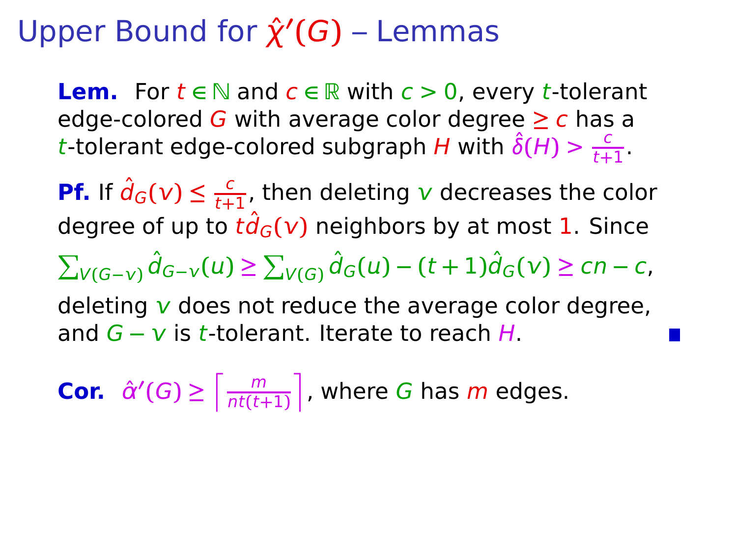# Upper Bound for $\hat{\chi}'(G)$ – Lemmas

**Lem.** For $t \in \mathbb{N}$ and $c \in \mathbb{R}$ with $c > 0$, every $t$-tolerant edge-colored $G$ with average color degree $\geq c$ has a $t$-tolerant edge-colored subgraph $H$ with $\hat{\delta}(H) > \frac{c}{t+1}$.

**Pf.** If $\hat{d}_G(v) \leq \frac{c}{t+1}$, then deleting $v$ decreases the color degree of up to $t\hat{d}_G(v)$ neighbors by at most $1$. Since $\sum_{V(G-v)} \hat{d}_{G-v}(u) \geq \sum_{V(G)} \hat{d}_G(u) - (t+1)\hat{d}_G(v) \geq cn - c$, deleting $v$ does not reduce the average color degree, and $G - v$ is $t$-tolerant. Iterate to reach $H$. ∎

**Cor.** $\hat{\alpha}'(G) \geq \left\lceil \frac{m}{nt(t+1)} \right\rceil$, where $G$ has $m$ edges.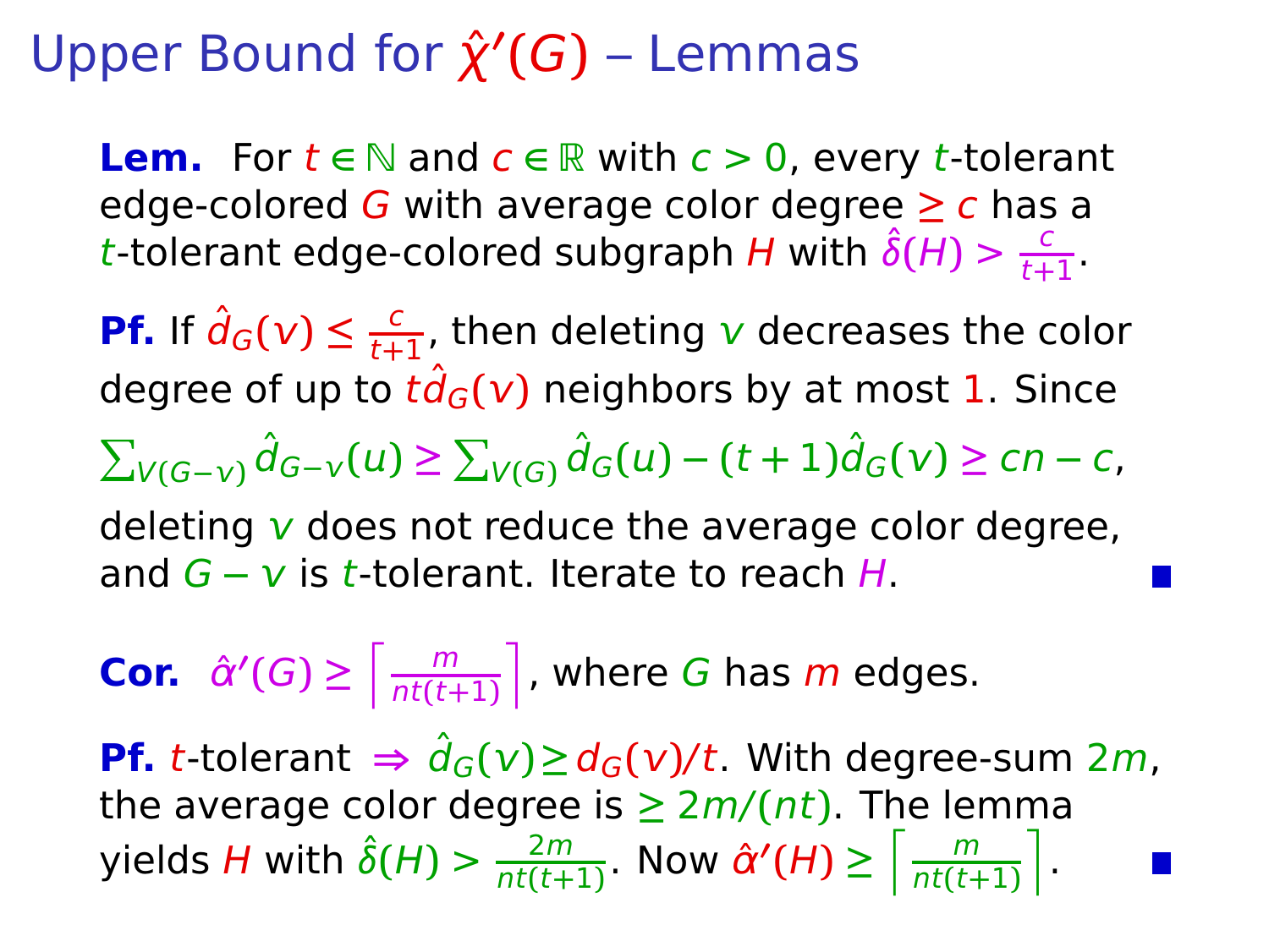# Upper Bound for $\hat{\chi}'(G)$ – Lemmas

**Lem.** For $t \in \mathbb{N}$ and $c \in \mathbb{R}$ with $c > 0$, every $t$-tolerant edge-colored $G$ with average color degree $\geq c$ has a $t$-tolerant edge-colored subgraph $H$ with $\hat{\delta}(H) > \frac{c}{t+1}$.

**Pf.** If $\hat{d}_G(v) \leq \frac{c}{t+1}$, then deleting $v$ decreases the color degree of up to $t\hat{d}_G(v)$ neighbors by at most $1$. Since $\sum_{V(G-v)} \hat{d}_{G-v}(u) \geq \sum_{V(G)} \hat{d}_G(u) - (t+1)\hat{d}_G(v) \geq cn - c$, deleting $v$ does not reduce the average color degree, and $G - v$ is $t$-tolerant. Iterate to reach $H$. ■

**Cor.** $\hat{\alpha}'(G) \geq \left\lceil \frac{m}{nt(t+1)} \right\rceil$, where $G$ has $m$ edges.

**Pf.** $t$-tolerant $\Rightarrow$ $\hat{d}_G(v) \geq d_G(v)/t$. With degree-sum $2m$, the average color degree is $\geq 2m/(nt)$. The lemma yields $H$ with $\hat{\delta}(H) > \frac{2m}{nt(t+1)}$. Now $\hat{\alpha}'(H) \geq \left\lceil \frac{m}{nt(t+1)} \right\rceil$. ■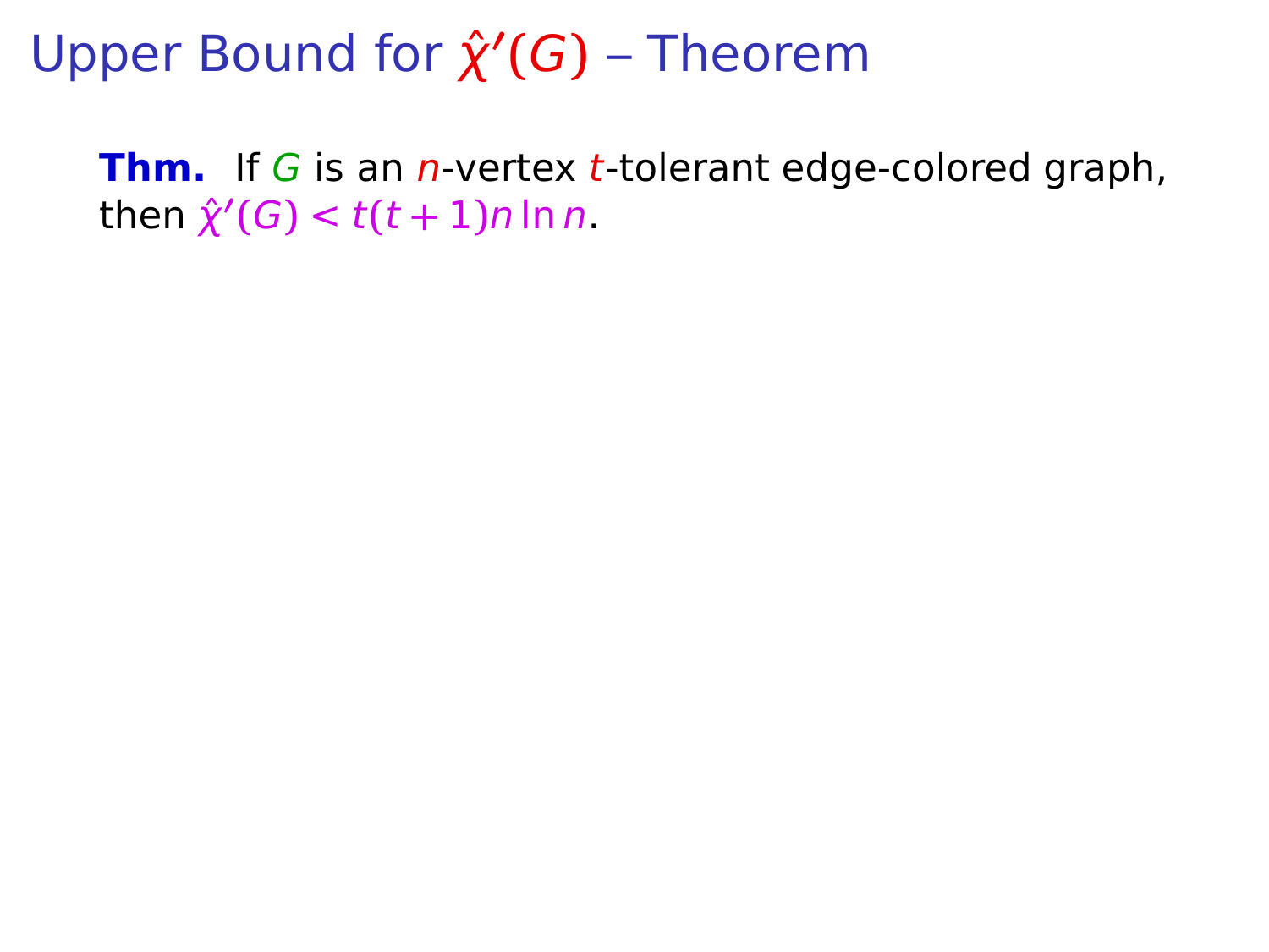# Upper Bound for $\hat{\chi}'(G)$ – Theorem

**Thm.** If $G$ is an $n$-vertex $t$-tolerant edge-colored graph, then $\hat{\chi}'(G) < t(t+1)n \ln n$.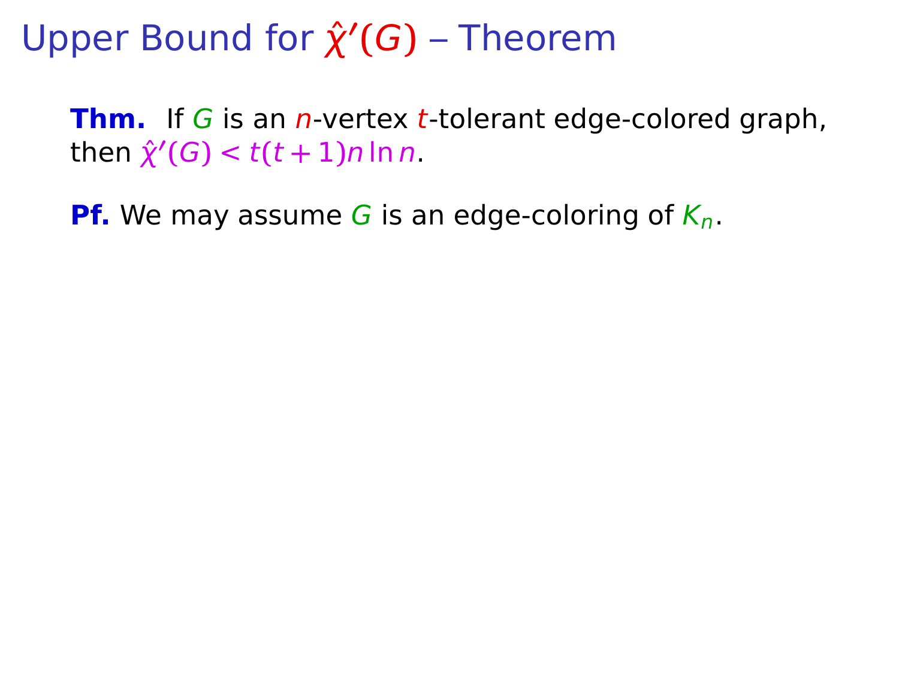# Upper Bound for $\hat{\chi}'(G)$ – Theorem

**Thm.** If $G$ is an $n$-vertex $t$-tolerant edge-colored graph, then $\hat{\chi}'(G) < t(t+1)n \ln n$.

**Pf.** We may assume $G$ is an edge-coloring of $K_n$.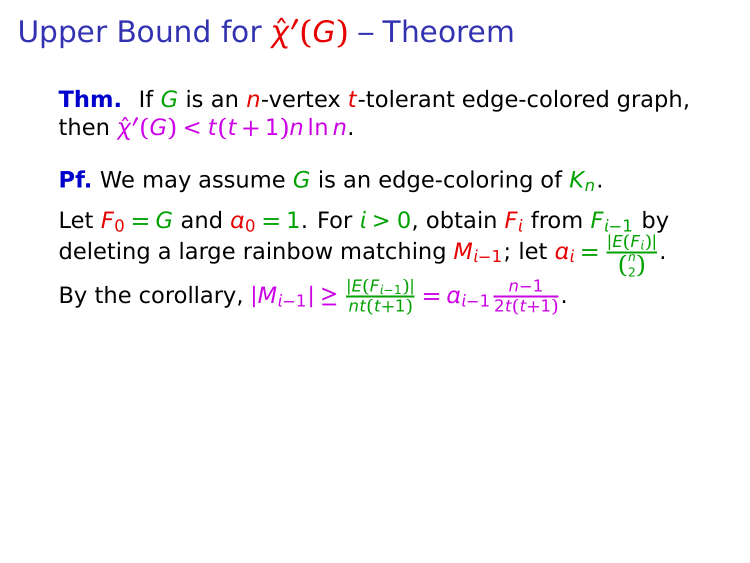# Upper Bound for $\hat{\chi}'(G)$ – Theorem

**Thm.** If $G$ is an $n$-vertex $t$-tolerant edge-colored graph, then $\hat{\chi}'(G) < t(t+1)n \ln n$.

**Pf.** We may assume $G$ is an edge-coloring of $K_n$.

Let $F_0 = G$ and $a_0 = 1$. For $i > 0$, obtain $F_i$ from $F_{i-1}$ by deleting a large rainbow matching $M_{i-1}$; let $a_i = \frac{|E(F_i)|}{\binom{n}{2}}$.

By the corollary, $|M_{i-1}| \geq \frac{|E(F_{i-1})|}{nt(t+1)} = a_{i-1}\frac{n-1}{2t(t+1)}$.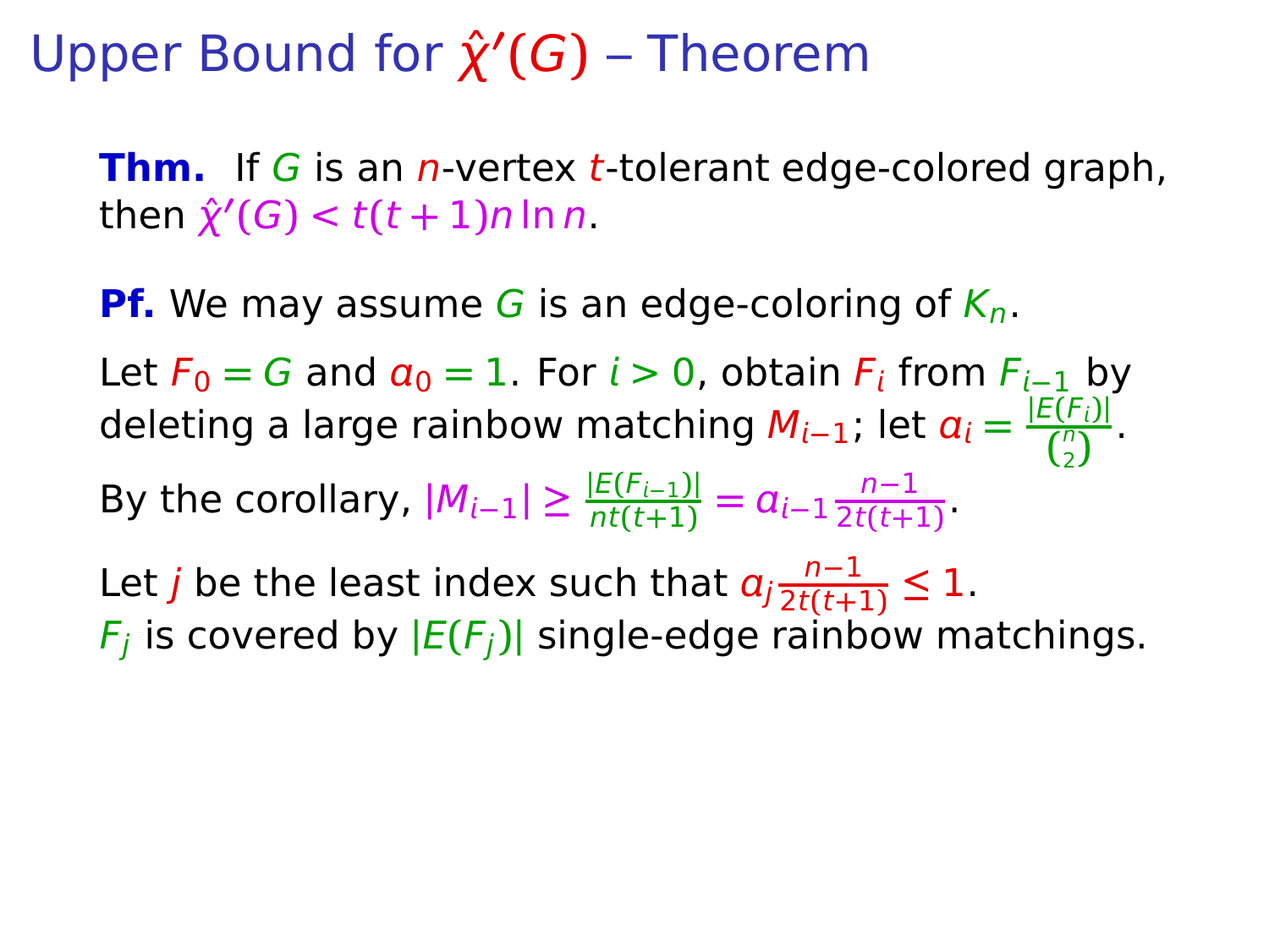# Upper Bound for $\hat{\chi}'(G)$ – Theorem

**Thm.** If $G$ is an $n$-vertex $t$-tolerant edge-colored graph, then $\hat{\chi}'(G) < t(t+1)n \ln n$.

**Pf.** We may assume $G$ is an edge-coloring of $K_n$.

Let $F_0 = G$ and $a_0 = 1$. For $i > 0$, obtain $F_i$ from $F_{i-1}$ by deleting a large rainbow matching $M_{i-1}$; let $a_i = \frac{|E(F_i)|}{\binom{n}{2}}$.

By the corollary, $|M_{i-1}| \geq \frac{|E(F_{i-1})|}{nt(t+1)} = a_{i-1}\frac{n-1}{2t(t+1)}$.

Let $j$ be the least index such that $a_j \frac{n-1}{2t(t+1)} \leq 1$.
$F_j$ is covered by $|E(F_j)|$ single-edge rainbow matchings.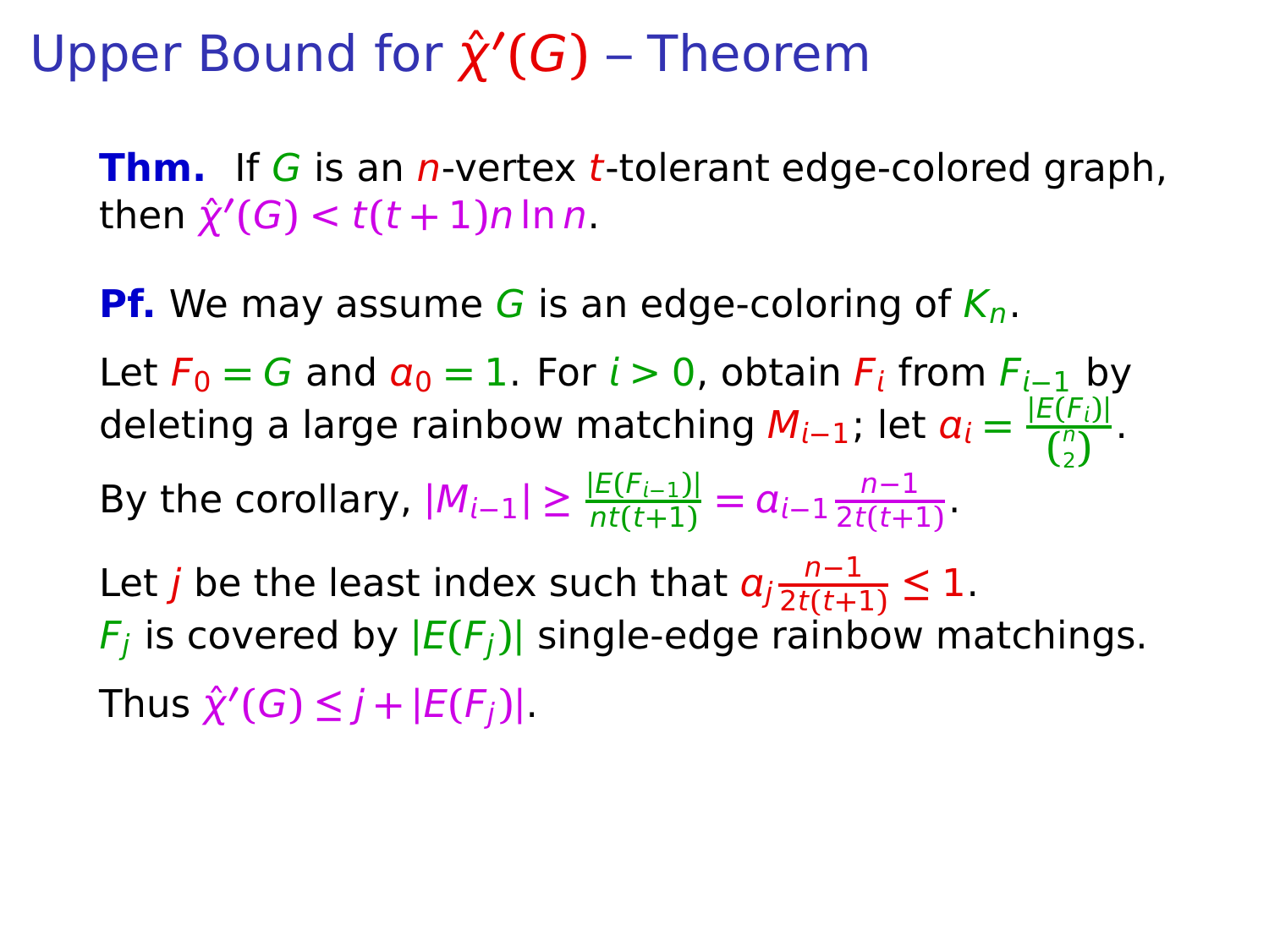# Upper Bound for $\hat{\chi}'(G)$ – Theorem

**Thm.** If $G$ is an $n$-vertex $t$-tolerant edge-colored graph, then $\hat{\chi}'(G) < t(t+1)n \ln n$.

**Pf.** We may assume $G$ is an edge-coloring of $K_n$.

Let $F_0 = G$ and $a_0 = 1$. For $i > 0$, obtain $F_i$ from $F_{i-1}$ by deleting a large rainbow matching $M_{i-1}$; let $a_i = \frac{|E(F_i)|}{\binom{n}{2}}$.

By the corollary, $|M_{i-1}| \ge \frac{|E(F_{i-1})|}{nt(t+1)} = a_{i-1} \frac{n-1}{2t(t+1)}$.

Let $j$ be the least index such that $a_j \frac{n-1}{2t(t+1)} \le 1$.
$F_j$ is covered by $|E(F_j)|$ single-edge rainbow matchings.

Thus $\hat{\chi}'(G) \le j + |E(F_j)|$.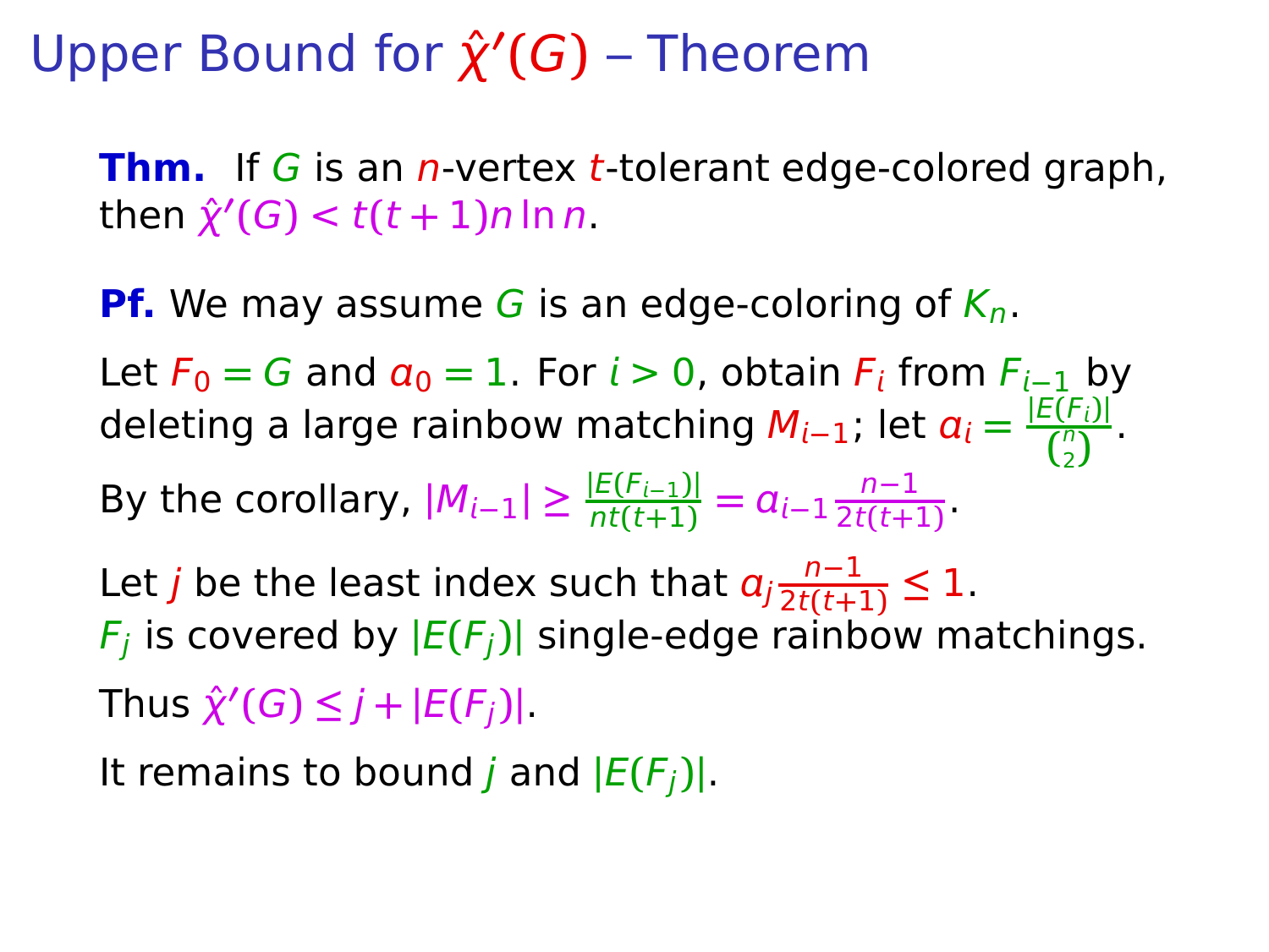# Upper Bound for $\hat{\chi}'(G)$ – Theorem

**Thm.** If $G$ is an $n$-vertex $t$-tolerant edge-colored graph, then $\hat{\chi}'(G) < t(t+1)n \ln n$.

**Pf.** We may assume $G$ is an edge-coloring of $K_n$.

Let $F_0 = G$ and $\alpha_0 = 1$. For $i > 0$, obtain $F_i$ from $F_{i-1}$ by deleting a large rainbow matching $M_{i-1}$; let $\alpha_i = \frac{|E(F_i)|}{\binom{n}{2}}$.

By the corollary, $|M_{i-1}| \ge \frac{|E(F_{i-1})|}{nt(t+1)} = \alpha_{i-1} \frac{n-1}{2t(t+1)}$.

Let $j$ be the least index such that $\alpha_j \frac{n-1}{2t(t+1)} \le 1$.
$F_j$ is covered by $|E(F_j)|$ single-edge rainbow matchings.

Thus $\hat{\chi}'(G) \le j + |E(F_j)|$.

It remains to bound $j$ and $|E(F_j)|$.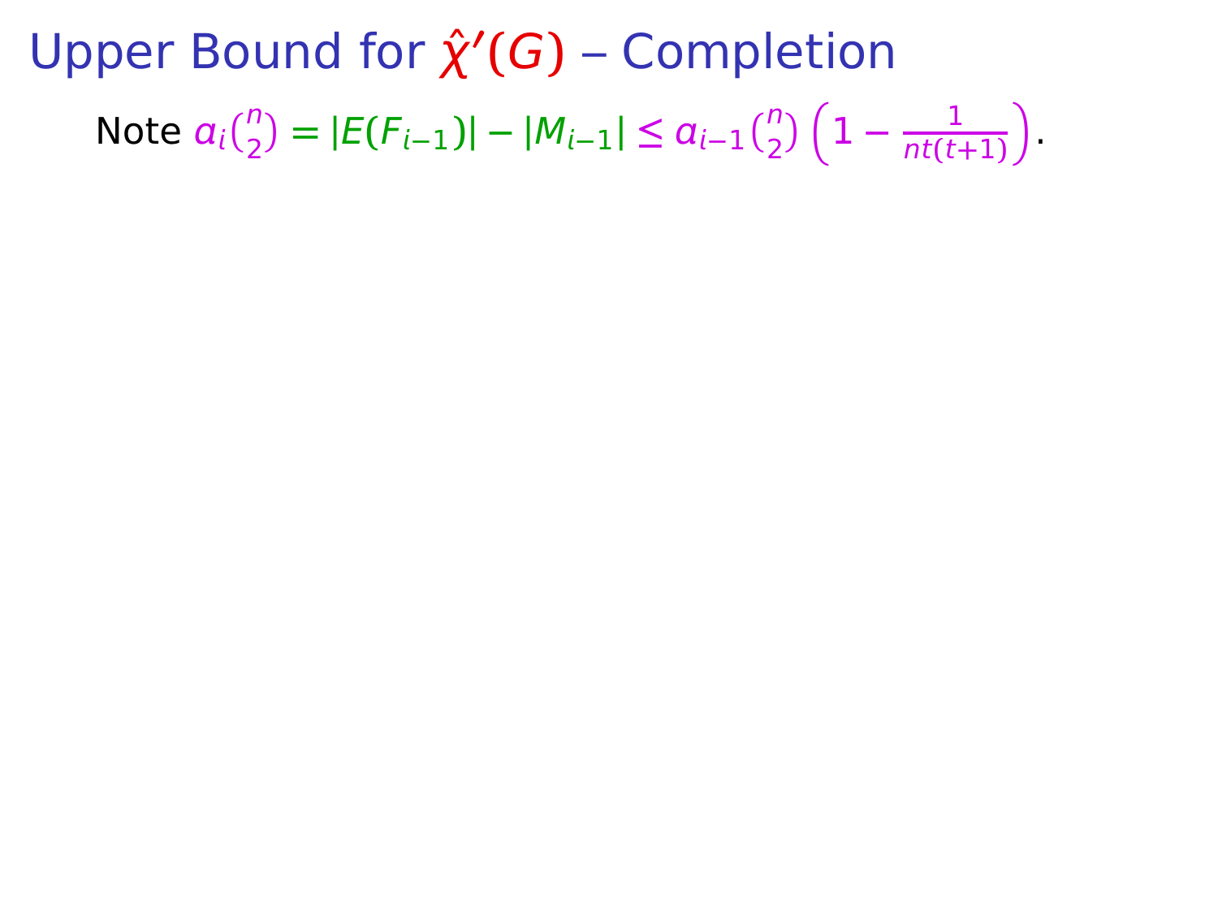# Upper Bound for $\hat{\chi}'(G)$ – Completion

Note $a_i\binom{n}{2} = |E(F_{i-1})| - |M_{i-1}| \leq a_{i-1}\binom{n}{2}\left(1 - \frac{1}{nt(t+1)}\right)$.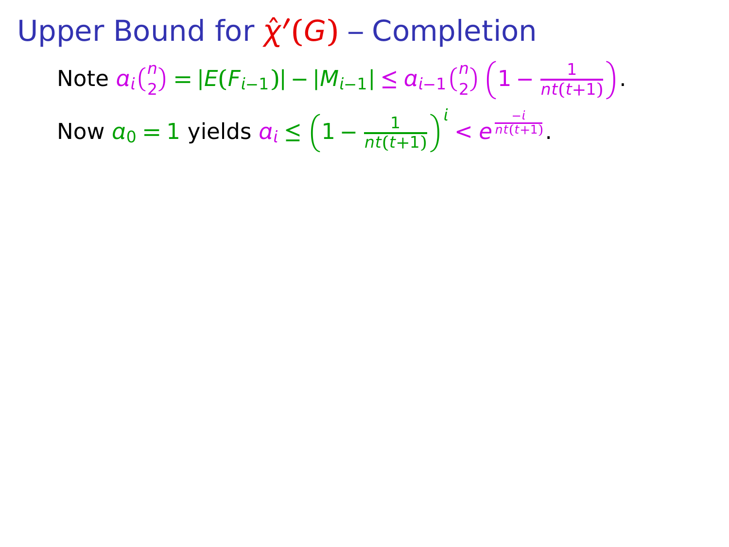# Upper Bound for $\hat{\chi}'(G)$ – Completion

Note $a_i\binom{n}{2} = |E(F_{i-1})| - |M_{i-1}| \leq a_{i-1}\binom{n}{2}\left(1 - \frac{1}{nt(t+1)}\right)$.

Now $a_0 = 1$ yields $a_i \leq \left(1 - \frac{1}{nt(t+1)}\right)^i < e^{\frac{-i}{nt(t+1)}}$.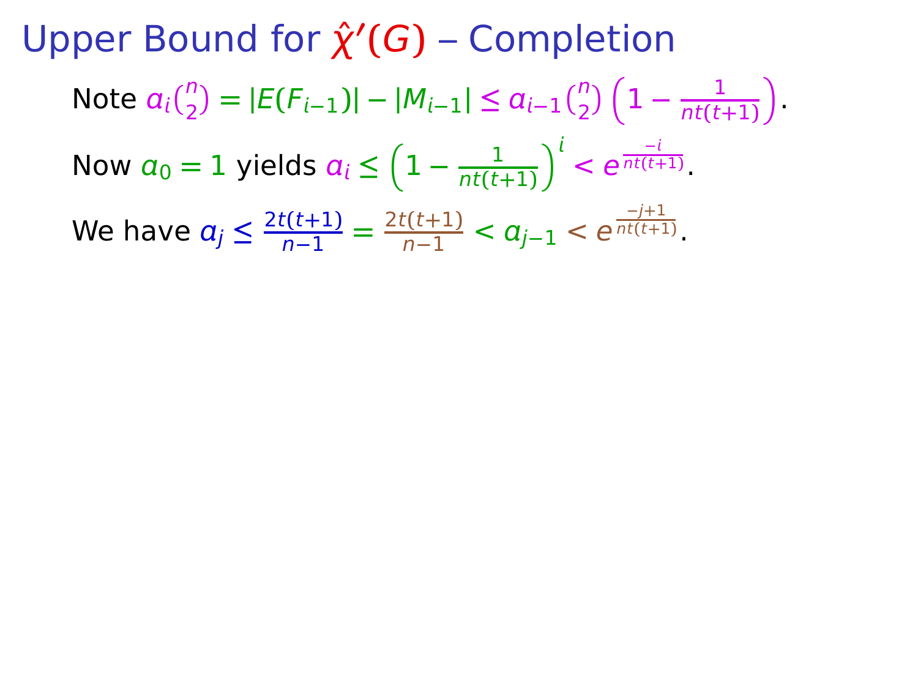# Upper Bound for $\hat{\chi}'(G)$ – Completion

Note $a_i\binom{n}{2} = |E(F_{i-1})| - |M_{i-1}| \leq a_{i-1}\binom{n}{2}\left(1 - \frac{1}{nt(t+1)}\right)$.

Now $a_0 = 1$ yields $a_i \leq \left(1 - \frac{1}{nt(t+1)}\right)^i < e^{\frac{-i}{nt(t+1)}}$.

We have $a_j \leq \frac{2t(t+1)}{n-1} = \frac{2t(t+1)}{n-1} < a_{j-1} < e^{\frac{-j+1}{nt(t+1)}}$.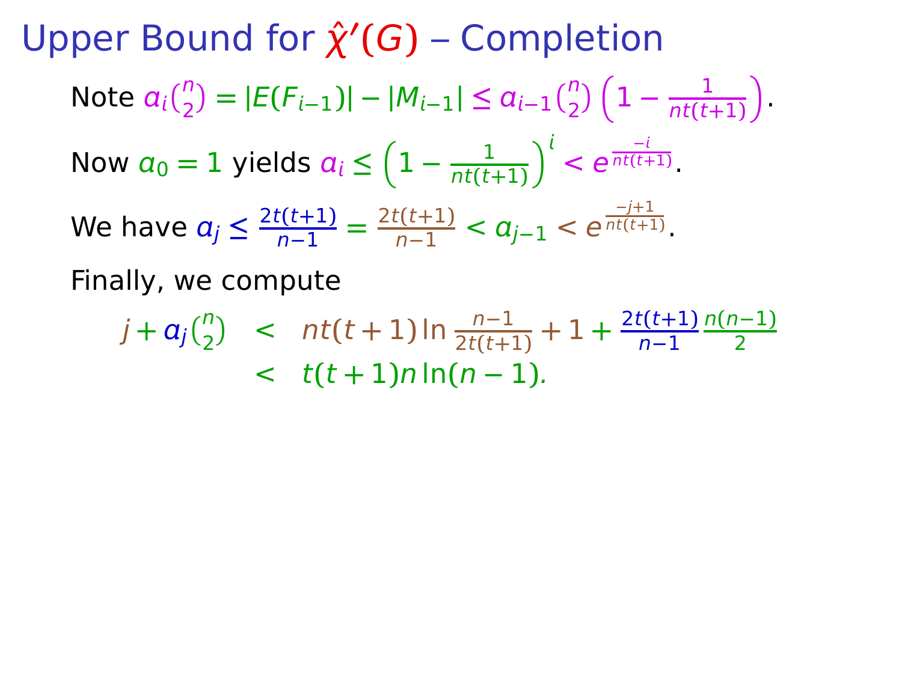# Upper Bound for $\hat{\chi}'(G)$ – Completion

Note $a_i\binom{n}{2} = |E(F_{i-1})| - |M_{i-1}| \leq a_{i-1}\binom{n}{2}\left(1 - \frac{1}{nt(t+1)}\right)$.

Now $a_0 = 1$ yields $a_i \leq \left(1 - \frac{1}{nt(t+1)}\right)^i < e^{\frac{-i}{nt(t+1)}}$.

We have $a_j \leq \frac{2t(t+1)}{n-1} = \frac{2t(t+1)}{n-1} < a_{j-1} < e^{\frac{-j+1}{nt(t+1)}}$.

Finally, we compute

$$
\begin{aligned}
j + a_j\binom{n}{2} &< nt(t+1)\ln\frac{n-1}{2t(t+1)} + 1 + \frac{2t(t+1)}{n-1}\frac{n(n-1)}{2} \\
&< t(t+1)n\ln(n-1).
\end{aligned}
$$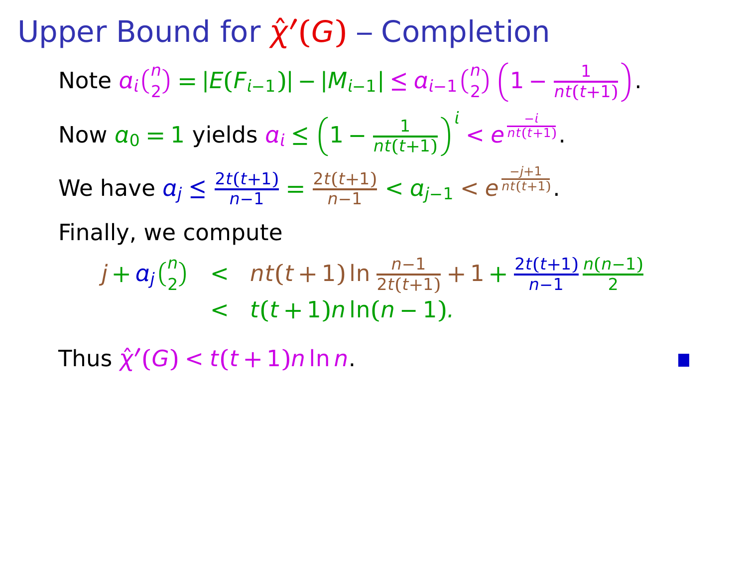# Upper Bound for $\hat{\chi}'(G)$ – Completion

Note $a_i\binom{n}{2} = |E(F_{i-1})| - |M_{i-1}| \leq a_{i-1}\binom{n}{2}\left(1 - \frac{1}{nt(t+1)}\right)$.

Now $a_0 = 1$ yields $a_i \leq \left(1 - \frac{1}{nt(t+1)}\right)^i < e^{\frac{-i}{nt(t+1)}}$.

We have $a_j \leq \frac{2t(t+1)}{n-1} = \frac{2t(t+1)}{n-1} < a_{j-1} < e^{\frac{-j+1}{nt(t+1)}}$.

Finally, we compute

$$
\begin{aligned}
j + a_j\binom{n}{2} &< nt(t+1)\ln\frac{n-1}{2t(t+1)} + 1 + \frac{2t(t+1)}{n-1}\frac{n(n-1)}{2} \\
&< t(t+1)n\ln(n-1).
\end{aligned}
$$

Thus $\hat{\chi}'(G) < t(t+1)n\ln n$. ■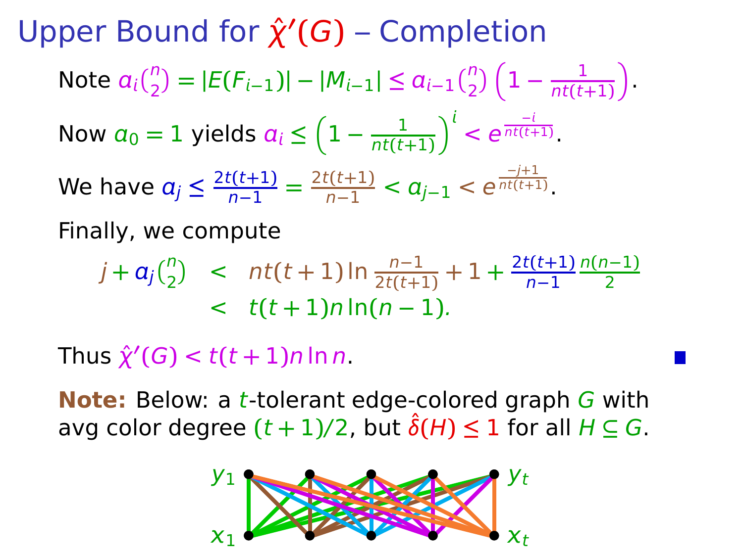# Upper Bound for $\hat{\chi}'(G)$ – Completion

Note $a_i\binom{n}{2} = |E(F_{i-1})| - |M_{i-1}| \le a_{i-1}\binom{n}{2}\left(1 - \frac{1}{nt(t+1)}\right)$.

Now $a_0 = 1$ yields $a_i \le \left(1 - \frac{1}{nt(t+1)}\right)^i < e^{\frac{-i}{nt(t+1)}}$.

We have $a_j \le \frac{2t(t+1)}{n-1} = \frac{2t(t+1)}{n-1} < a_{j-1} < e^{\frac{-j+1}{nt(t+1)}}$.

Finally, we compute

$$
\begin{aligned}
j + a_j\binom{n}{2} &< nt(t+1)\ln\frac{n-1}{2t(t+1)} + 1 + \frac{2t(t+1)}{n-1}\frac{n(n-1)}{2} \\
&< t(t+1)n\ln(n-1).
\end{aligned}
$$

Thus $\hat{\chi}'(G) < t(t+1)n\ln n$. ■

**Note:** Below: a $t$-tolerant edge-colored graph $G$ with avg color degree $(t+1)/2$, but $\hat{\delta}(H) \le 1$ for all $H \subseteq G$.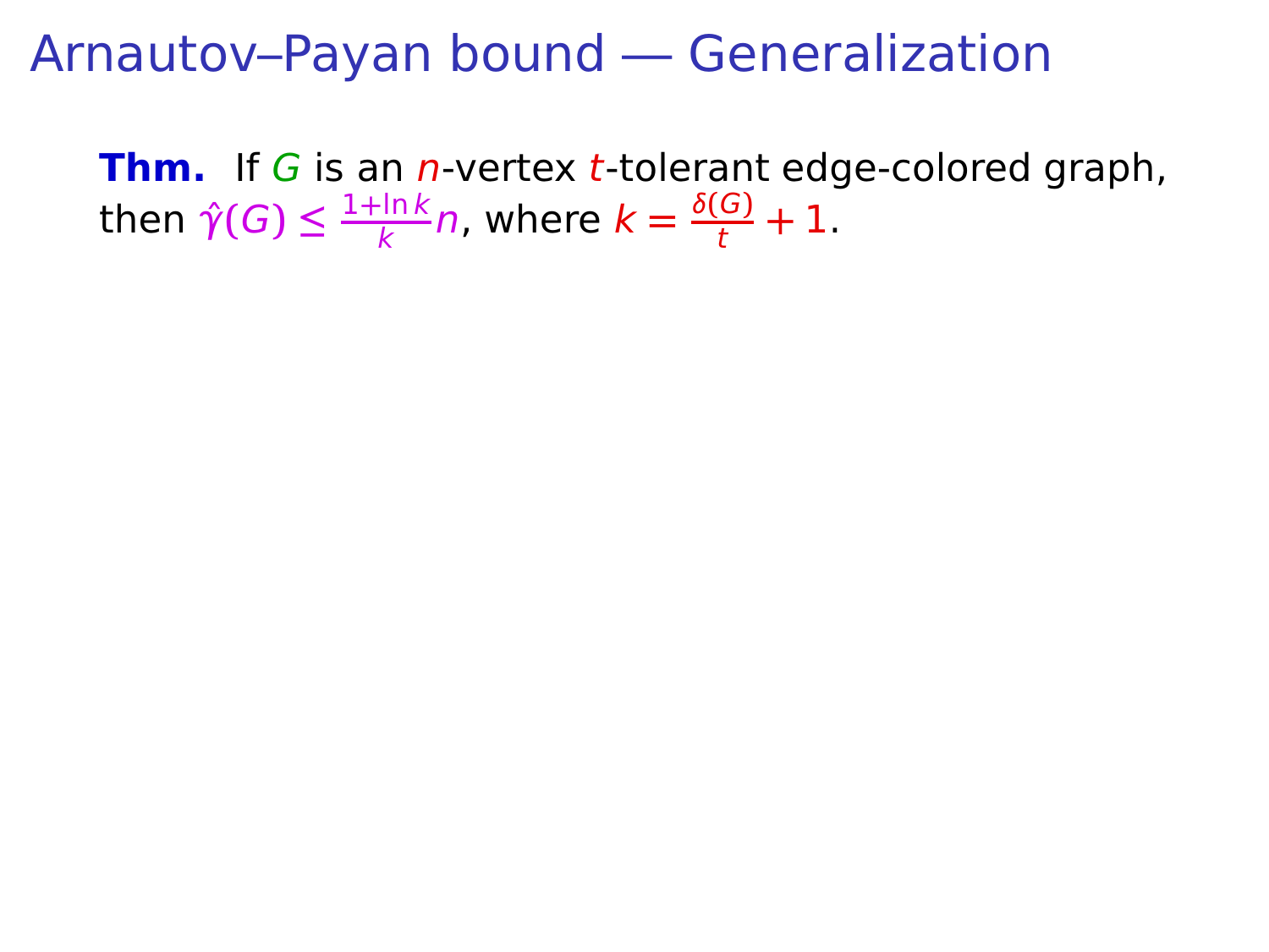# Arnautov–Payan bound — Generalization

**Thm.** If $G$ is an $n$-vertex $t$-tolerant edge-colored graph, then $\hat{\gamma}(G) \leq \frac{1+\ln k}{k} n$, where $k = \frac{\delta(G)}{t} + 1$.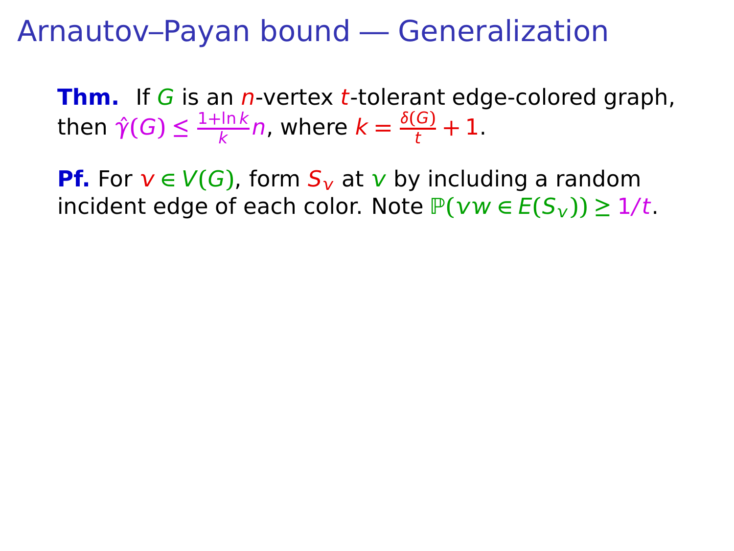# Arnautov–Payan bound — Generalization

**Thm.** If $G$ is an $n$-vertex $t$-tolerant edge-colored graph, then $\hat{\gamma}(G) \le \frac{1+\ln k}{k} n$, where $k = \frac{\delta(G)}{t} + 1$.

**Pf.** For $v \in V(G)$, form $S_v$ at $v$ by including a random incident edge of each color. Note $\mathbb{P}(vw \in E(S_v)) \ge 1/t$.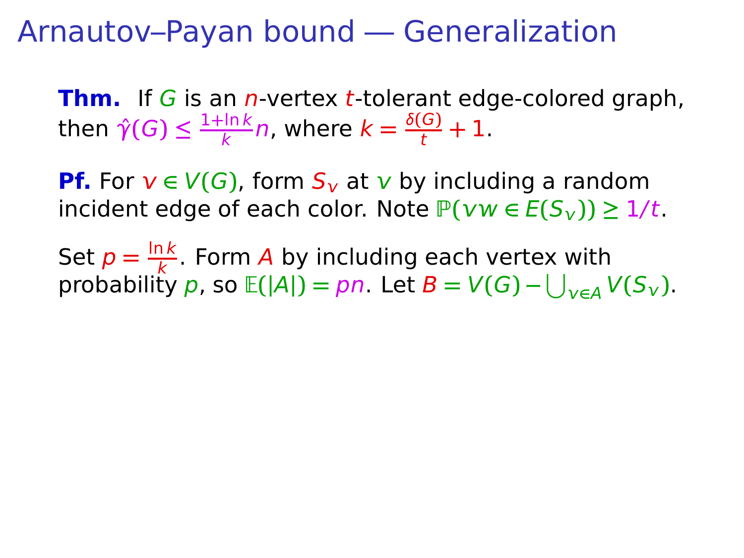# Arnautov–Payan bound — Generalization

**Thm.** If $G$ is an $n$-vertex $t$-tolerant edge-colored graph, then $\hat{\gamma}(G) \le \frac{1+\ln k}{k} n$, where $k = \frac{\delta(G)}{t} + 1$.

**Pf.** For $v \in V(G)$, form $S_v$ at $v$ by including a random incident edge of each color. Note $\mathbb{P}(vw \in E(S_v)) \ge 1/t$.

Set $p = \frac{\ln k}{k}$. Form $A$ by including each vertex with probability $p$, so $\mathbb{E}(|A|) = pn$. Let $B = V(G) - \bigcup_{v \in A} V(S_v)$.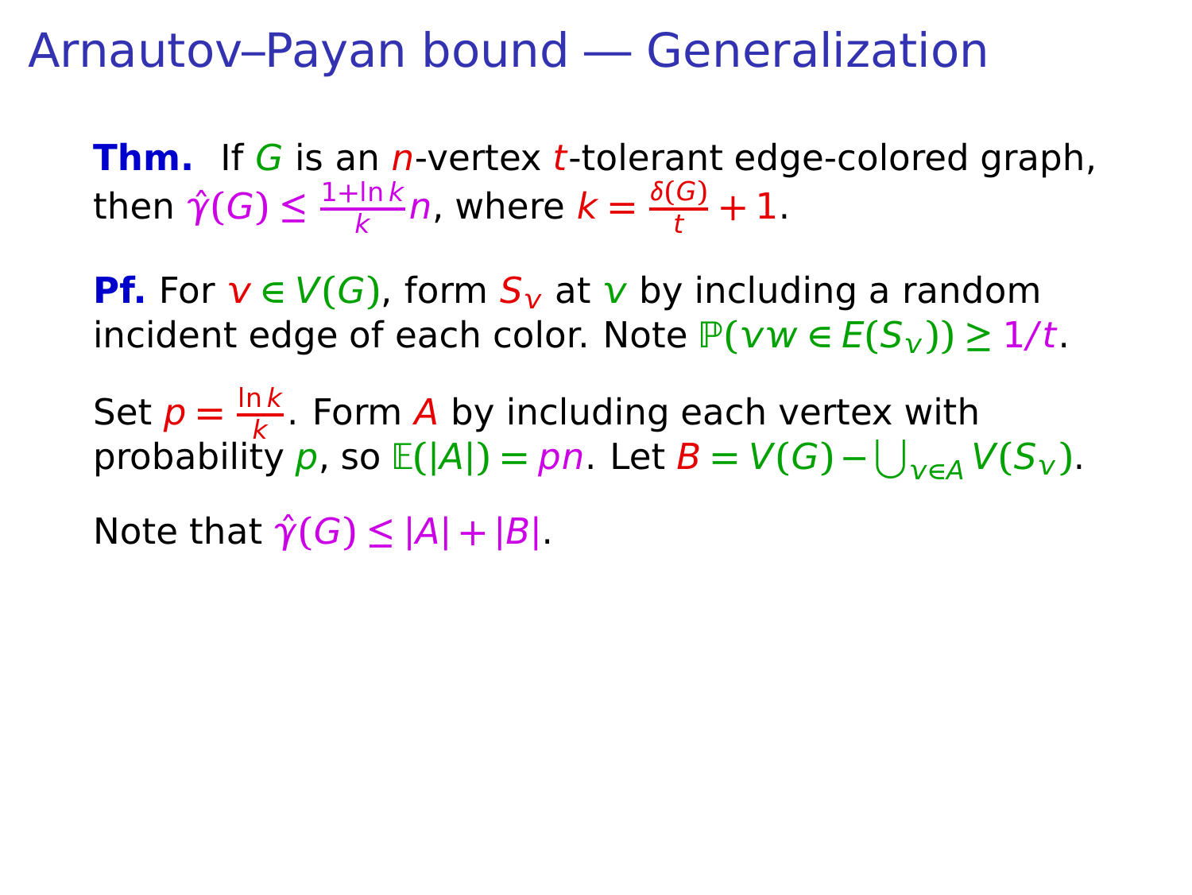# Arnautov–Payan bound — Generalization

**Thm.** If $G$ is an $n$-vertex $t$-tolerant edge-colored graph, then $\hat{\gamma}(G) \le \frac{1+\ln k}{k} n$, where $k = \frac{\delta(G)}{t} + 1$.

**Pf.** For $v \in V(G)$, form $S_v$ at $v$ by including a random incident edge of each color. Note $\mathbb{P}(vw \in E(S_v)) \ge 1/t$.

Set $p = \frac{\ln k}{k}$. Form $A$ by including each vertex with probability $p$, so $\mathbb{E}(|A|) = pn$. Let $B = V(G) - \bigcup_{v \in A} V(S_v)$.

Note that $\hat{\gamma}(G) \le |A| + |B|$.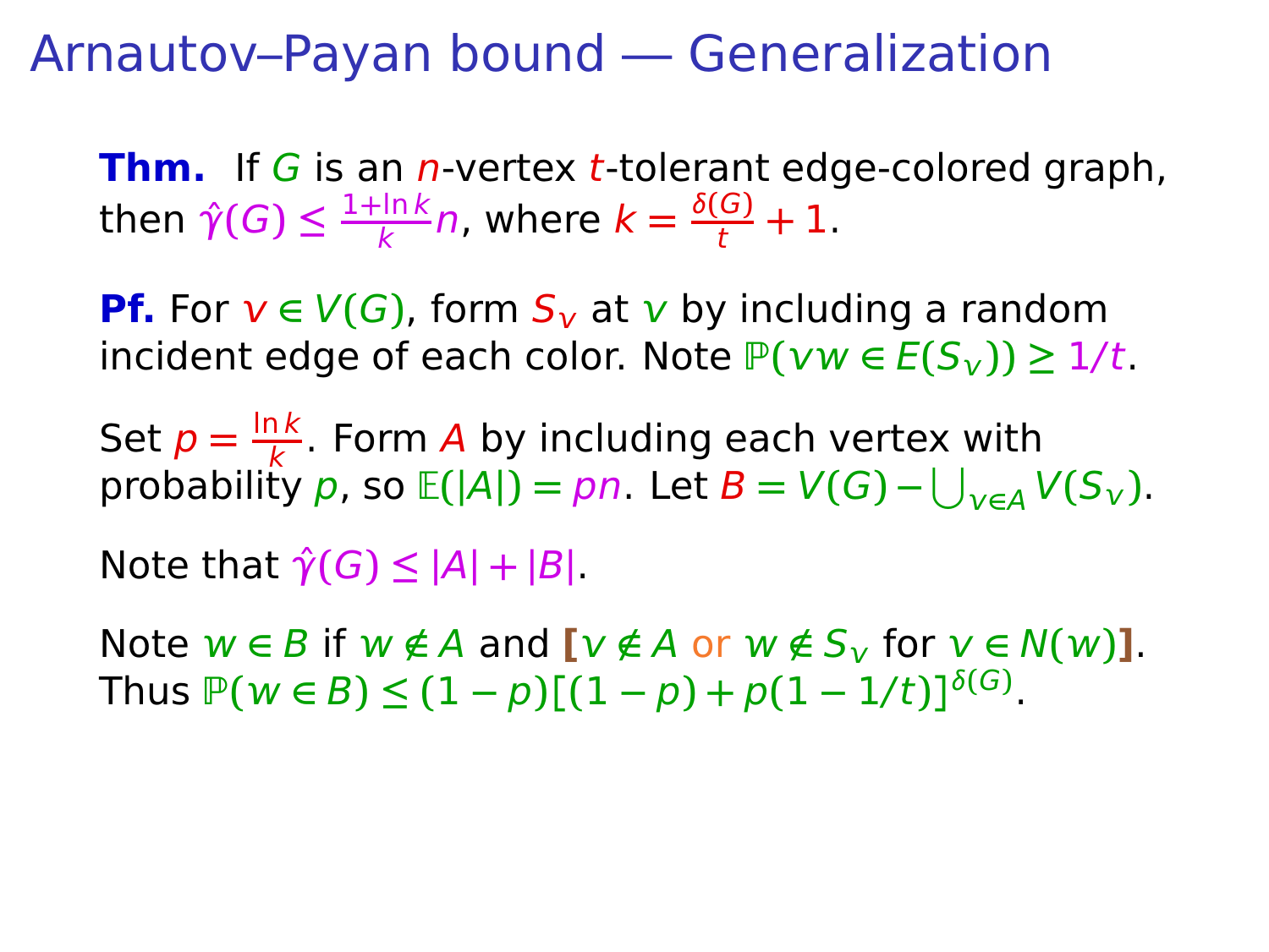# Arnautov–Payan bound — Generalization

**Thm.** If $G$ is an $n$-vertex $t$-tolerant edge-colored graph, then $\hat{\gamma}(G) \le \frac{1+\ln k}{k} n$, where $k = \frac{\delta(G)}{t} + 1$.

**Pf.** For $v \in V(G)$, form $S_v$ at $v$ by including a random incident edge of each color. Note $\mathbb{P}(vw \in E(S_v)) \ge 1/t$.

Set $p = \frac{\ln k}{k}$. Form $A$ by including each vertex with probability $p$, so $\mathbb{E}(|A|) = pn$. Let $B = V(G) - \bigcup_{v \in A} V(S_v)$.

Note that $\hat{\gamma}(G) \le |A| + |B|$.

Note $w \in B$ if $w \notin A$ and $[v \notin A$ or $w \notin S_v$ for $v \in N(w)]$.
Thus $\mathbb{P}(w \in B) \le (1-p)[(1-p) + p(1-1/t)]^{\delta(G)}$.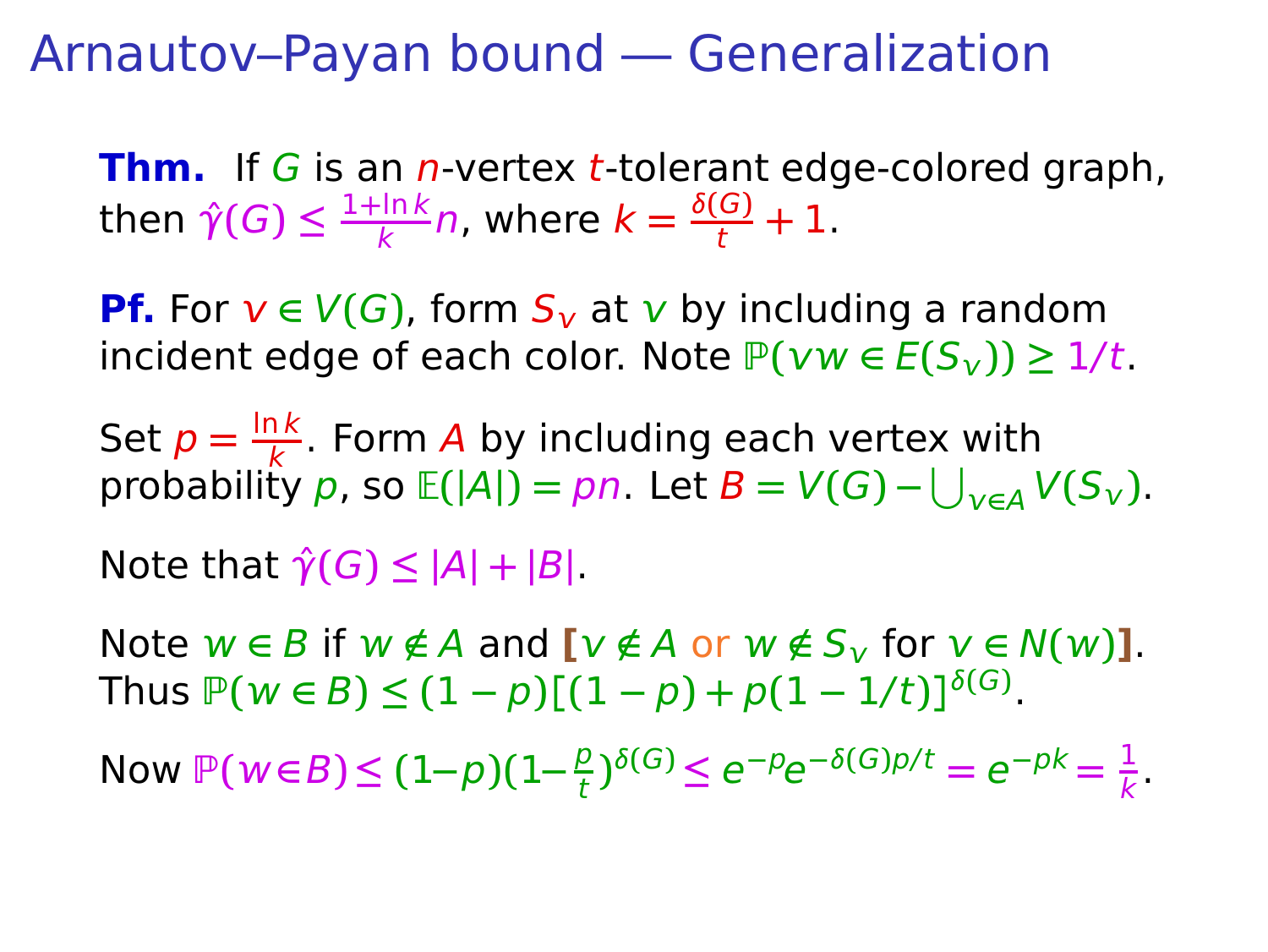# Arnautov–Payan bound — Generalization

**Thm.** If $G$ is an $n$-vertex $t$-tolerant edge-colored graph, then $\hat{\gamma}(G) \le \frac{1+\ln k}{k} n$, where $k = \frac{\delta(G)}{t} + 1$.

**Pf.** For $v \in V(G)$, form $S_v$ at $v$ by including a random incident edge of each color. Note $\mathbb{P}(vw \in E(S_v)) \ge 1/t$.

Set $p = \frac{\ln k}{k}$. Form $A$ by including each vertex with probability $p$, so $\mathbb{E}(|A|) = pn$. Let $B = V(G) - \bigcup_{v \in A} V(S_v)$.

Note that $\hat{\gamma}(G) \le |A| + |B|$.

Note $w \in B$ if $w \notin A$ and **[** $v \notin A$ or $w \notin S_v$ for $v \in N(w)$ **]**.
Thus $\mathbb{P}(w \in B) \le (1-p)[(1-p) + p(1-1/t)]^{\delta(G)}$.

Now $\mathbb{P}(w \in B) \le (1-p)(1-\frac{p}{t})^{\delta(G)} \le e^{-p} e^{-\delta(G)p/t} = e^{-pk} = \frac{1}{k}$.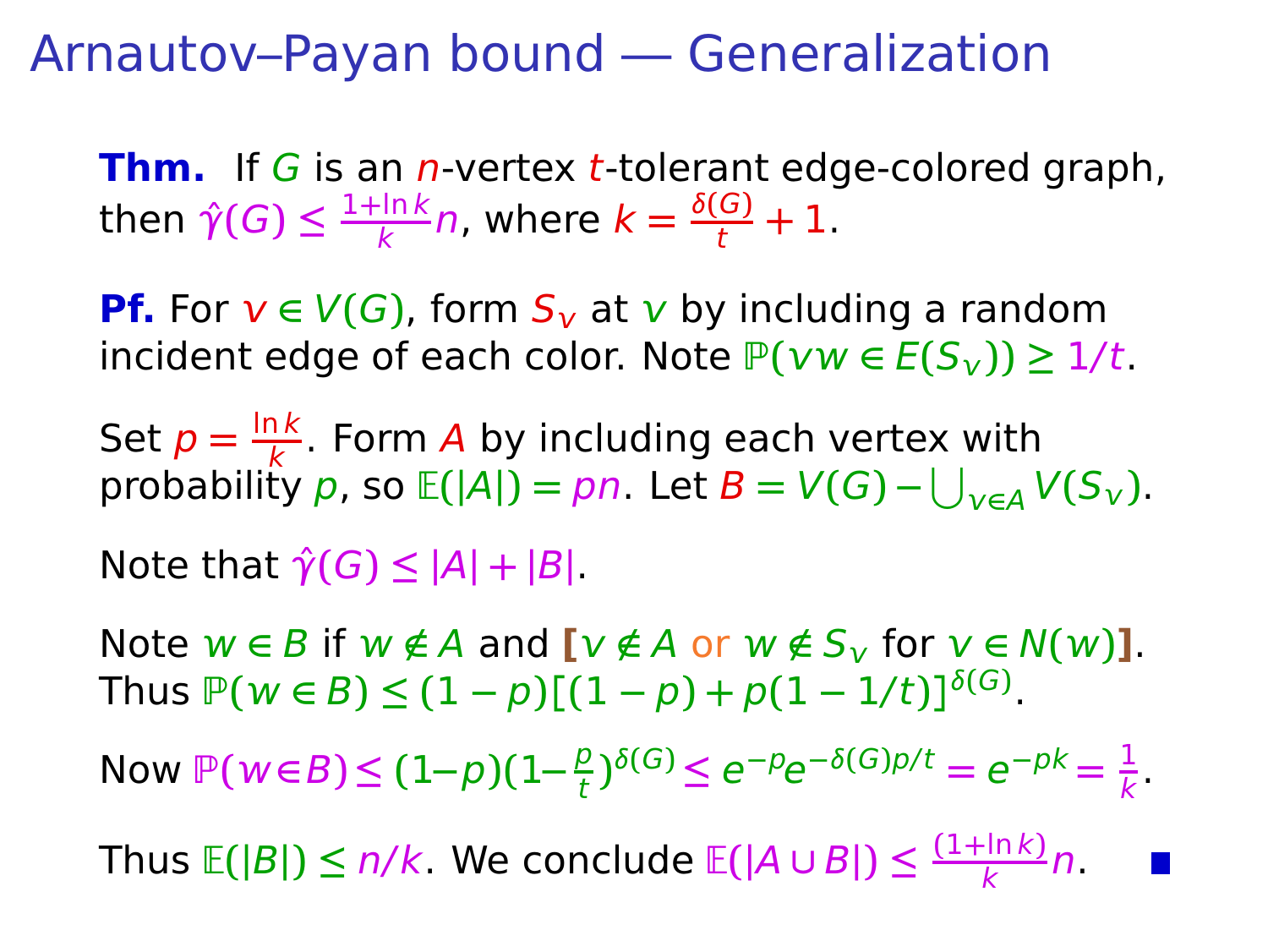# Arnautov–Payan bound — Generalization

**Thm.** If $G$ is an $n$-vertex $t$-tolerant edge-colored graph, then $\hat{\gamma}(G) \le \frac{1+\ln k}{k} n$, where $k = \frac{\delta(G)}{t} + 1$.

**Pf.** For $v \in V(G)$, form $S_v$ at $v$ by including a random incident edge of each color. Note $\mathbb{P}(vw \in E(S_v)) \ge 1/t$.

Set $p = \frac{\ln k}{k}$. Form $A$ by including each vertex with probability $p$, so $\mathbb{E}(|A|) = pn$. Let $B = V(G) - \bigcup_{v \in A} V(S_v)$.

Note that $\hat{\gamma}(G) \le |A| + |B|$.

Note $w \in B$ if $w \notin A$ and **[**$v \notin A$ or $w \notin S_v$ for $v \in N(w)$**]**.
Thus $\mathbb{P}(w \in B) \le (1-p)[(1-p) + p(1-1/t)]^{\delta(G)}$.

Now $\mathbb{P}(w \in B) \le (1-p)(1-\frac{p}{t})^{\delta(G)} \le e^{-p} e^{-\delta(G)p/t} = e^{-pk} = \frac{1}{k}$.

Thus $\mathbb{E}(|B|) \le n/k$. We conclude $\mathbb{E}(|A \cup B|) \le \frac{(1+\ln k)}{k} n$. ■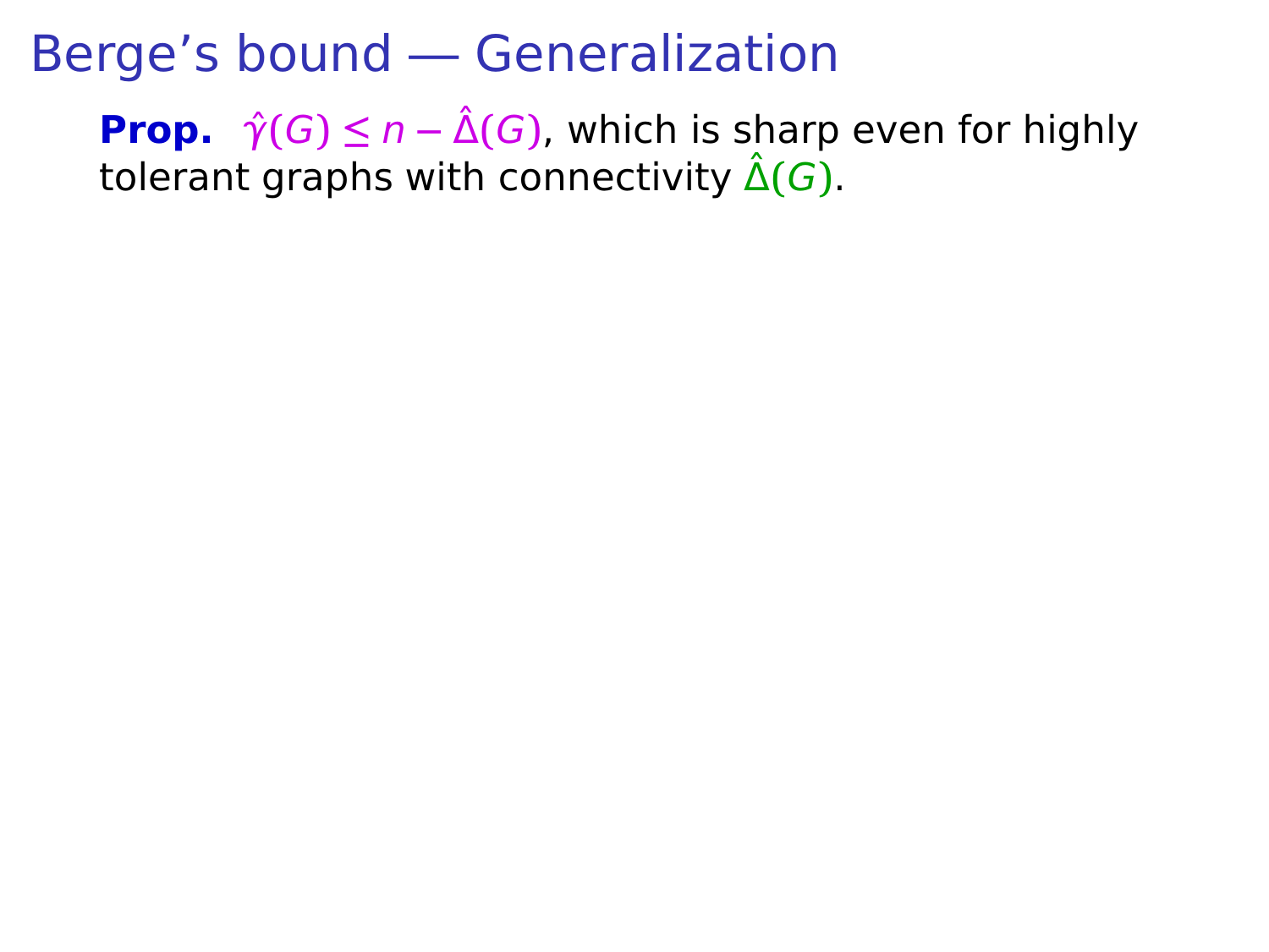# Berge's bound — Generalization

**Prop.** $\hat{\gamma}(G) \leq n - \hat{\Delta}(G)$, which is sharp even for highly tolerant graphs with connectivity $\hat{\Delta}(G)$.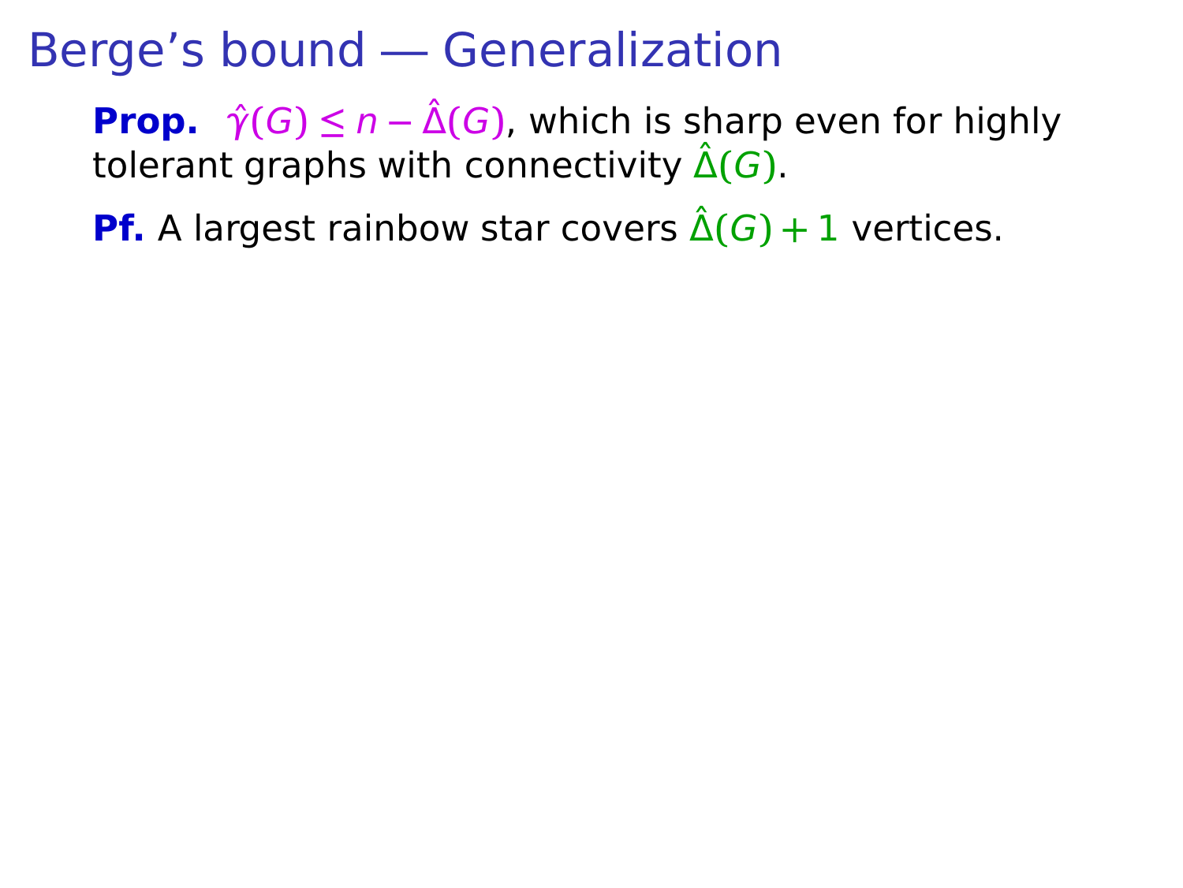# Berge's bound — Generalization

**Prop.** $\hat{\gamma}(G) \leq n - \hat{\Delta}(G)$, which is sharp even for highly tolerant graphs with connectivity $\hat{\Delta}(G)$.

**Pf.** A largest rainbow star covers $\hat{\Delta}(G) + 1$ vertices.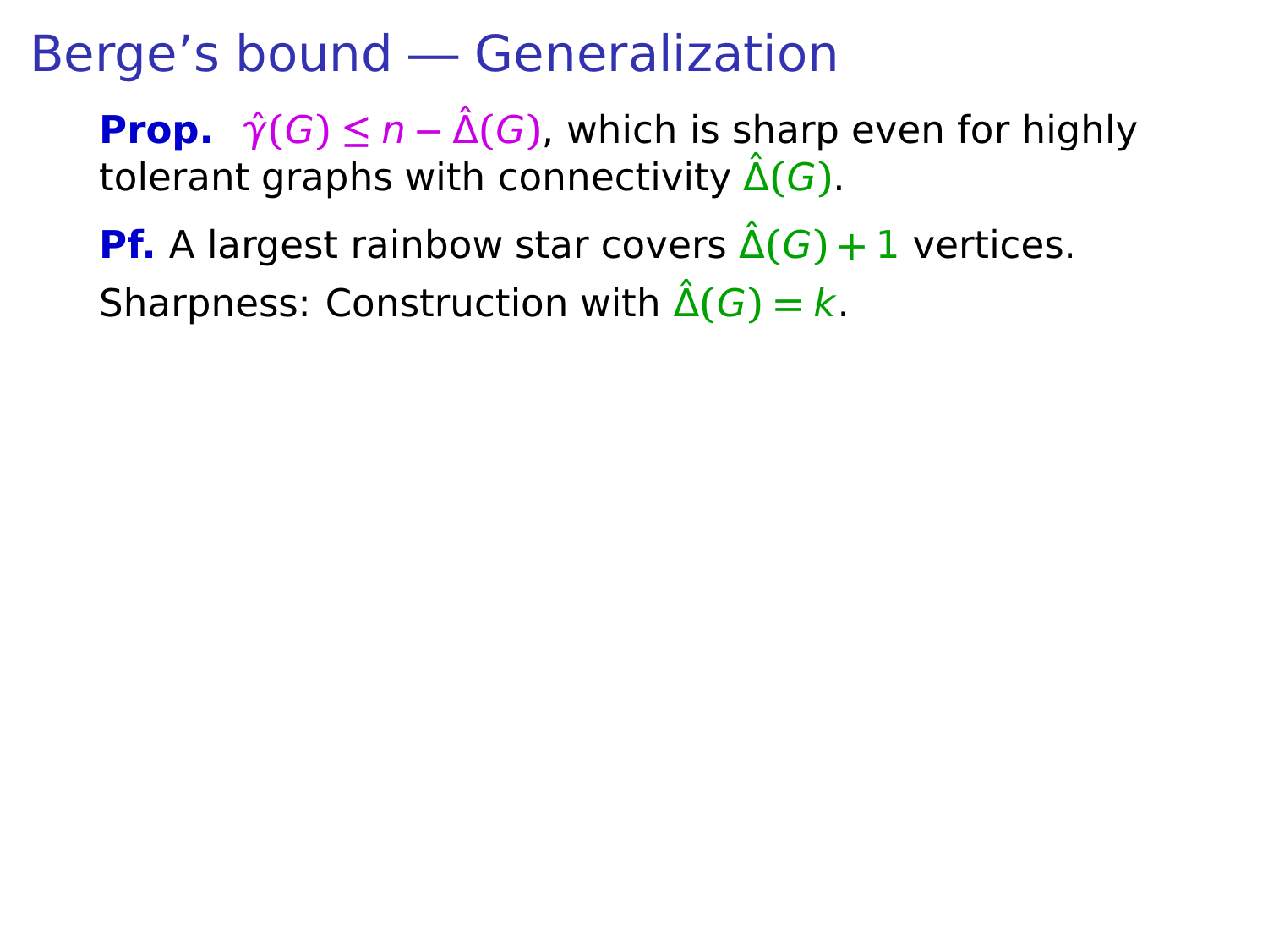# Berge's bound — Generalization

**Prop.** $\hat{\gamma}(G) \le n - \hat{\Delta}(G)$, which is sharp even for highly tolerant graphs with connectivity $\hat{\Delta}(G)$.

**Pf.** A largest rainbow star covers $\hat{\Delta}(G) + 1$ vertices.

Sharpness: Construction with $\hat{\Delta}(G) = k$.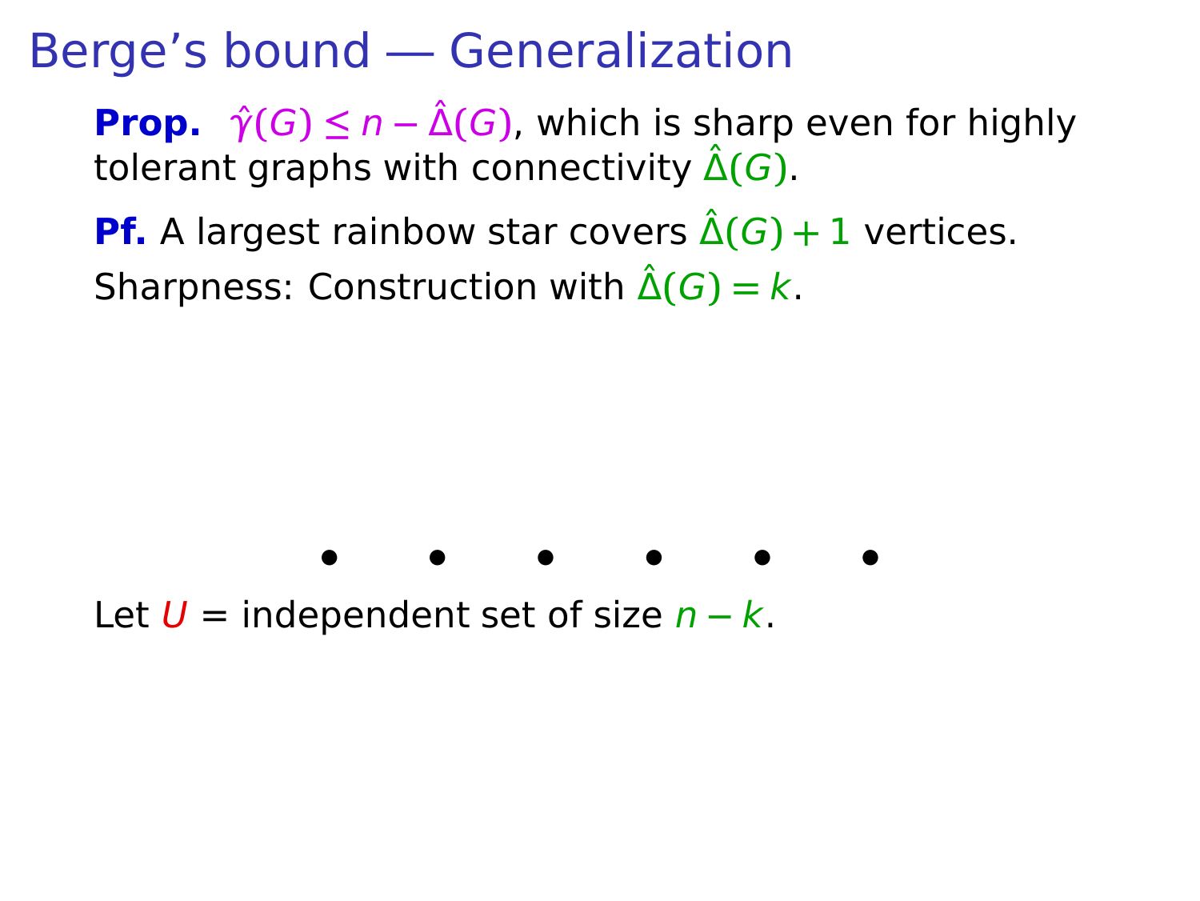# Berge's bound — Generalization

**Prop.** $\hat{\gamma}(G) \leq n - \hat{\Delta}(G)$, which is sharp even for highly tolerant graphs with connectivity $\hat{\Delta}(G)$.

**Pf.** A largest rainbow star covers $\hat{\Delta}(G) + 1$ vertices.

Sharpness: Construction with $\hat{\Delta}(G) = k$.

Let $U$ = independent set of size $n - k$.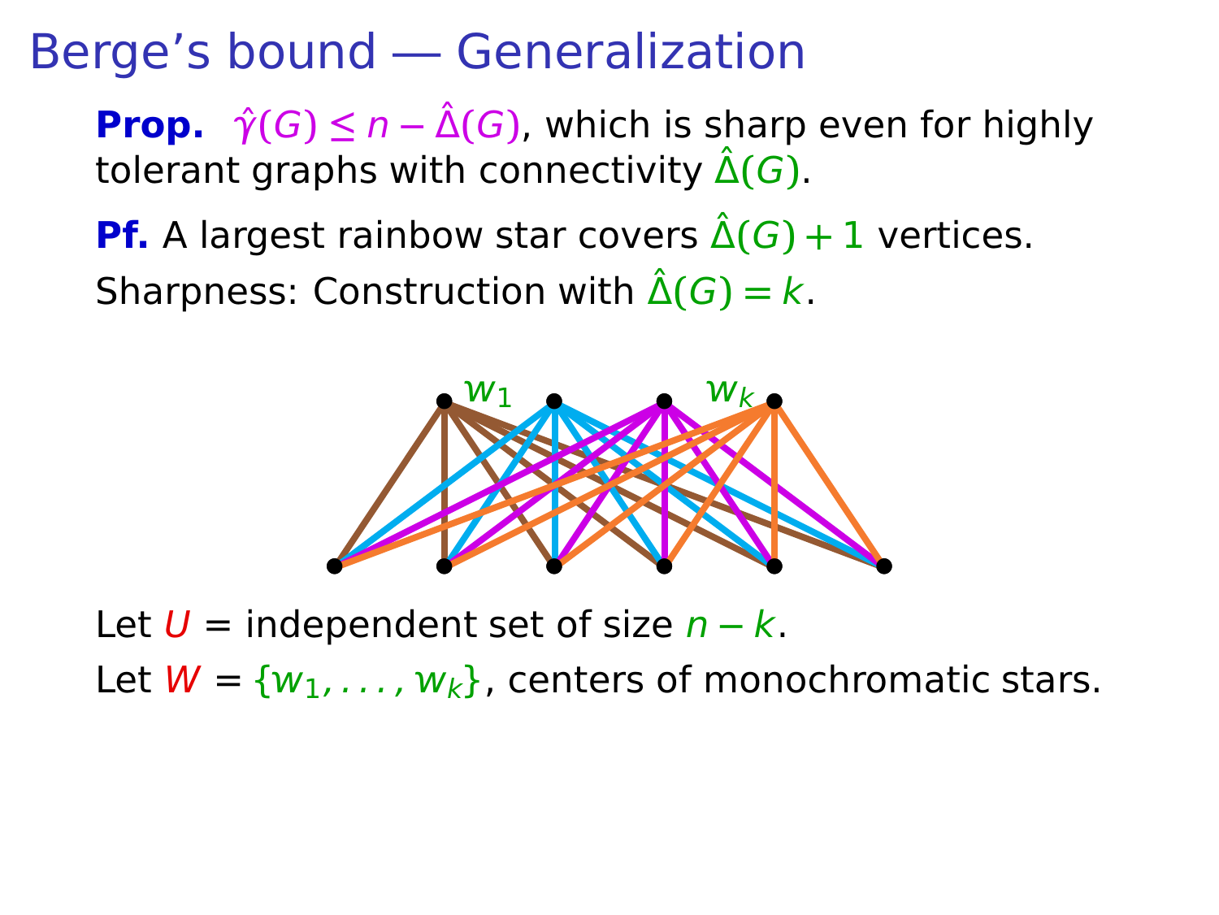# Berge's bound — Generalization

**Prop.** $\hat{\gamma}(G) \le n - \hat{\Delta}(G)$, which is sharp even for highly tolerant graphs with connectivity $\hat{\Delta}(G)$.

**Pf.** A largest rainbow star covers $\hat{\Delta}(G) + 1$ vertices.

Sharpness: Construction with $\hat{\Delta}(G) = k$.

$w_1$ $w_k$

Let $U$ = independent set of size $n - k$.

Let $W$ = $\{w_1, \ldots, w_k\}$, centers of monochromatic stars.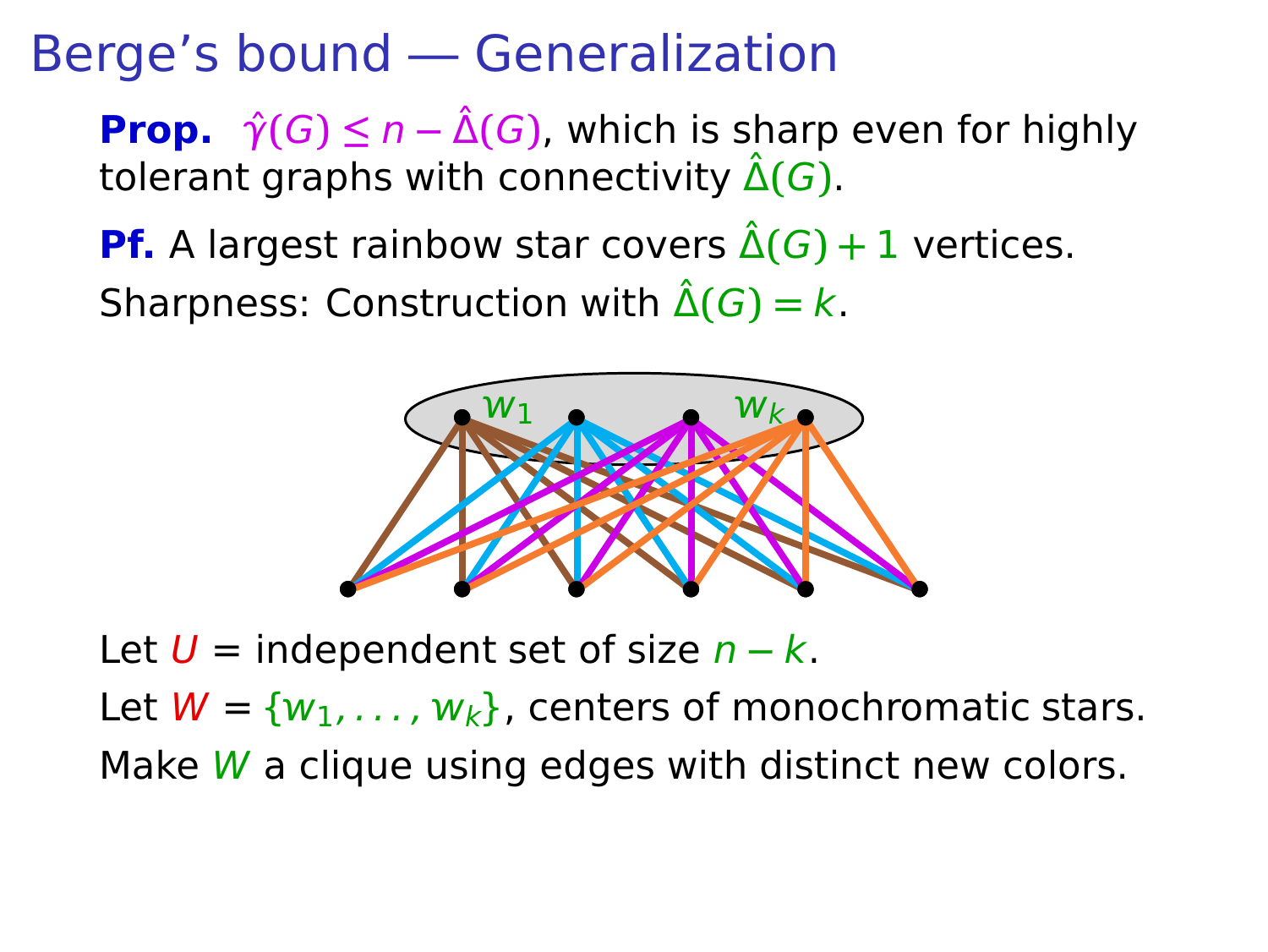# Berge's bound — Generalization

**Prop.** $\hat{\gamma}(G) \le n - \hat{\Delta}(G)$, which is sharp even for highly tolerant graphs with connectivity $\hat{\Delta}(G)$.

**Pf.** A largest rainbow star covers $\hat{\Delta}(G) + 1$ vertices.

Sharpness: Construction with $\hat{\Delta}(G) = k$.

Let $U$ = independent set of size $n - k$.

Let $W = \{w_1, \ldots, w_k\}$, centers of monochromatic stars.

Make $W$ a clique using edges with distinct new colors.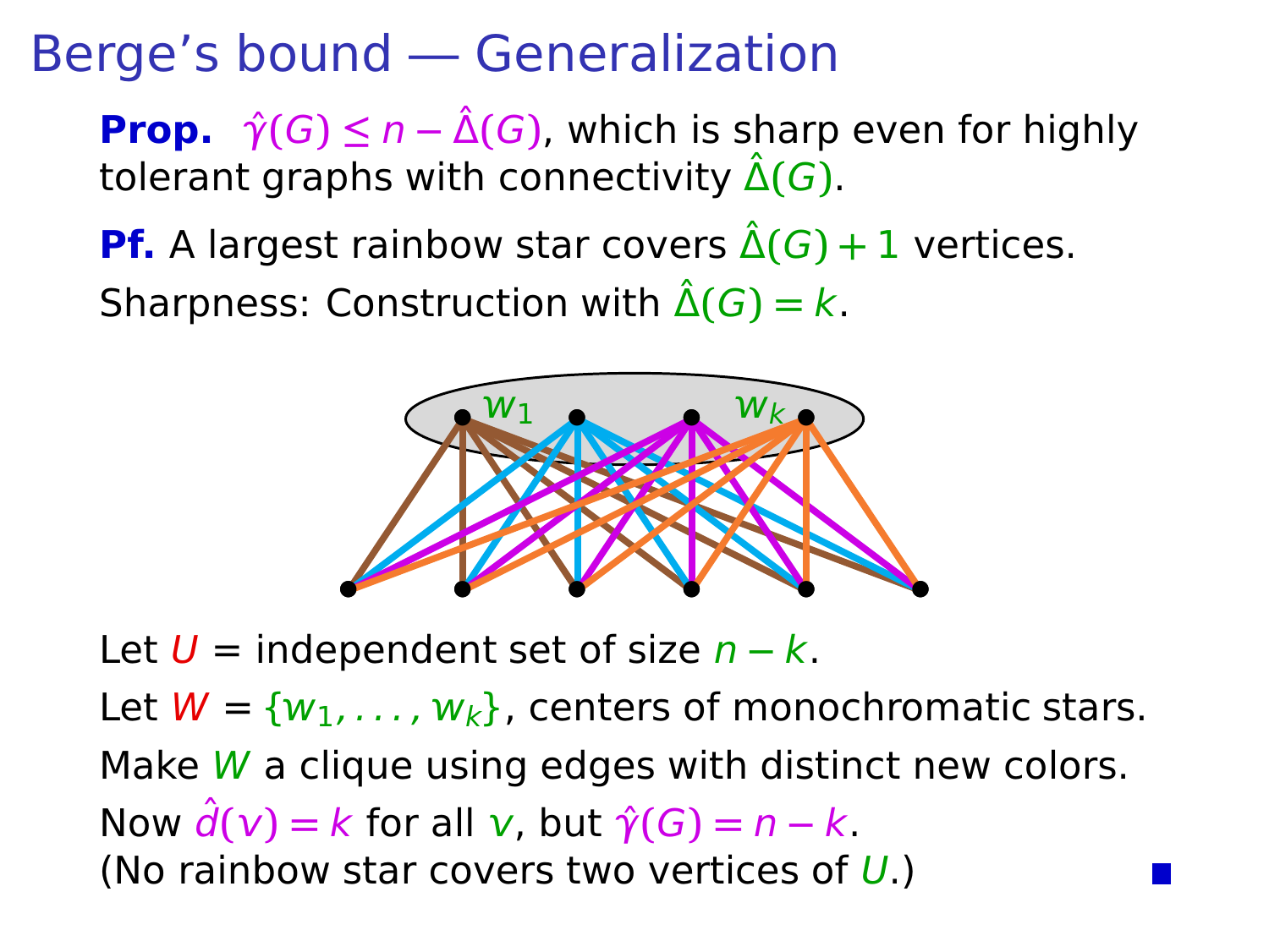# Berge's bound — Generalization

**Prop.** $\hat{\gamma}(G) \leq n - \hat{\Delta}(G)$, which is sharp even for highly tolerant graphs with connectivity $\hat{\Delta}(G)$.

**Pf.** A largest rainbow star covers $\hat{\Delta}(G) + 1$ vertices.

Sharpness: Construction with $\hat{\Delta}(G) = k$.

Let $U$ = independent set of size $n - k$.

Let $W = \{w_1, \ldots, w_k\}$, centers of monochromatic stars.

Make $W$ a clique using edges with distinct new colors.

Now $\hat{d}(v) = k$ for all $v$, but $\hat{\gamma}(G) = n - k$.
(No rainbow star covers two vertices of $U$.) ■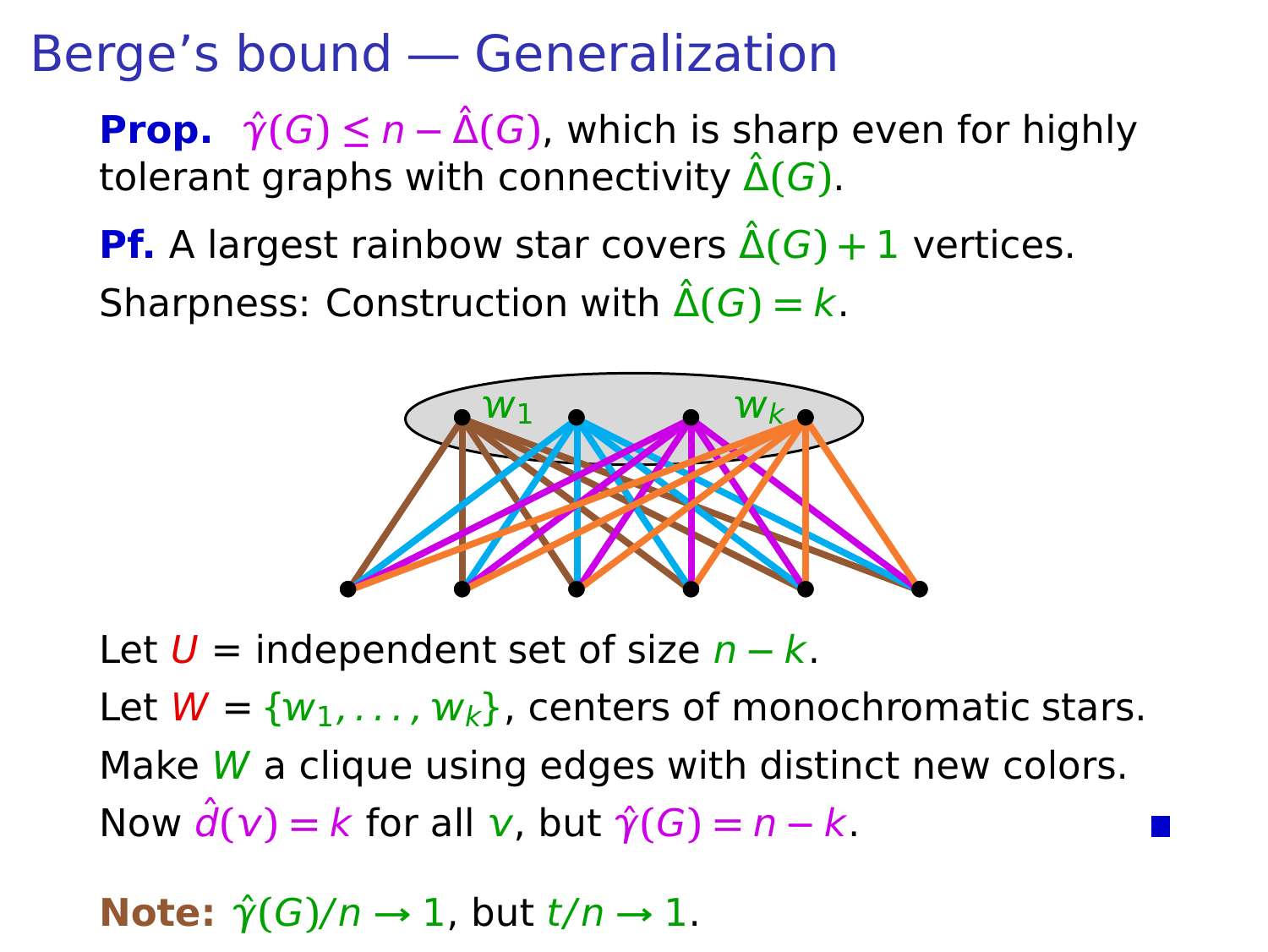# Berge's bound — Generalization

**Prop.** $\hat{\gamma}(G) \leq n - \hat{\Delta}(G)$, which is sharp even for highly tolerant graphs with connectivity $\hat{\Delta}(G)$.

**Pf.** A largest rainbow star covers $\hat{\Delta}(G) + 1$ vertices.

Sharpness: Construction with $\hat{\Delta}(G) = k$.

Let $U$ = independent set of size $n - k$.

Let $W = \{w_1, \ldots, w_k\}$, centers of monochromatic stars.

Make $W$ a clique using edges with distinct new colors.

Now $\hat{d}(v) = k$ for all $v$, but $\hat{\gamma}(G) = n - k$. ∎

**Note:** $\hat{\gamma}(G)/n \to 1$, but $t/n \to 1$.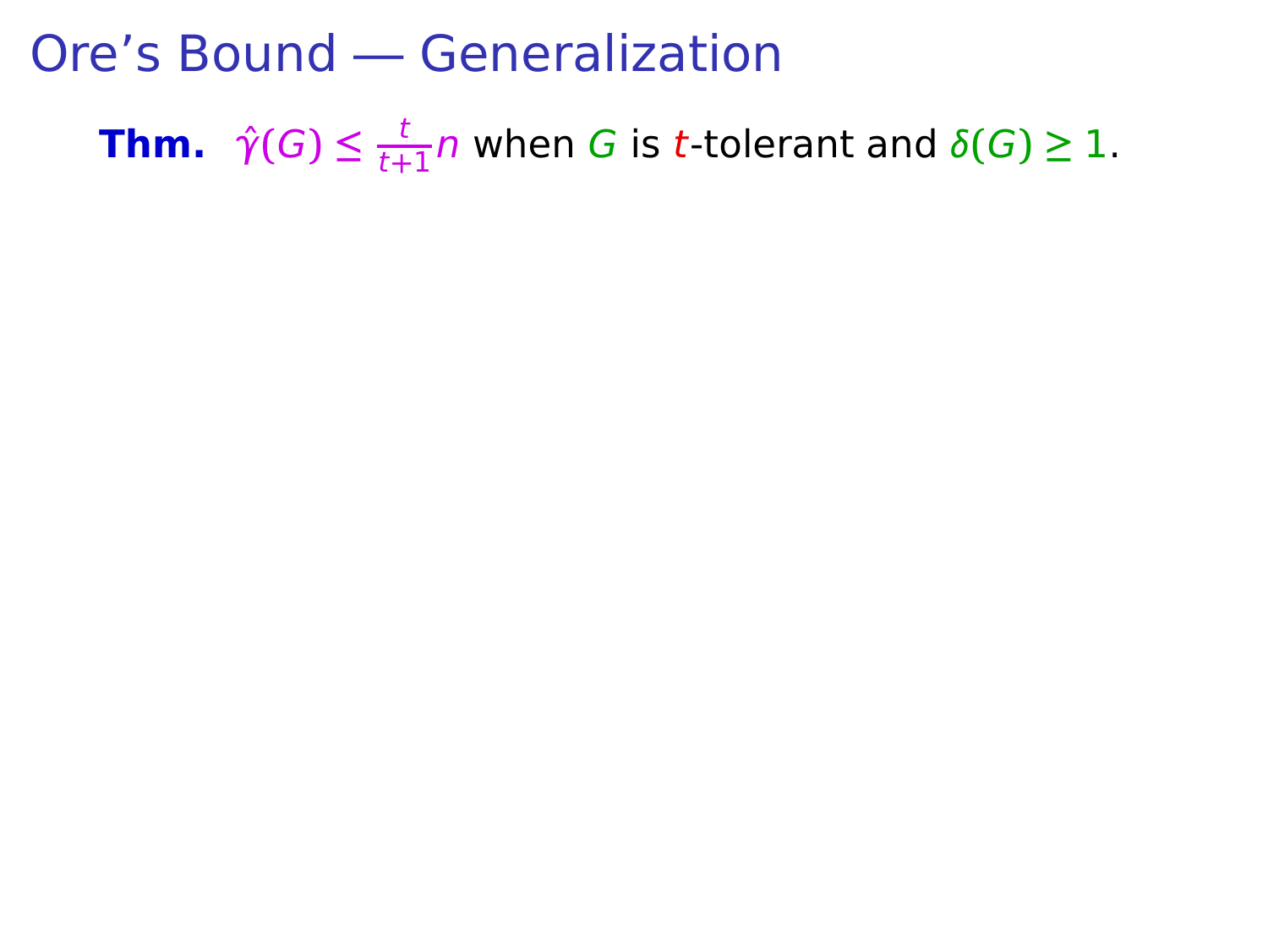# Ore’s Bound — Generalization

**Thm.** $\hat{\gamma}(G) \leq \frac{t}{t+1}n$ when $G$ is $t$-tolerant and $\delta(G) \geq 1$.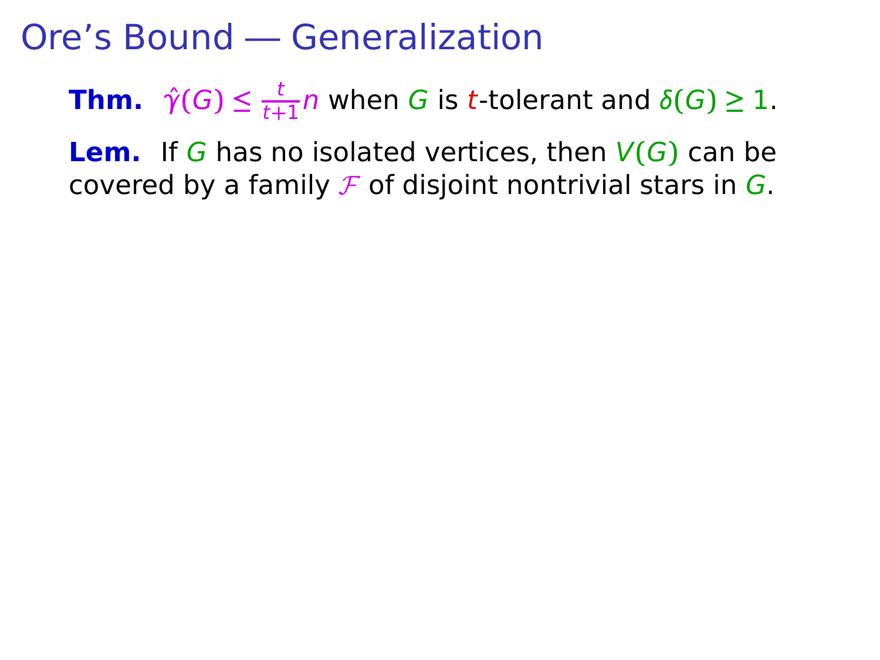# Ore's Bound — Generalization

**Thm.** $\hat{\gamma}(G) \leq \frac{t}{t+1}n$ when $G$ is $t$-tolerant and $\delta(G) \geq 1$.

**Lem.** If $G$ has no isolated vertices, then $V(G)$ can be covered by a family $\mathcal{F}$ of disjoint nontrivial stars in $G$.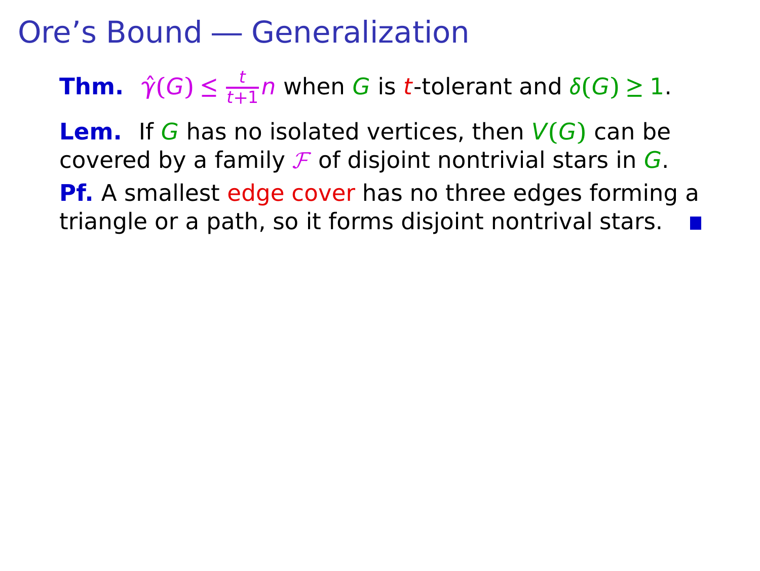# Ore's Bound — Generalization

**Thm.** $\hat{\gamma}(G) \le \frac{t}{t+1} n$ when $G$ is $t$-tolerant and $\delta(G) \ge 1$.

**Lem.** If $G$ has no isolated vertices, then $V(G)$ can be covered by a family $\mathcal{F}$ of disjoint nontrivial stars in $G$.

**Pf.** A smallest edge cover has no three edges forming a triangle or a path, so it forms disjoint nontrival stars. ∎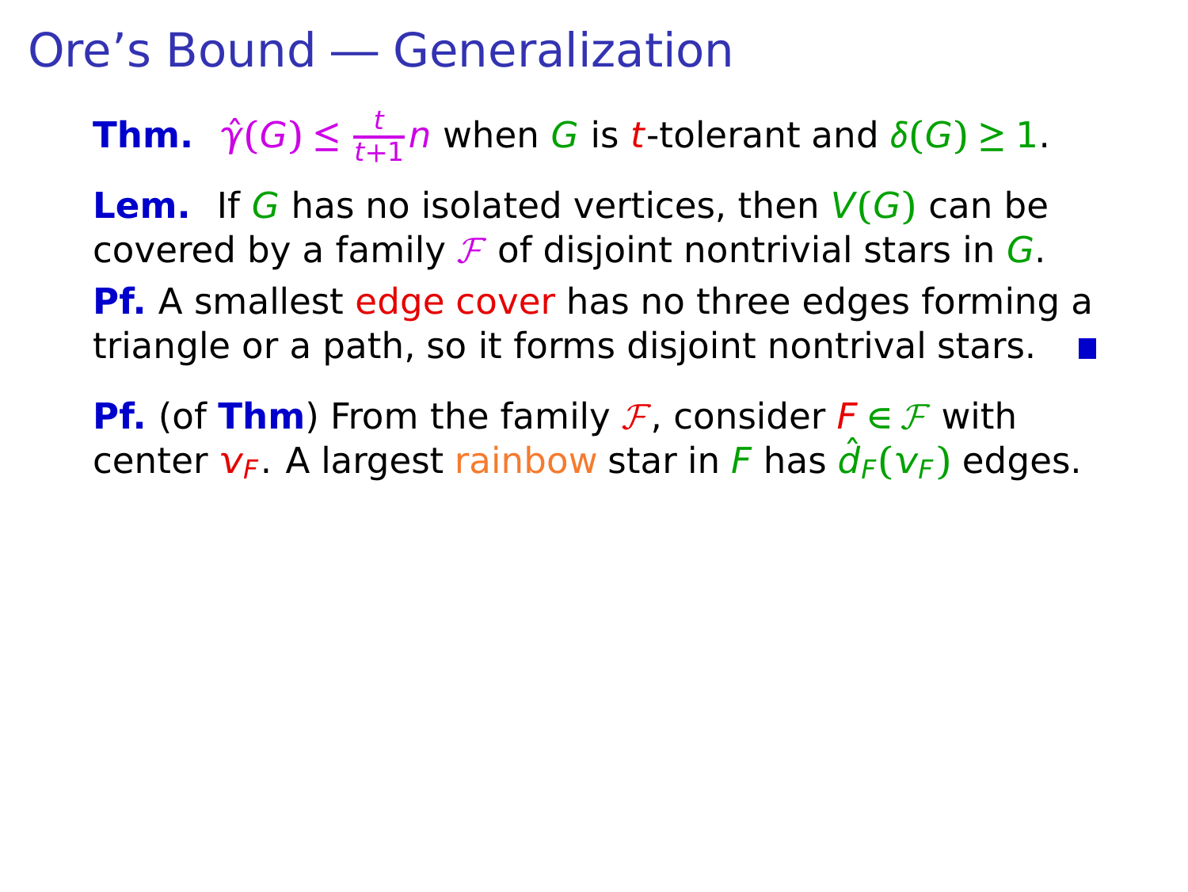# Ore's Bound — Generalization

**Thm.** $\hat{\gamma}(G) \leq \frac{t}{t+1}n$ when $G$ is $t$-tolerant and $\delta(G) \geq 1$.

**Lem.** If $G$ has no isolated vertices, then $V(G)$ can be covered by a family $\mathcal{F}$ of disjoint nontrivial stars in $G$.

**Pf.** A smallest edge cover has no three edges forming a triangle or a path, so it forms disjoint nontrival stars. ∎

**Pf.** (of **Thm**) From the family $\mathcal{F}$, consider $F \in \mathcal{F}$ with center $v_F$. A largest rainbow star in $F$ has $\hat{d}_F(v_F)$ edges.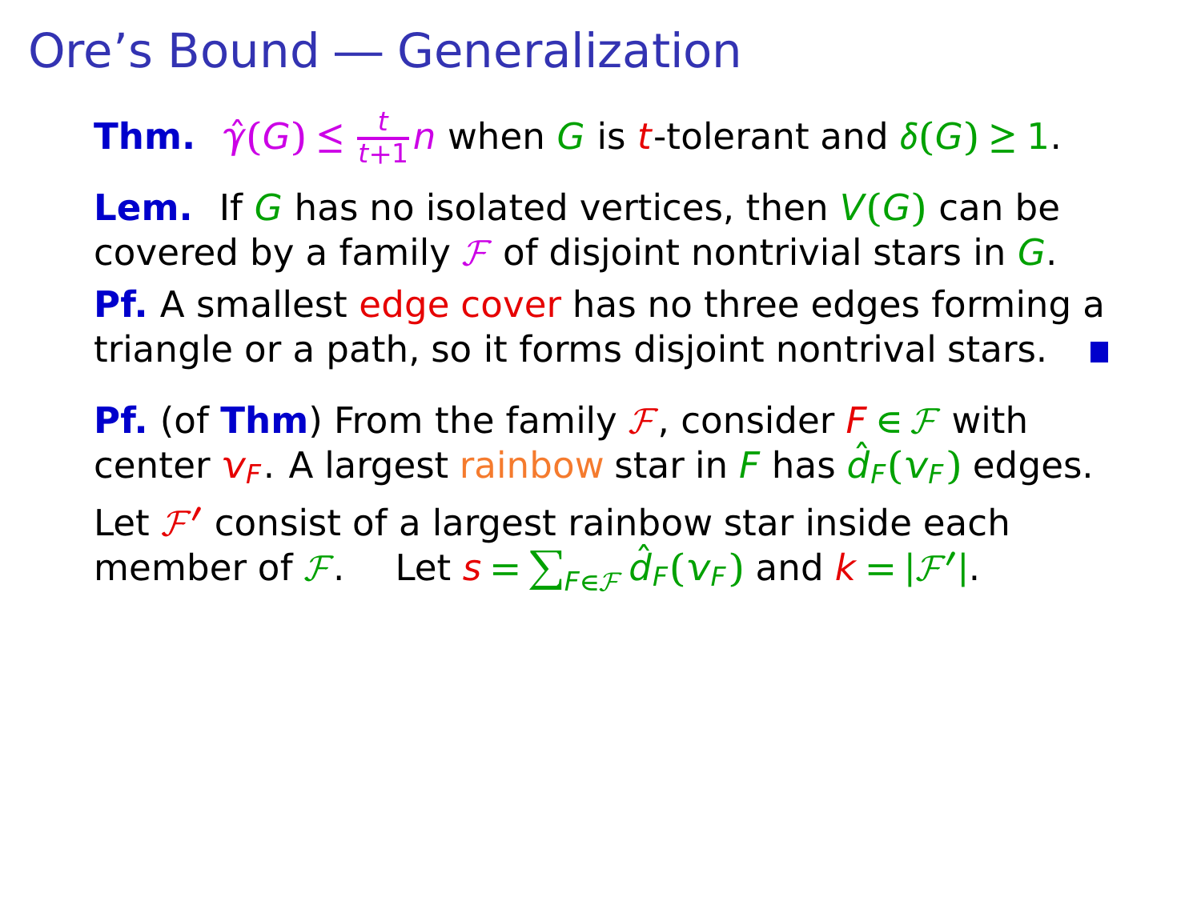# Ore's Bound — Generalization

**Thm.** $\hat{\gamma}(G) \leq \frac{t}{t+1}n$ when $G$ is $t$-tolerant and $\delta(G) \geq 1$.

**Lem.** If $G$ has no isolated vertices, then $V(G)$ can be covered by a family $\mathcal{F}$ of disjoint nontrivial stars in $G$.

**Pf.** A smallest edge cover has no three edges forming a triangle or a path, so it forms disjoint nontrival stars. ■

**Pf.** (of **Thm**) From the family $\mathcal{F}$, consider $F \in \mathcal{F}$ with center $v_F$. A largest rainbow star in $F$ has $\hat{d}_F(v_F)$ edges.

Let $\mathcal{F}'$ consist of a largest rainbow star inside each member of $\mathcal{F}$. Let $s = \sum_{F \in \mathcal{F}} \hat{d}_F(v_F)$ and $k = |\mathcal{F}'|$.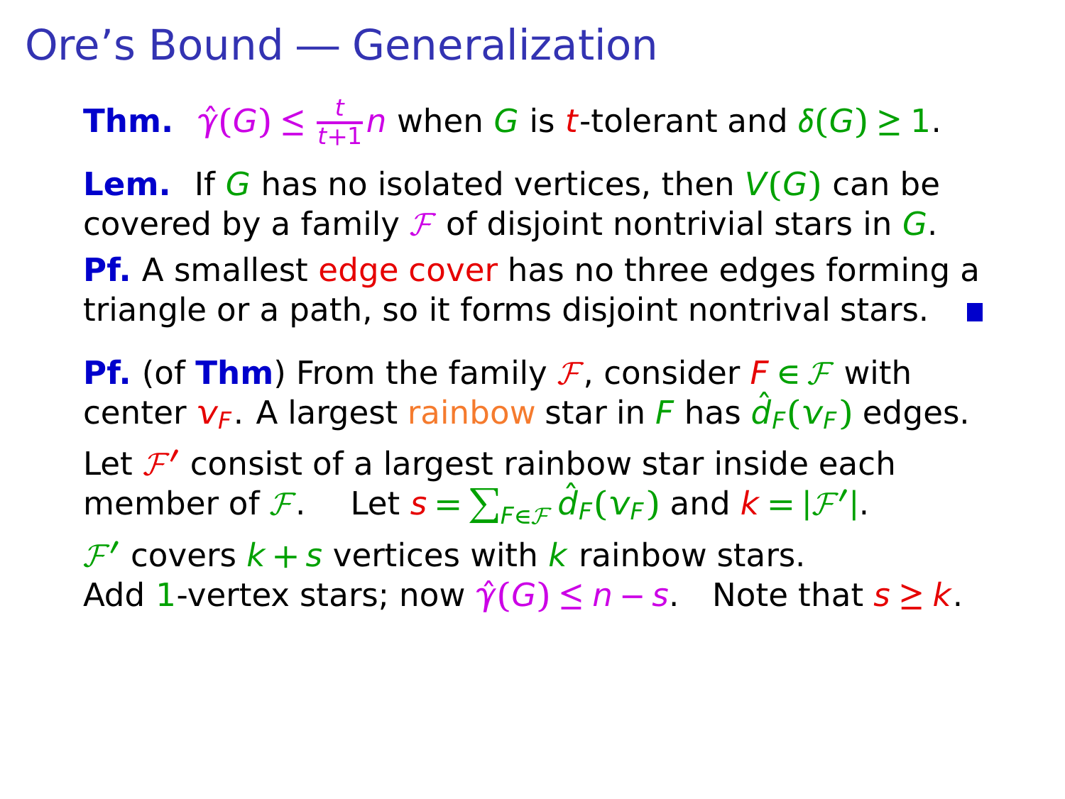# Ore's Bound — Generalization

**Thm.** $\hat{\gamma}(G) \le \frac{t}{t+1}n$ when $G$ is $t$-tolerant and $\delta(G) \ge 1$.

**Lem.** If $G$ has no isolated vertices, then $V(G)$ can be covered by a family $\mathcal{F}$ of disjoint nontrivial stars in $G$.

**Pf.** A smallest edge cover has no three edges forming a triangle or a path, so it forms disjoint nontrival stars. ■

**Pf.** (of **Thm**) From the family $\mathcal{F}$, consider $F \in \mathcal{F}$ with center $v_F$. A largest rainbow star in $F$ has $\hat{d}_F(v_F)$ edges.

Let $\mathcal{F}'$ consist of a largest rainbow star inside each member of $\mathcal{F}$. Let $s = \sum_{F \in \mathcal{F}} \hat{d}_F(v_F)$ and $k = |\mathcal{F}'|$.

$\mathcal{F}'$ covers $k + s$ vertices with $k$ rainbow stars.
Add $1$-vertex stars; now $\hat{\gamma}(G) \le n - s$. Note that $s \ge k$.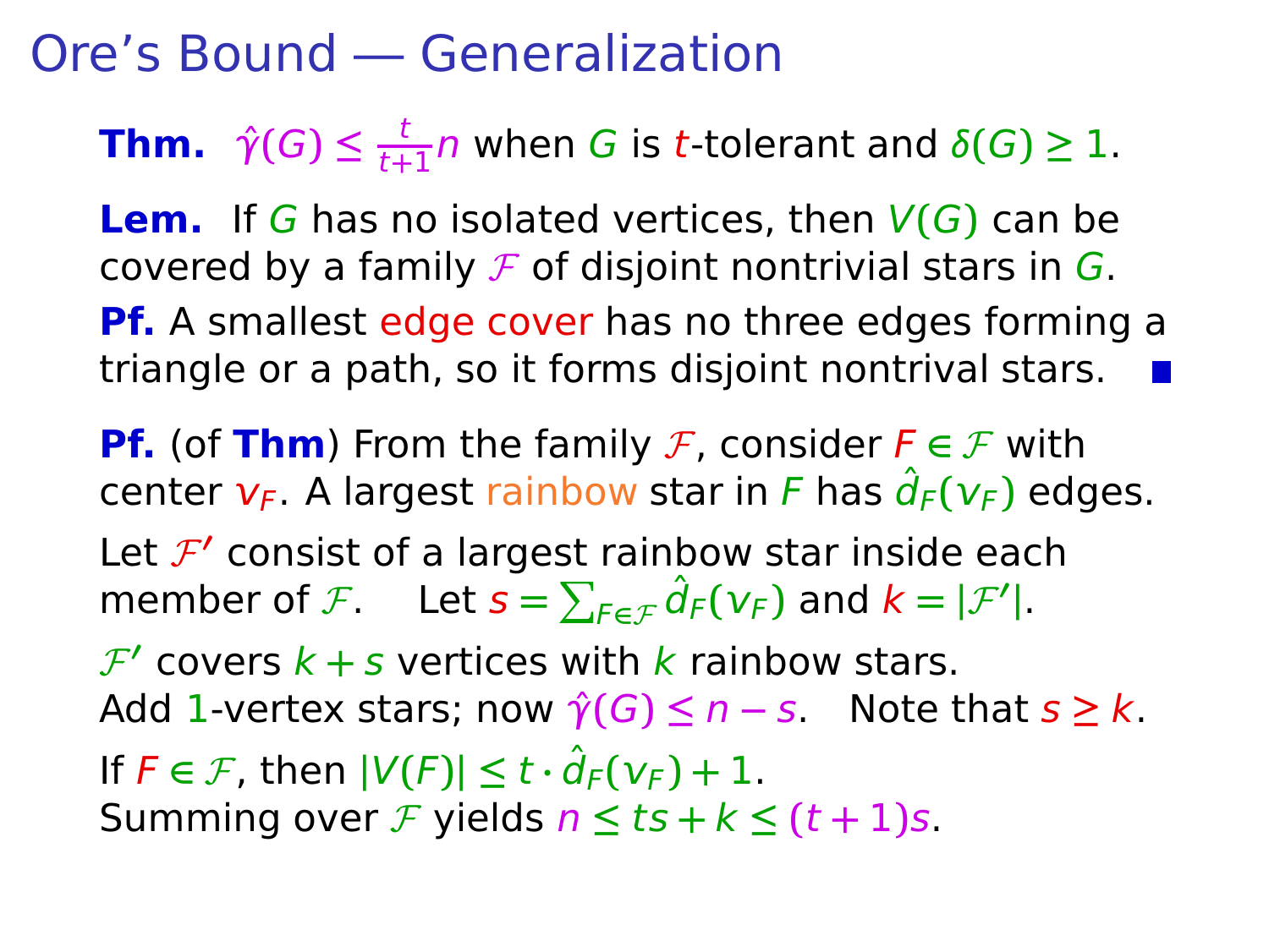# Ore's Bound — Generalization

**Thm.** $\hat{\gamma}(G) \le \frac{t}{t+1}n$ when $G$ is $t$-tolerant and $\delta(G) \ge 1$.

**Lem.** If $G$ has no isolated vertices, then $V(G)$ can be covered by a family $\mathcal{F}$ of disjoint nontrivial stars in $G$.

**Pf.** A smallest edge cover has no three edges forming a triangle or a path, so it forms disjoint nontrival stars. ■

**Pf.** (of **Thm**) From the family $\mathcal{F}$, consider $F \in \mathcal{F}$ with center $v_F$. A largest rainbow star in $F$ has $\hat{d}_F(v_F)$ edges.

Let $\mathcal{F}'$ consist of a largest rainbow star inside each member of $\mathcal{F}$. Let $s = \sum_{F \in \mathcal{F}} \hat{d}_F(v_F)$ and $k = |\mathcal{F}'|$.

$\mathcal{F}'$ covers $k + s$ vertices with $k$ rainbow stars.
Add $1$-vertex stars; now $\hat{\gamma}(G) \le n - s$. Note that $s \ge k$.

If $F \in \mathcal{F}$, then $|V(F)| \le t \cdot \hat{d}_F(v_F) + 1$.
Summing over $\mathcal{F}$ yields $n \le ts + k \le (t+1)s$.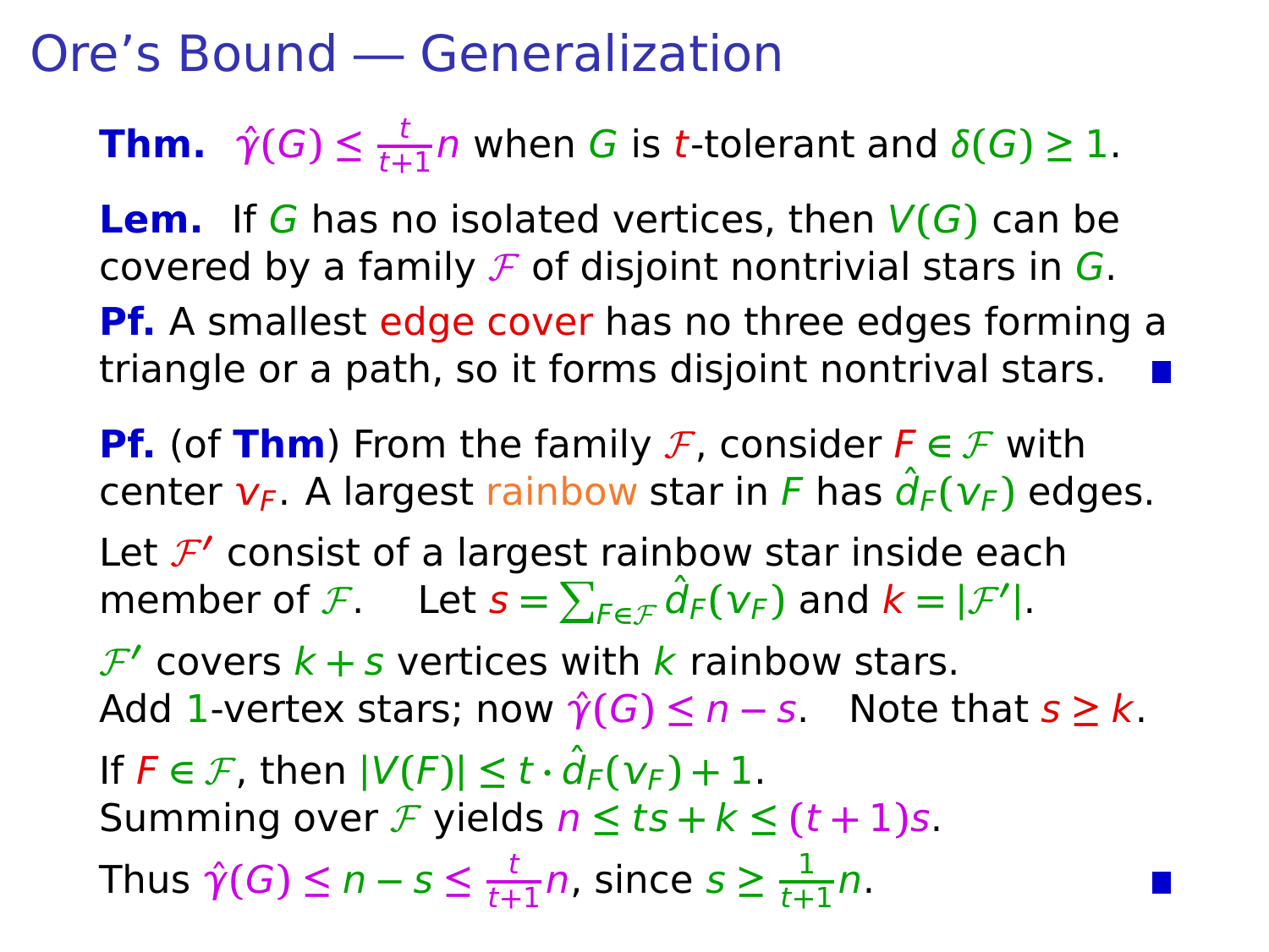# Ore's Bound — Generalization

**Thm.** $\hat{\gamma}(G) \le \frac{t}{t+1}n$ when $G$ is $t$-tolerant and $\delta(G) \ge 1$.

**Lem.** If $G$ has no isolated vertices, then $V(G)$ can be covered by a family $\mathcal{F}$ of disjoint nontrivial stars in $G$.

**Pf.** A smallest edge cover has no three edges forming a triangle or a path, so it forms disjoint nontrival stars. ∎

**Pf.** (of **Thm**) From the family $\mathcal{F}$, consider $F \in \mathcal{F}$ with center $v_F$. A largest rainbow star in $F$ has $\hat{d}_F(v_F)$ edges.

Let $\mathcal{F}'$ consist of a largest rainbow star inside each member of $\mathcal{F}$. Let $s = \sum_{F \in \mathcal{F}} \hat{d}_F(v_F)$ and $k = |\mathcal{F}'|$.

$\mathcal{F}'$ covers $k + s$ vertices with $k$ rainbow stars.
Add 1-vertex stars; now $\hat{\gamma}(G) \le n - s$. Note that $s \ge k$.

If $F \in \mathcal{F}$, then $|V(F)| \le t \cdot \hat{d}_F(v_F) + 1$.
Summing over $\mathcal{F}$ yields $n \le ts + k \le (t+1)s$.

Thus $\hat{\gamma}(G) \le n - s \le \frac{t}{t+1}n$, since $s \ge \frac{1}{t+1}n$. ∎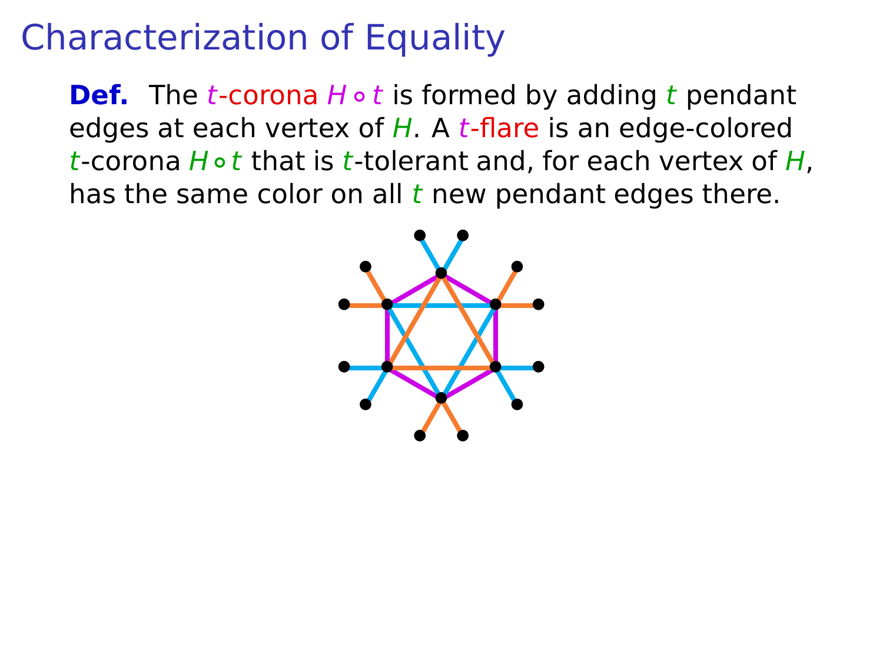# Characterization of Equality

**Def.** The *$t$-corona* $H \circ t$ is formed by adding $t$ pendant edges at each vertex of $H$. A *$t$-flare* is an edge-colored $t$-corona $H \circ t$ that is $t$-tolerant and, for each vertex of $H$, has the same color on all $t$ new pendant edges there.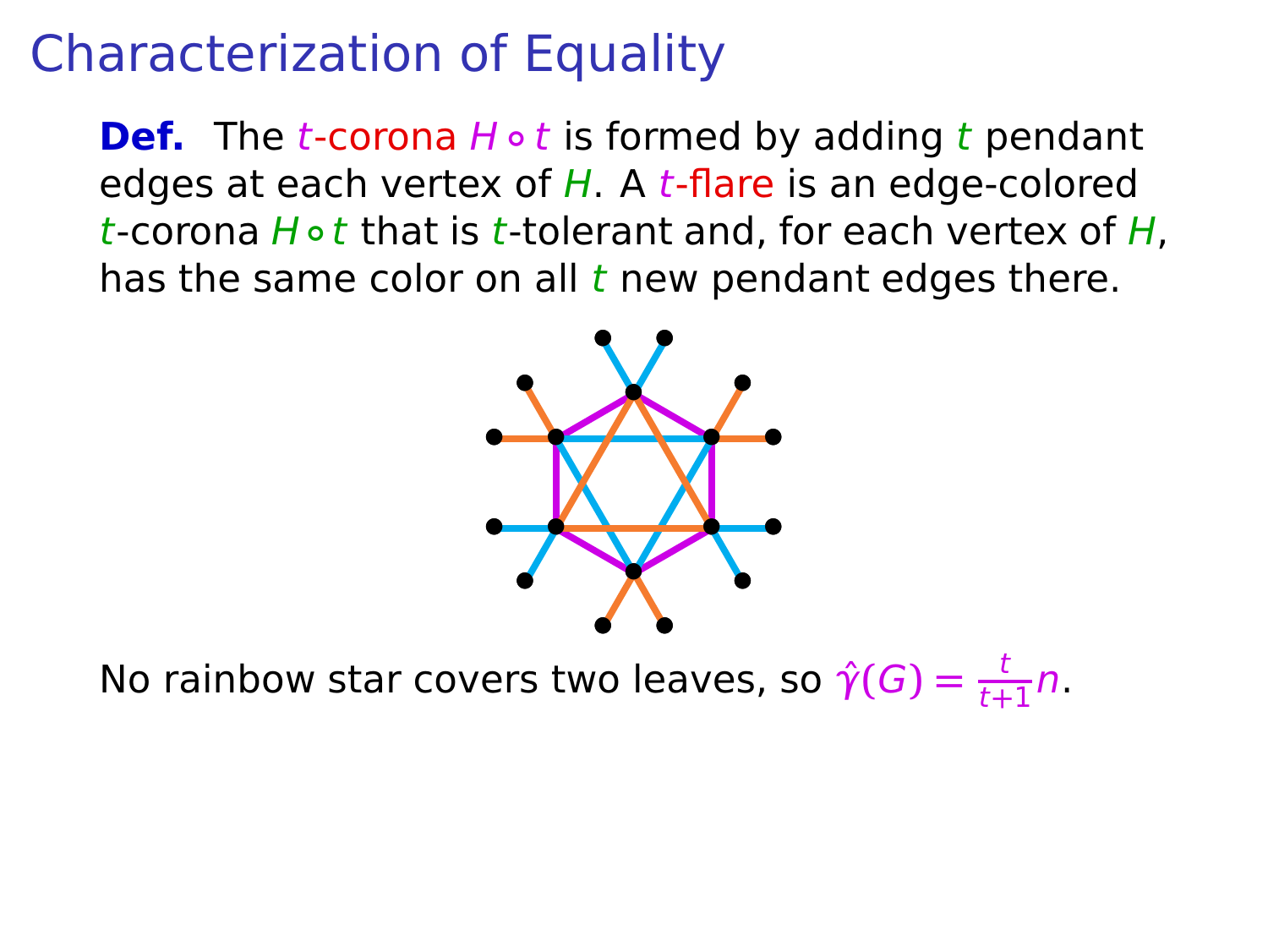# Characterization of Equality

**Def.** The $t$-corona $H \circ t$ is formed by adding $t$ pendant edges at each vertex of $H$. A $t$-flare is an edge-colored $t$-corona $H \circ t$ that is $t$-tolerant and, for each vertex of $H$, has the same color on all $t$ new pendant edges there.

No rainbow star covers two leaves, so $\hat{\gamma}(G) = \frac{t}{t+1}n$.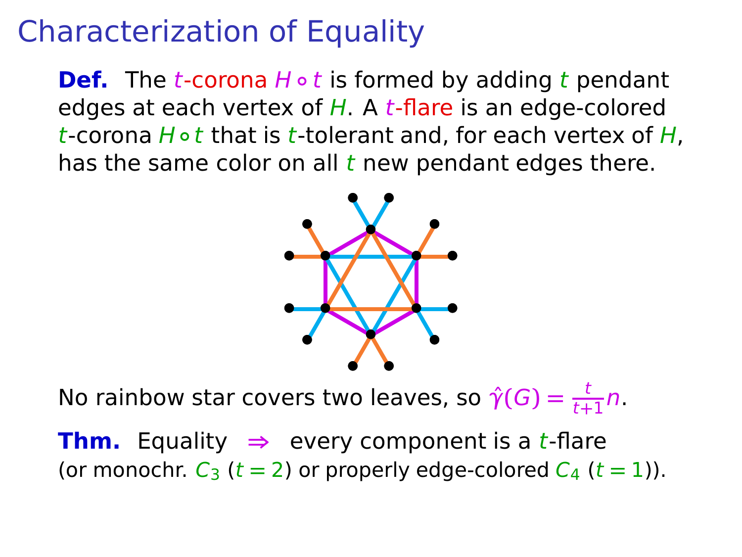# Characterization of Equality

**Def.** The $t$-corona $H \circ t$ is formed by adding $t$ pendant edges at each vertex of $H$. A $t$-flare is an edge-colored $t$-corona $H \circ t$ that is $t$-tolerant and, for each vertex of $H$, has the same color on all $t$ new pendant edges there.

No rainbow star covers two leaves, so $\hat{\gamma}(G) = \frac{t}{t+1}n$.

**Thm.** Equality $\Rightarrow$ every component is a $t$-flare (or monochr. $C_3$ ($t = 2$) or properly edge-colored $C_4$ ($t = 1$)).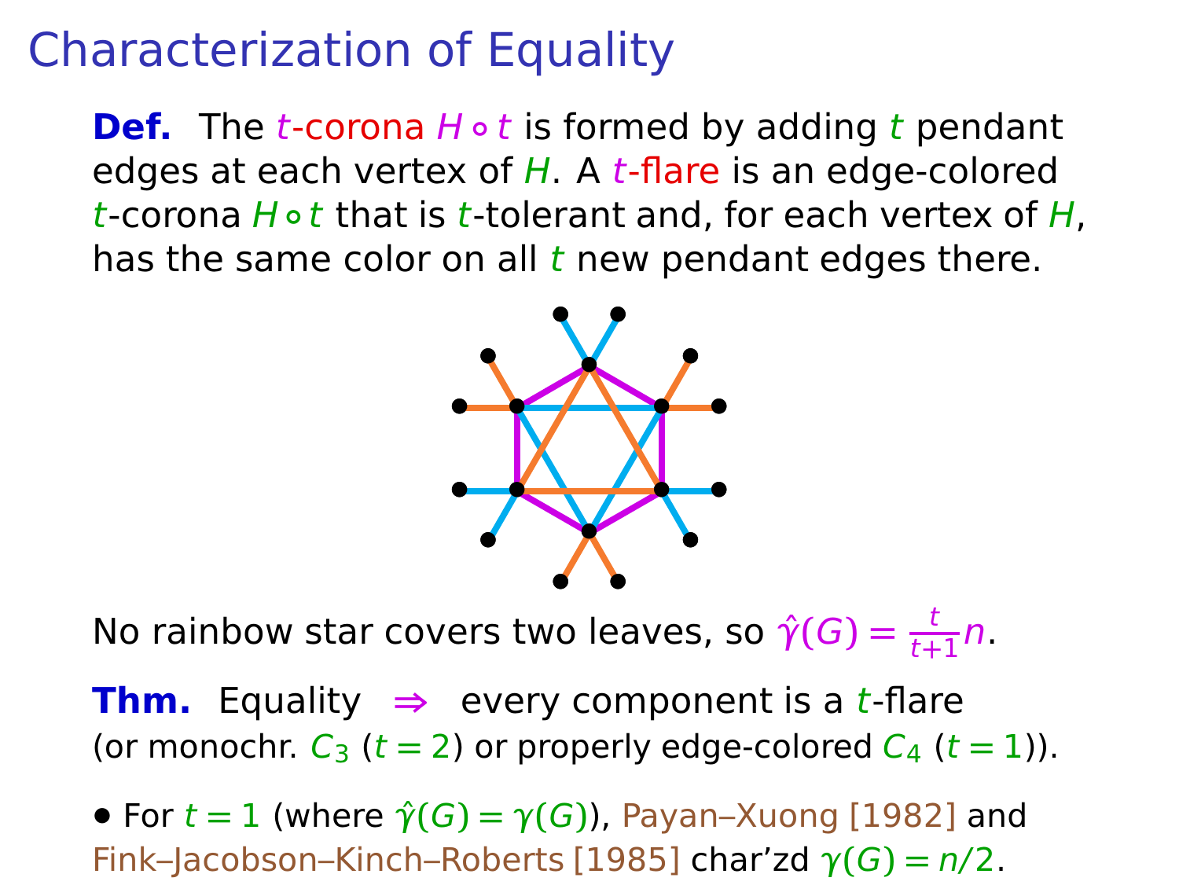# Characterization of Equality

**Def.** The $t$-corona $H \circ t$ is formed by adding $t$ pendant edges at each vertex of $H$. A $t$-flare is an edge-colored $t$-corona $H \circ t$ that is $t$-tolerant and, for each vertex of $H$, has the same color on all $t$ new pendant edges there.

No rainbow star covers two leaves, so $\hat{\gamma}(G) = \frac{t}{t+1}n$.

**Thm.** Equality $\Rightarrow$ every component is a $t$-flare (or monochr. $C_3$ ($t = 2$) or properly edge-colored $C_4$ ($t = 1$)).

- For $t = 1$ (where $\hat{\gamma}(G) = \gamma(G)$), Payan–Xuong [1982] and Fink–Jacobson–Kinch–Roberts [1985] char'zd $\gamma(G) = n/2$.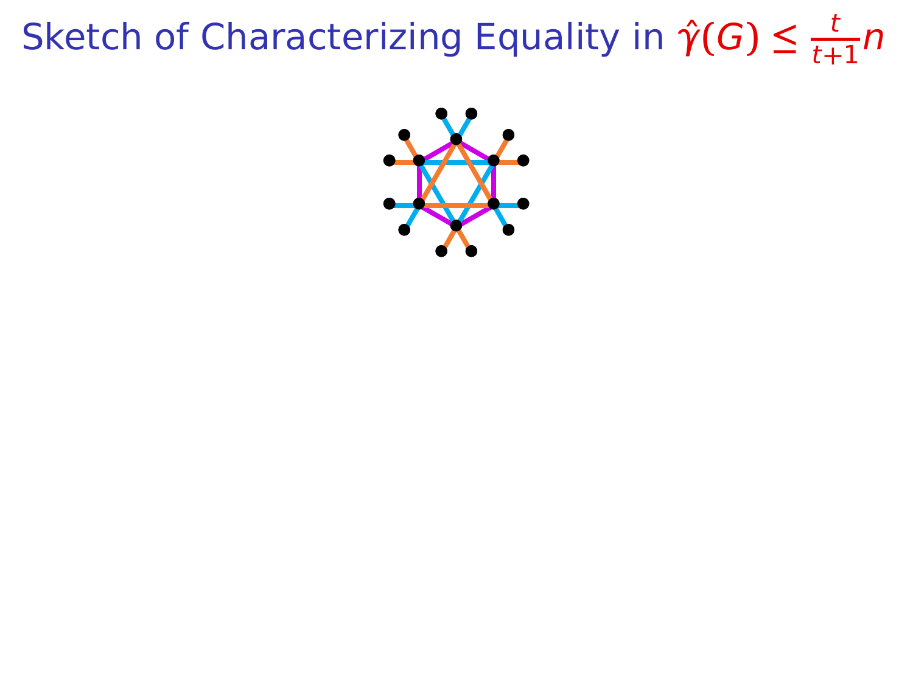# Sketch of Characterizing Equality in $\hat{\gamma}(G) \leq \frac{t}{t+1}n$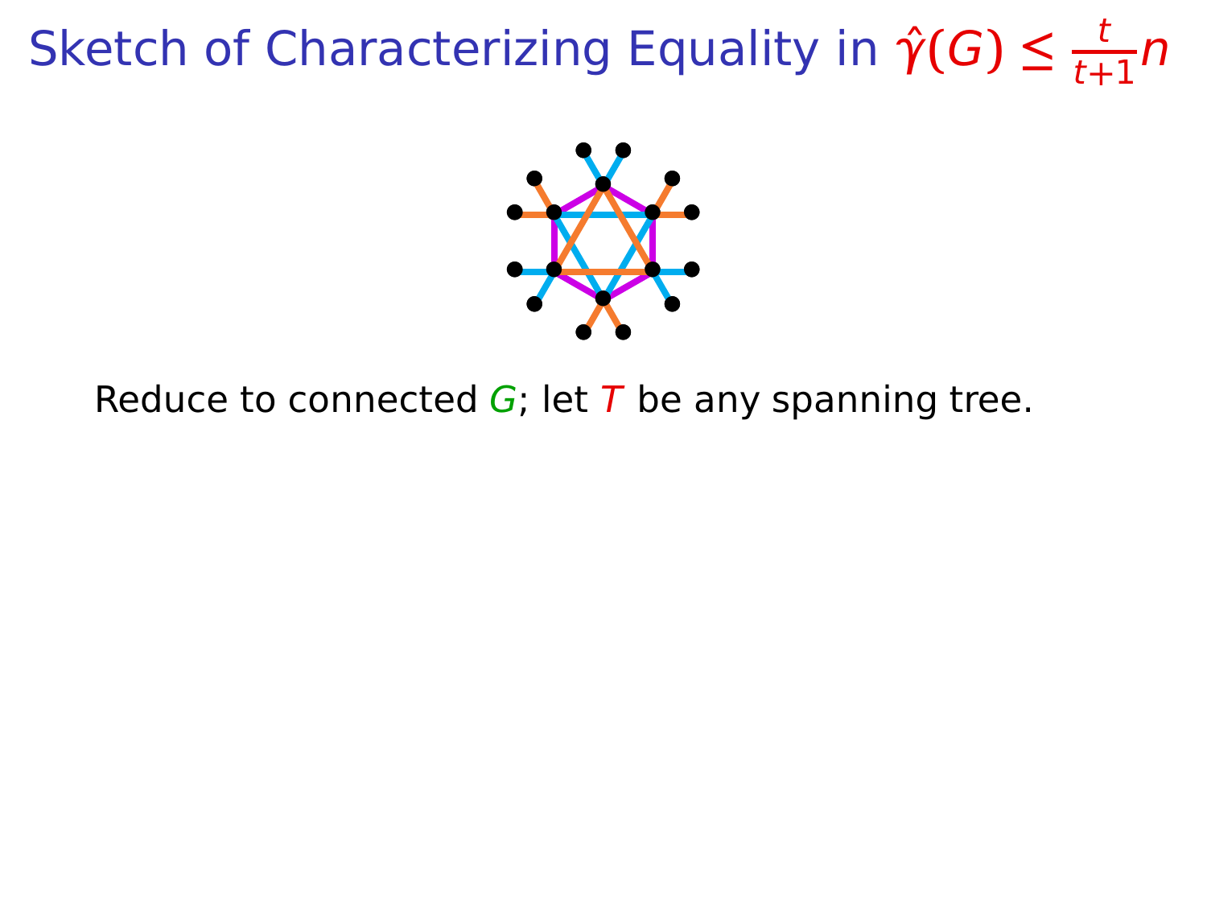# Sketch of Characterizing Equality in $\hat{\gamma}(G) \leq \frac{t}{t+1}n$

Reduce to connected $G$; let $T$ be any spanning tree.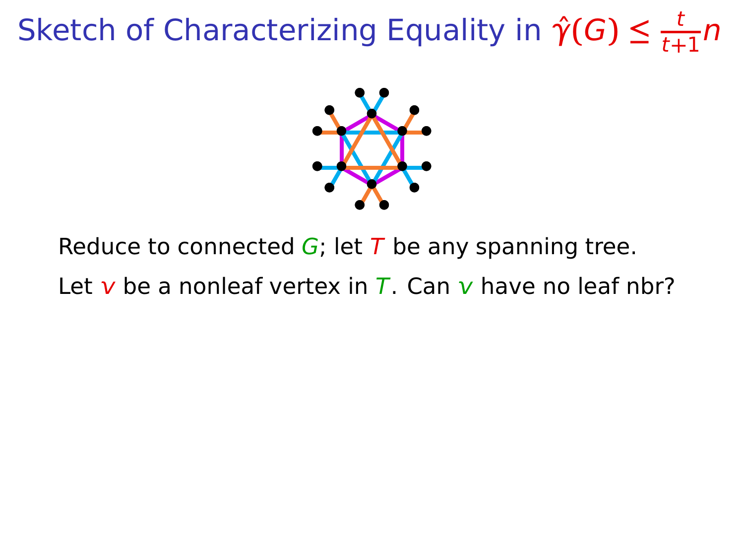# Sketch of Characterizing Equality in $\hat{\gamma}(G) \leq \frac{t}{t+1}n$

Reduce to connected $G$; let $T$ be any spanning tree.

Let $v$ be a nonleaf vertex in $T$. Can $v$ have no leaf nbr?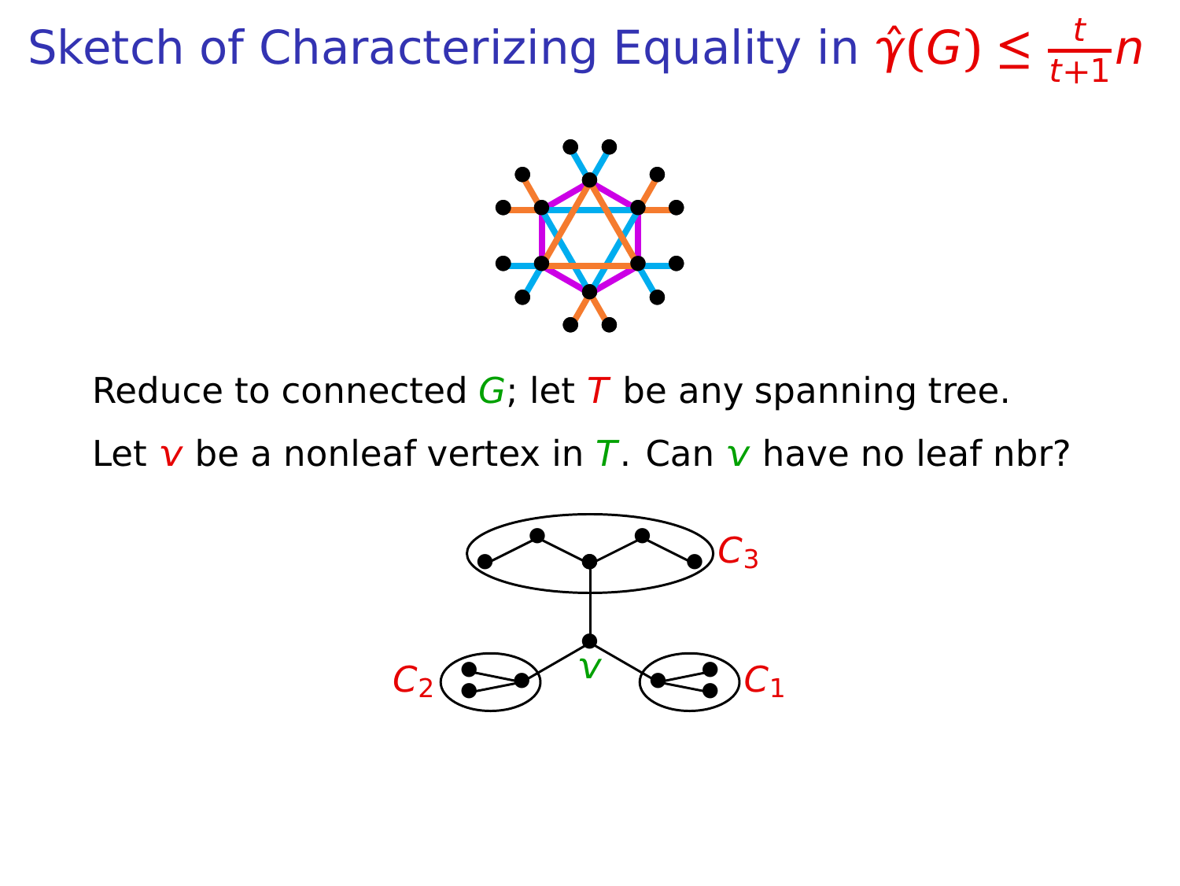# Sketch of Characterizing Equality in $\hat{\gamma}(G) \leq \frac{t}{t+1}n$

Reduce to connected $G$; let $T$ be any spanning tree.

Let $v$ be a nonleaf vertex in $T$. Can $v$ have no leaf nbr?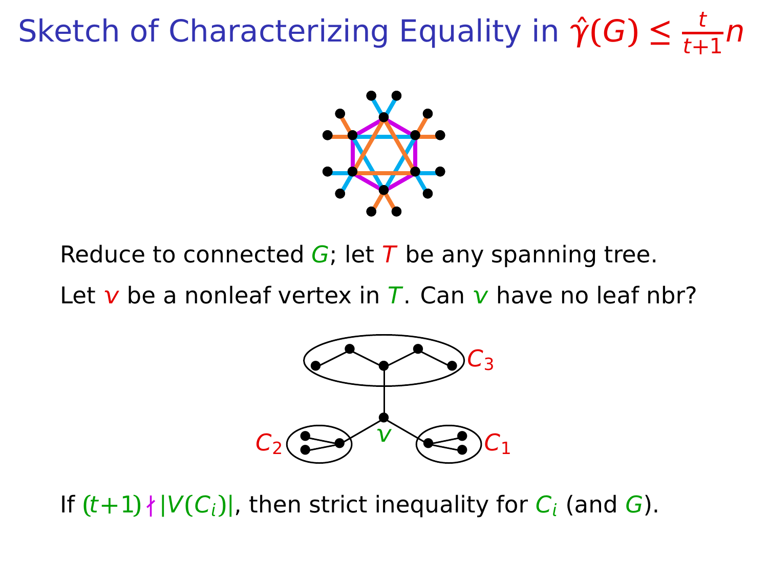# Sketch of Characterizing Equality in $\hat{\gamma}(G) \leq \frac{t}{t+1}n$

Reduce to connected $G$; let $T$ be any spanning tree.

Let $v$ be a nonleaf vertex in $T$. Can $v$ have no leaf nbr?

If $(t+1) \nmid |V(C_i)|$, then strict inequality for $C_i$ (and $G$).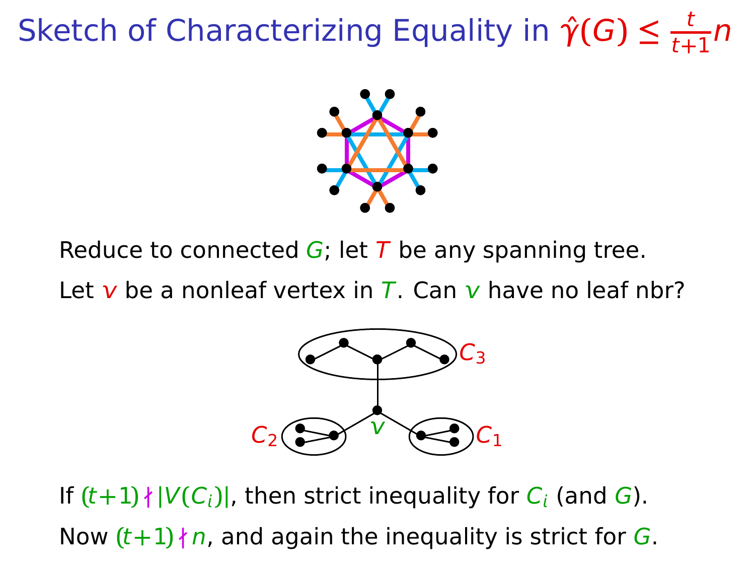# Sketch of Characterizing Equality in $\hat{\gamma}(G) \leq \frac{t}{t+1}n$

Reduce to connected $G$; let $T$ be any spanning tree.

Let $v$ be a nonleaf vertex in $T$. Can $v$ have no leaf nbr?

If $(t+1) \nmid |V(C_i)|$, then strict inequality for $C_i$ (and $G$).

Now $(t+1) \nmid n$, and again the inequality is strict for $G$.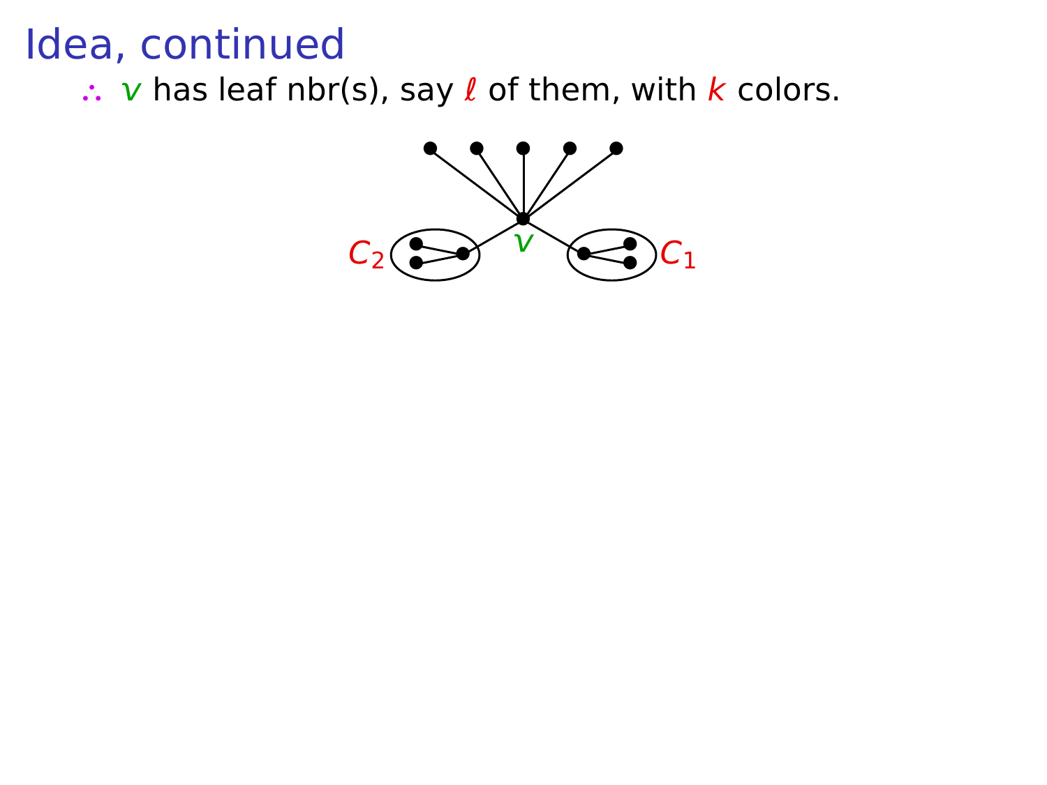# Idea, continued

- $\therefore$ $v$ has leaf nbr(s), say $\ell$ of them, with $k$ colors.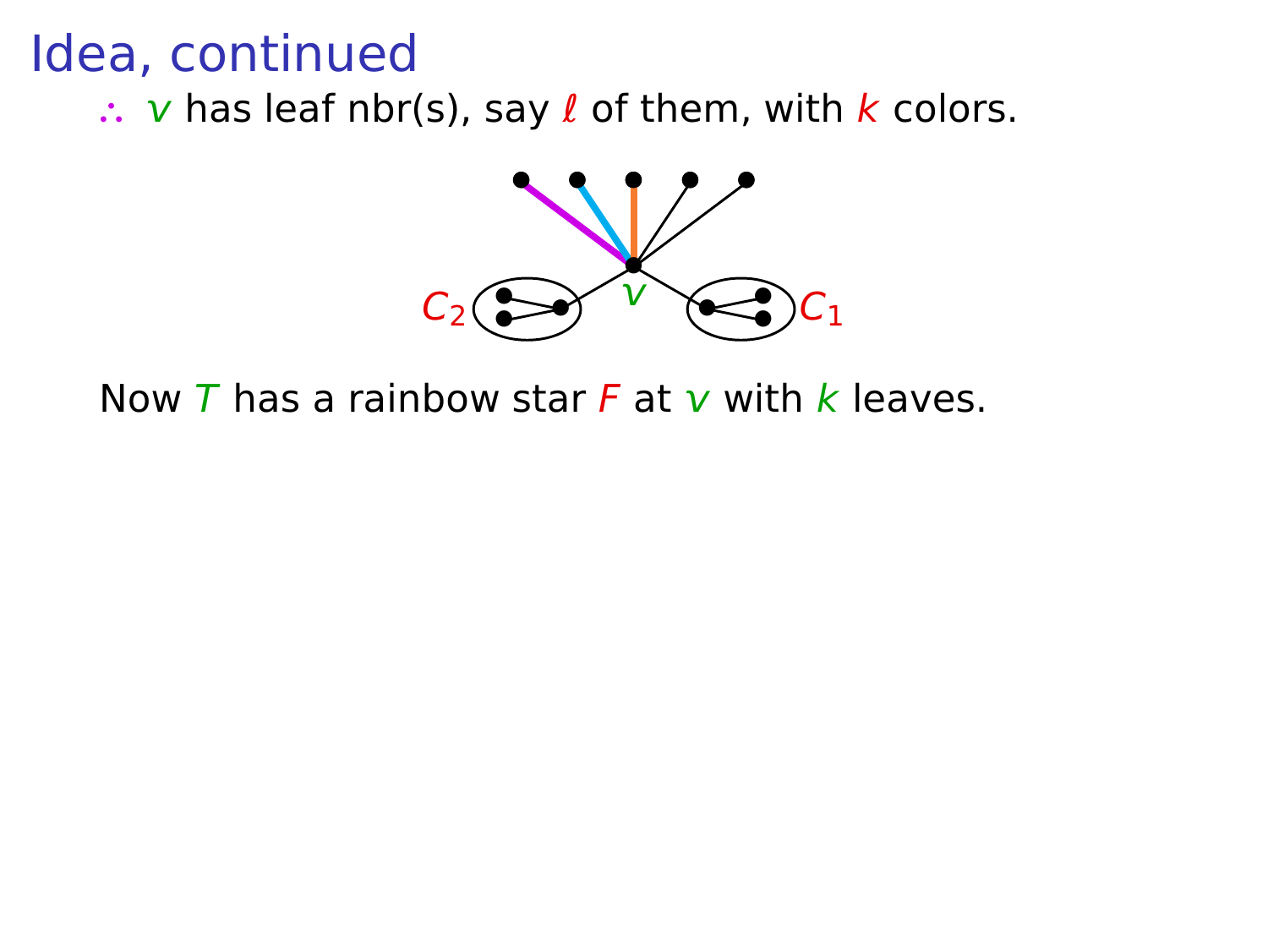# Idea, continued

$\therefore$ $v$ has leaf nbr(s), say $\ell$ of them, with $k$ colors.

$C_2$ $v$ $C_1$

Now $T$ has a rainbow star $F$ at $v$ with $k$ leaves.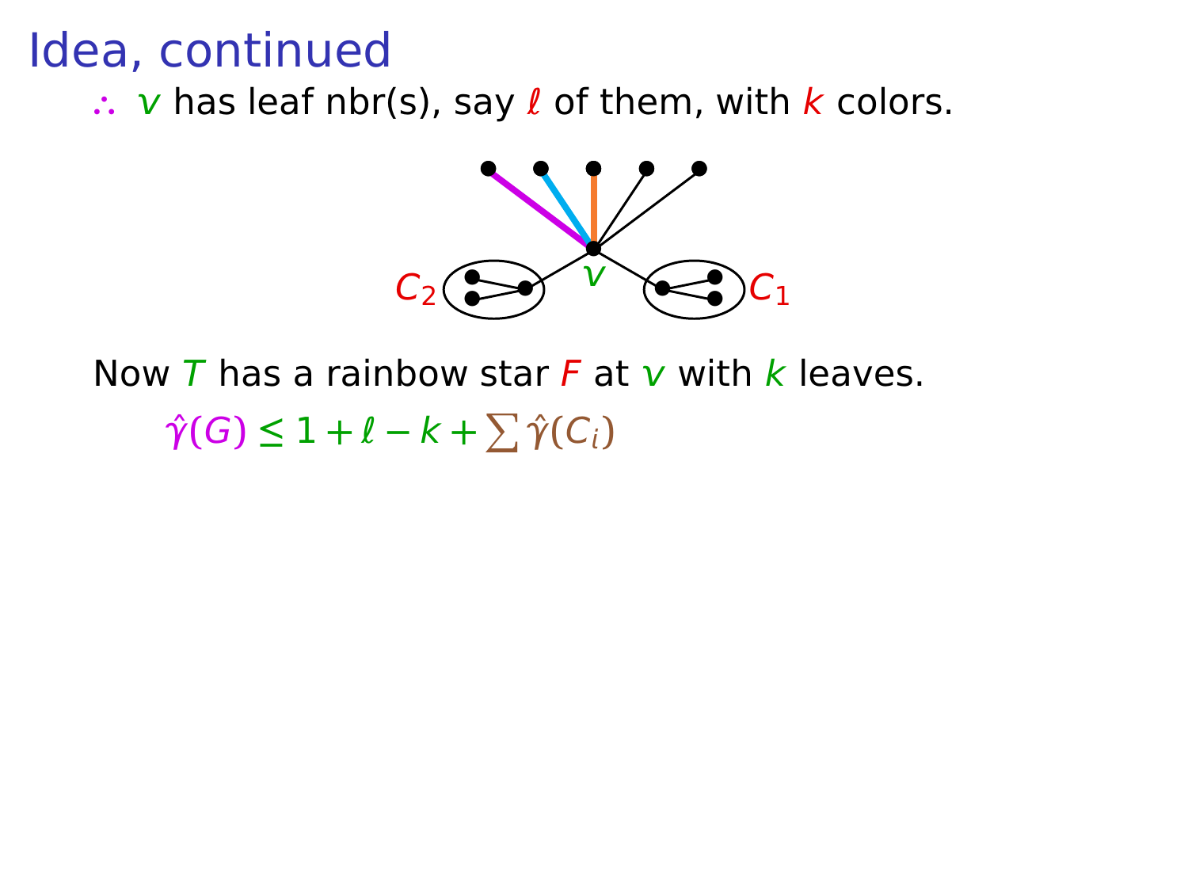# Idea, continued

$\therefore$ $v$ has leaf nbr(s), say $\ell$ of them, with $k$ colors.

Now $T$ has a rainbow star $F$ at $v$ with $k$ leaves.

$$\hat{\gamma}(G) \leq 1 + \ell - k + \sum \hat{\gamma}(C_i)$$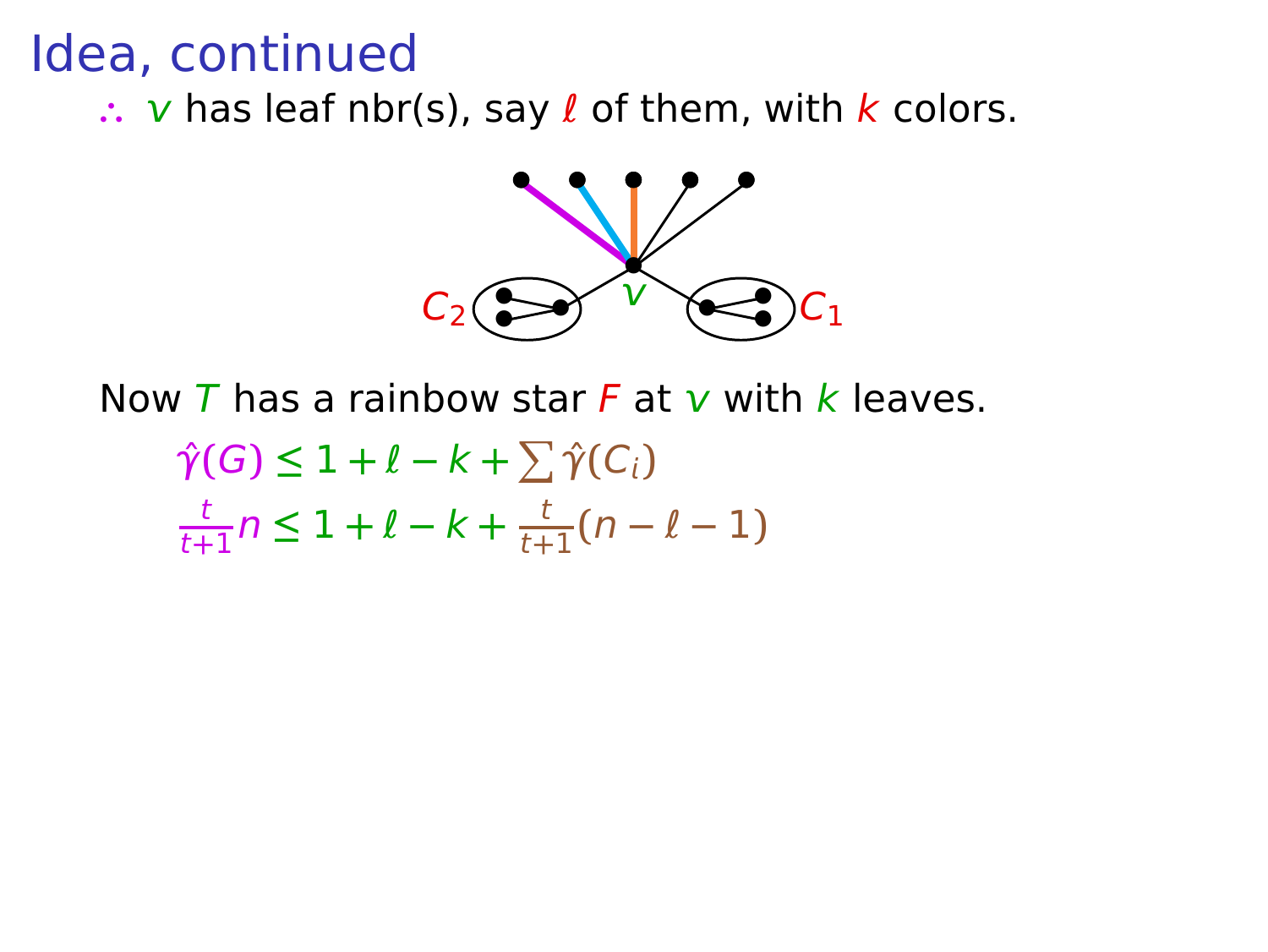# Idea, continued

$\therefore$ $v$ has leaf nbr(s), say $\ell$ of them, with $k$ colors.

$C_2$ $v$ $C_1$

Now $T$ has a rainbow star $F$ at $v$ with $k$ leaves.

$$\hat{\gamma}(G) \leq 1 + \ell - k + \sum \hat{\gamma}(C_i)$$

$$\frac{t}{t+1} n \leq 1 + \ell - k + \frac{t}{t+1}(n - \ell - 1)$$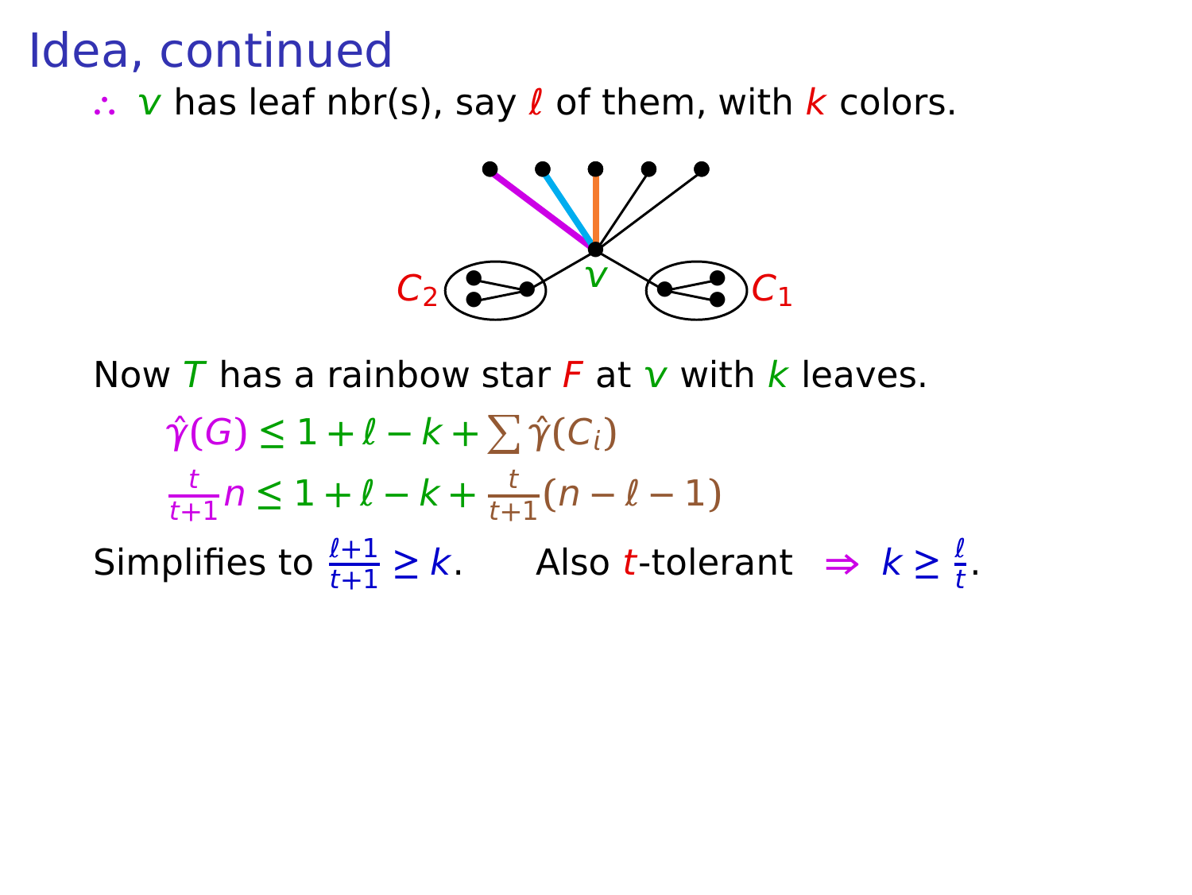# Idea, continued

$\therefore$ $v$ has leaf nbr(s), say $\ell$ of them, with $k$ colors.

Now $T$ has a rainbow star $F$ at $v$ with $k$ leaves.

$$\hat{\gamma}(G) \leq 1 + \ell - k + \sum \hat{\gamma}(C_i)$$

$$\frac{t}{t+1} n \leq 1 + \ell - k + \frac{t}{t+1}(n - \ell - 1)$$

Simplifies to $\frac{\ell+1}{t+1} \geq k$. Also $t$-tolerant $\Rightarrow$ $k \geq \frac{\ell}{t}$.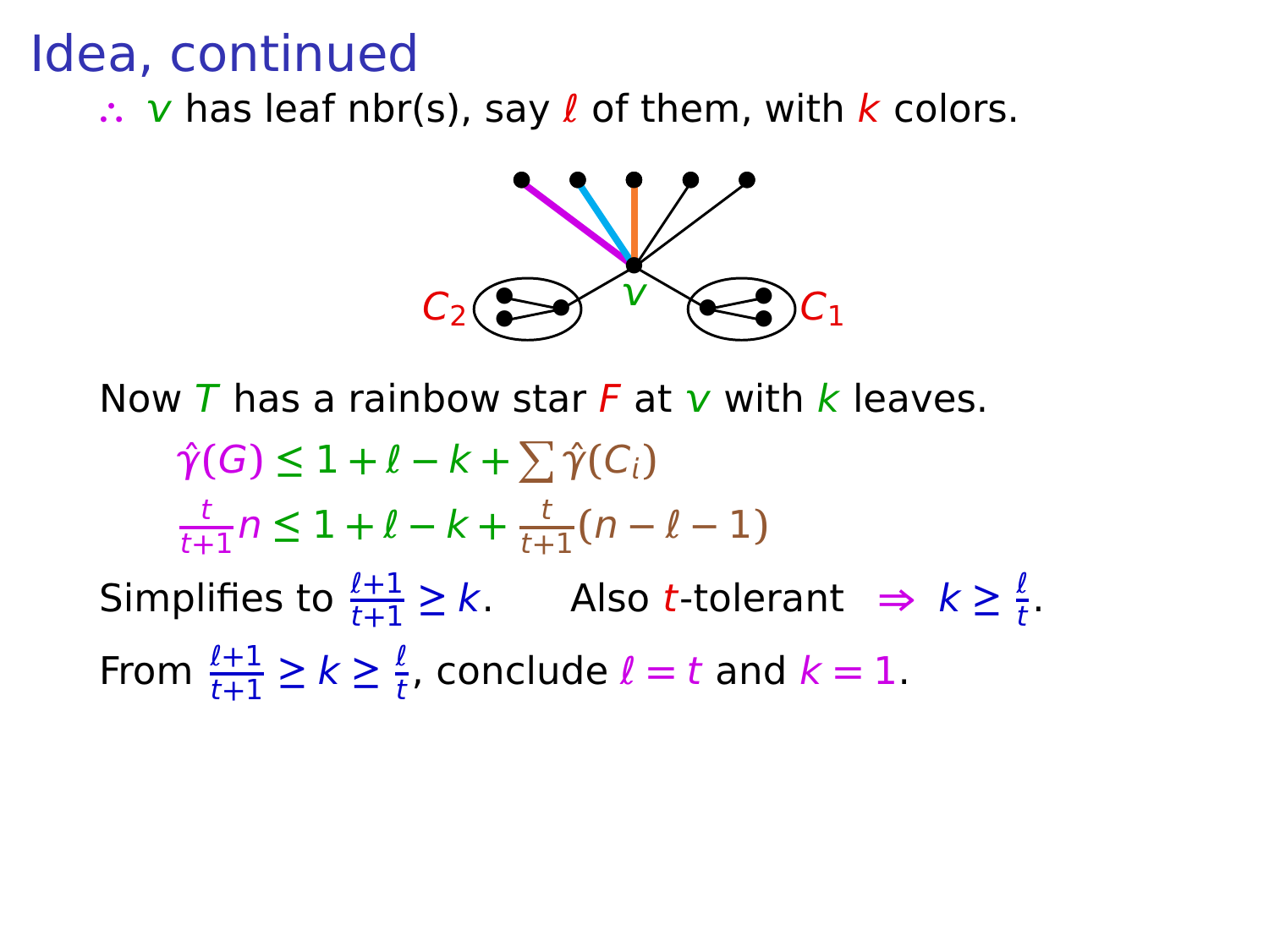# Idea, continued

$\therefore$ $v$ has leaf nbr(s), say $\ell$ of them, with $k$ colors.

Now $T$ has a rainbow star $F$ at $v$ with $k$ leaves.

$$\hat{\gamma}(G) \leq 1 + \ell - k + \sum \hat{\gamma}(C_i)$$

$$\frac{t}{t+1} n \leq 1 + \ell - k + \frac{t}{t+1}(n - \ell - 1)$$

Simplifies to $\frac{\ell+1}{t+1} \geq k$. Also $t$-tolerant $\Rightarrow$ $k \geq \frac{\ell}{t}$.

From $\frac{\ell+1}{t+1} \geq k \geq \frac{\ell}{t}$, conclude $\ell = t$ and $k = 1$.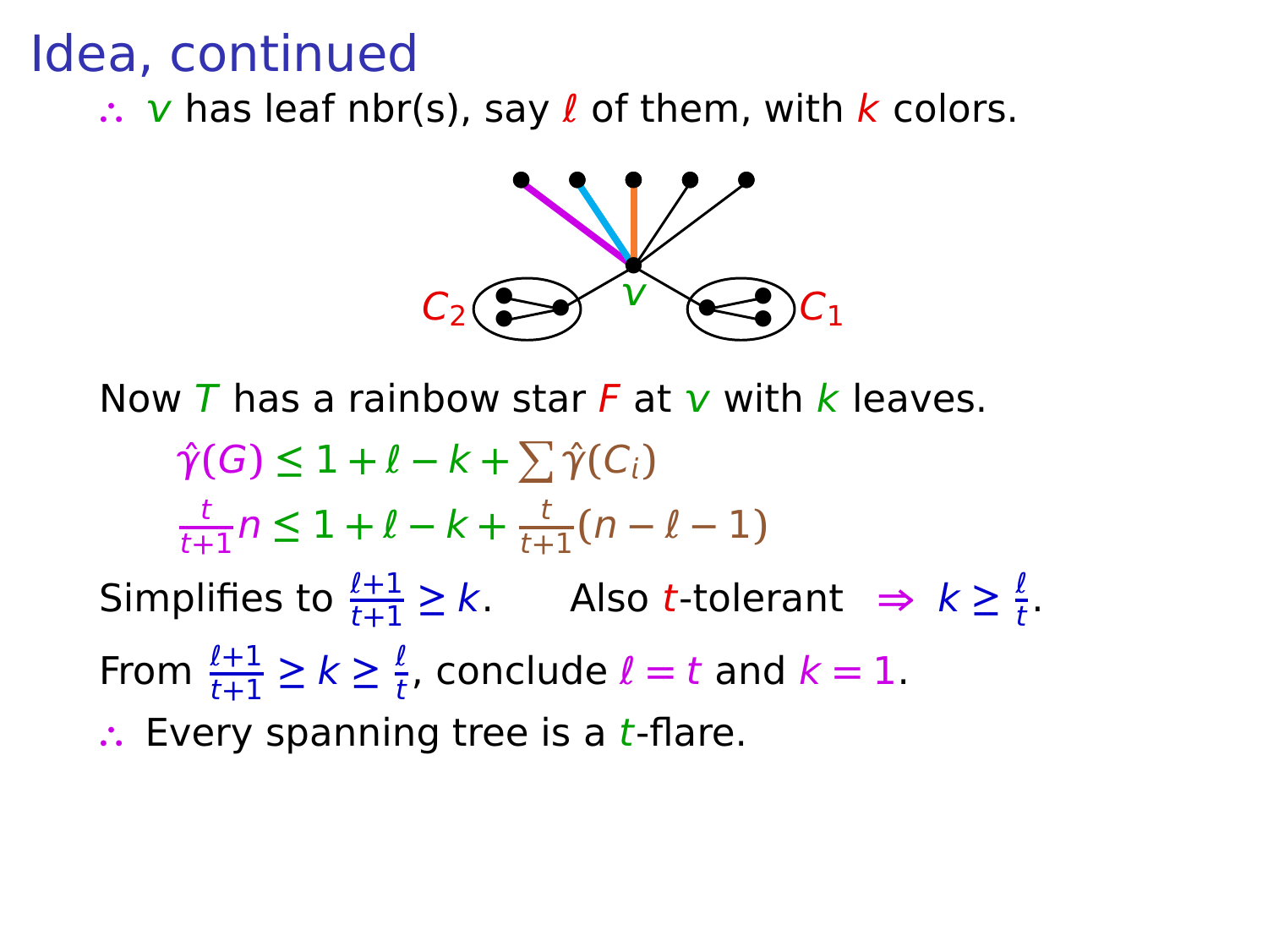# Idea, continued

$\therefore$ $v$ has leaf nbr(s), say $\ell$ of them, with $k$ colors.

$C_2$ $v$ $C_1$

Now $T$ has a rainbow star $F$ at $v$ with $k$ leaves.

$$\hat{\gamma}(G) \leq 1 + \ell - k + \sum \hat{\gamma}(C_i)$$

$$\frac{t}{t+1} n \leq 1 + \ell - k + \frac{t}{t+1}(n - \ell - 1)$$

Simplifies to $\frac{\ell+1}{t+1} \geq k$. Also $t$-tolerant $\Rightarrow$ $k \geq \frac{\ell}{t}$.

From $\frac{\ell+1}{t+1} \geq k \geq \frac{\ell}{t}$, conclude $\ell = t$ and $k = 1$.

$\therefore$ Every spanning tree is a $t$-flare.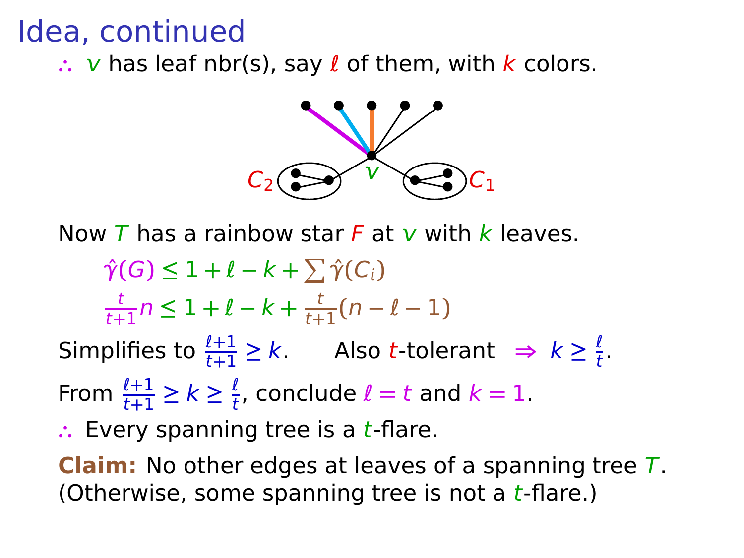# Idea, continued

∴ $v$ has leaf nbr(s), say $\ell$ of them, with $k$ colors.

$C_2$ $v$ $C_1$

Now $T$ has a rainbow star $F$ at $v$ with $k$ leaves.

$$\hat{\gamma}(G) \le 1 + \ell - k + \sum \hat{\gamma}(C_i)$$

$$\frac{t}{t+1} n \le 1 + \ell - k + \frac{t}{t+1}(n - \ell - 1)$$

Simplifies to $\frac{\ell+1}{t+1} \ge k$. Also $t$-tolerant $\Rightarrow$ $k \ge \frac{\ell}{t}$.

From $\frac{\ell+1}{t+1} \ge k \ge \frac{\ell}{t}$, conclude $\ell = t$ and $k = 1$.

∴ Every spanning tree is a $t$-flare.

**Claim:** No other edges at leaves of a spanning tree $T$. (Otherwise, some spanning tree is not a $t$-flare.)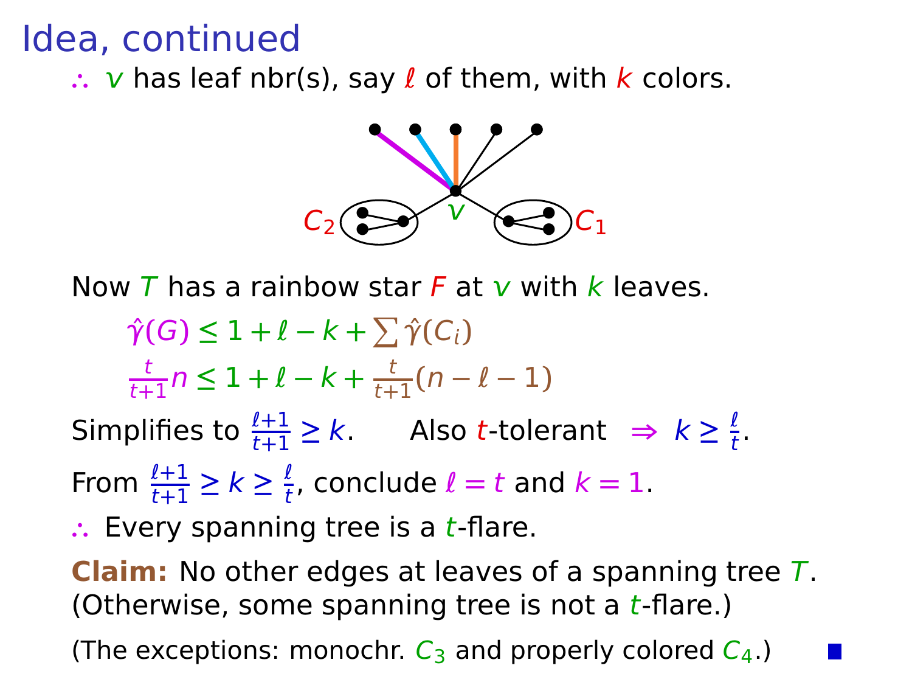# Idea, continued

$\therefore$ $v$ has leaf nbr(s), say $\ell$ of them, with $k$ colors.

Now $T$ has a rainbow star $F$ at $v$ with $k$ leaves.

$$\hat{\gamma}(G) \le 1 + \ell - k + \sum \hat{\gamma}(C_i)$$

$$\frac{t}{t+1}n \le 1 + \ell - k + \frac{t}{t+1}(n - \ell - 1)$$

Simplifies to $\frac{\ell+1}{t+1} \ge k$. Also $t$-tolerant $\Rightarrow$ $k \ge \frac{\ell}{t}$.

From $\frac{\ell+1}{t+1} \ge k \ge \frac{\ell}{t}$, conclude $\ell = t$ and $k = 1$.

$\therefore$ Every spanning tree is a $t$-flare.

**Claim:** No other edges at leaves of a spanning tree $T$. (Otherwise, some spanning tree is not a $t$-flare.)

(The exceptions: monochr. $C_3$ and properly colored $C_4$.) ■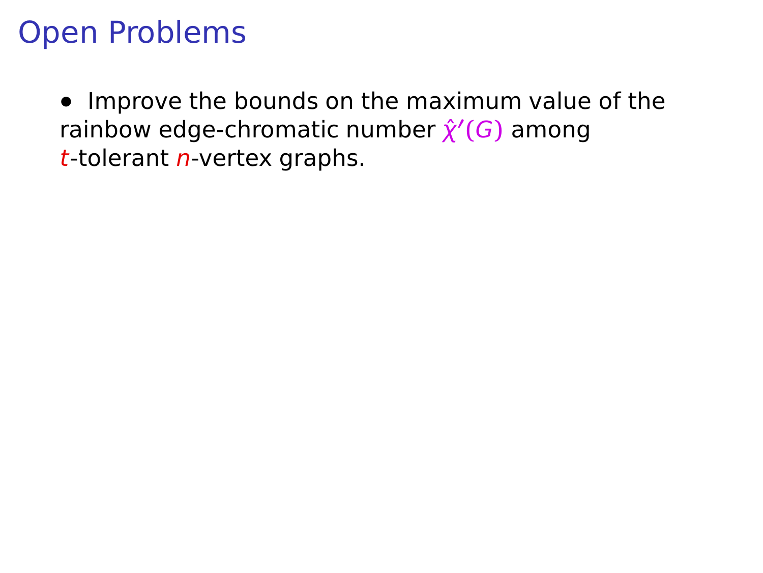# Open Problems

- Improve the bounds on the maximum value of the rainbow edge-chromatic number $\hat{\chi}'(G)$ among $t$-tolerant $n$-vertex graphs.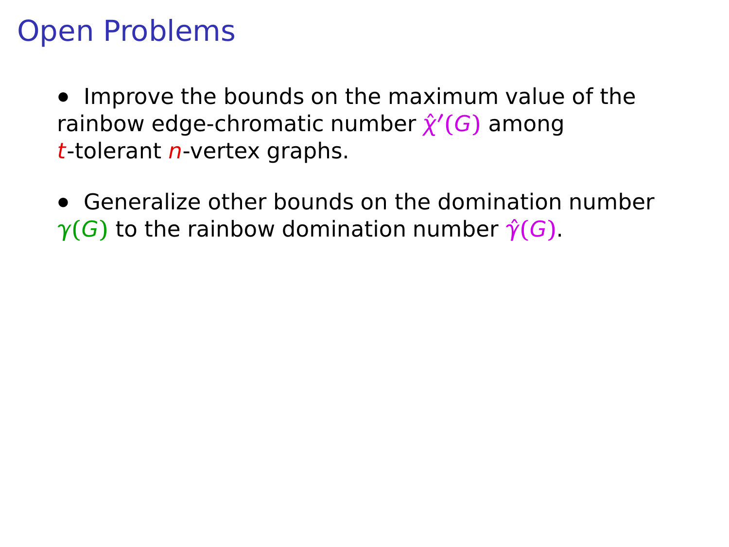# Open Problems

- Improve the bounds on the maximum value of the rainbow edge-chromatic number $\hat{\chi}'(G)$ among $t$-tolerant $n$-vertex graphs.

- Generalize other bounds on the domination number $\gamma(G)$ to the rainbow domination number $\hat{\gamma}(G)$.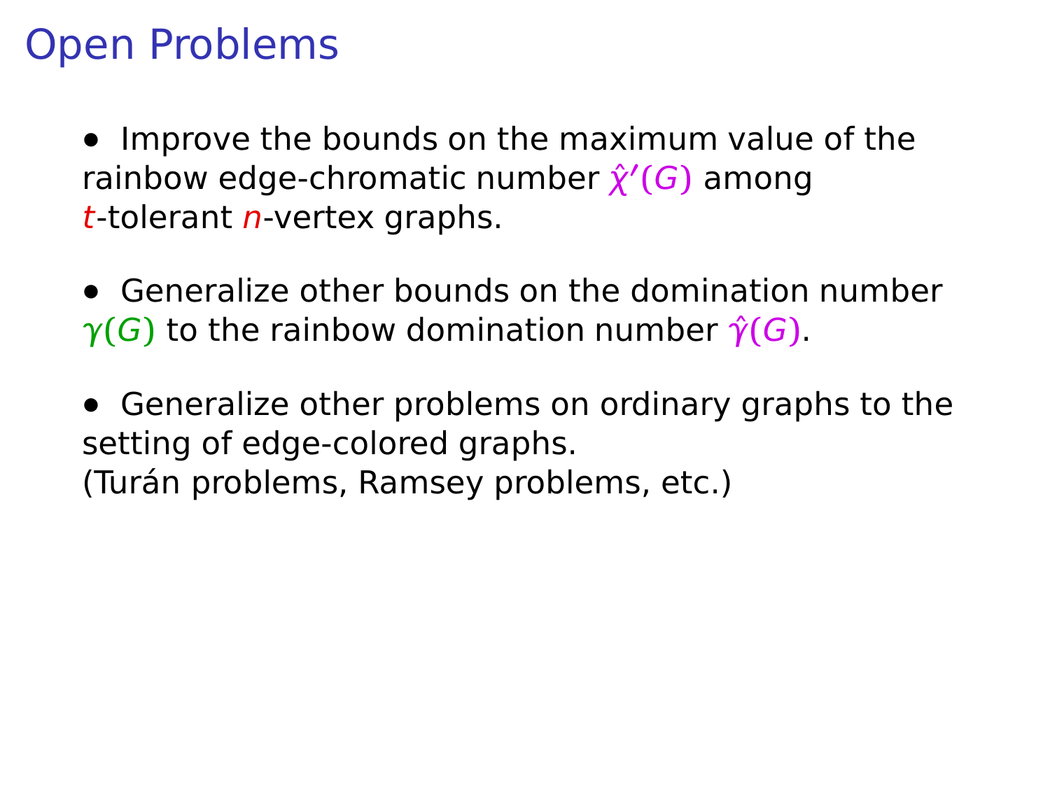# Open Problems

- Improve the bounds on the maximum value of the rainbow edge-chromatic number $\hat{\chi}'(G)$ among $t$-tolerant $n$-vertex graphs.

- Generalize other bounds on the domination number $\gamma(G)$ to the rainbow domination number $\hat{\gamma}(G)$.

- Generalize other problems on ordinary graphs to the setting of edge-colored graphs.
  (Turán problems, Ramsey problems, etc.)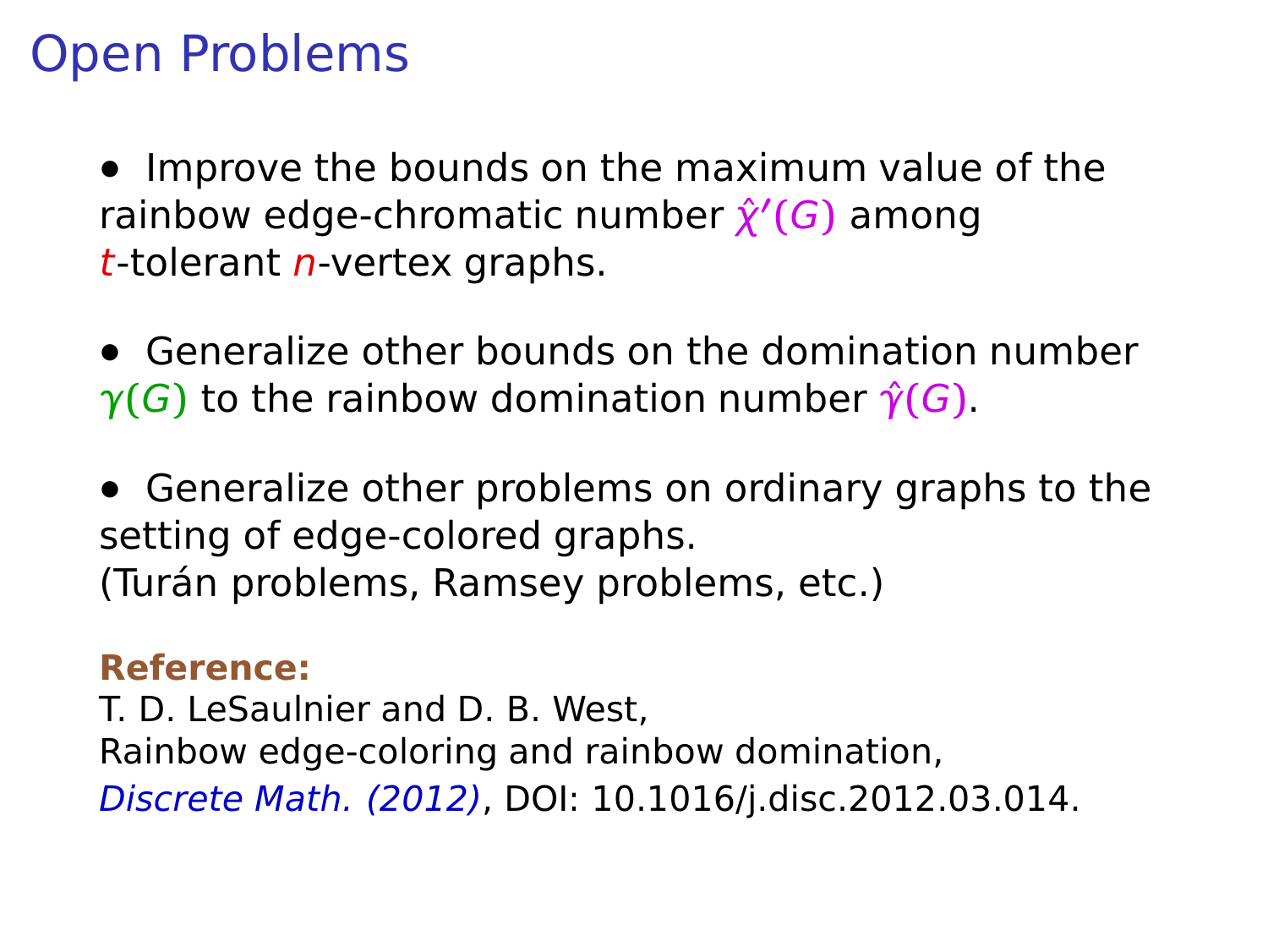# Open Problems

- Improve the bounds on the maximum value of the rainbow edge-chromatic number $\hat{\chi}'(G)$ among $t$-tolerant $n$-vertex graphs.

- Generalize other bounds on the domination number $\gamma(G)$ to the rainbow domination number $\hat{\gamma}(G)$.

- Generalize other problems on ordinary graphs to the setting of edge-colored graphs.
(Turán problems, Ramsey problems, etc.)

**Reference:**
T. D. LeSaulnier and D. B. West,
Rainbow edge-coloring and rainbow domination,
*Discrete Math. (2012)*, DOI: 10.1016/j.disc.2012.03.014.